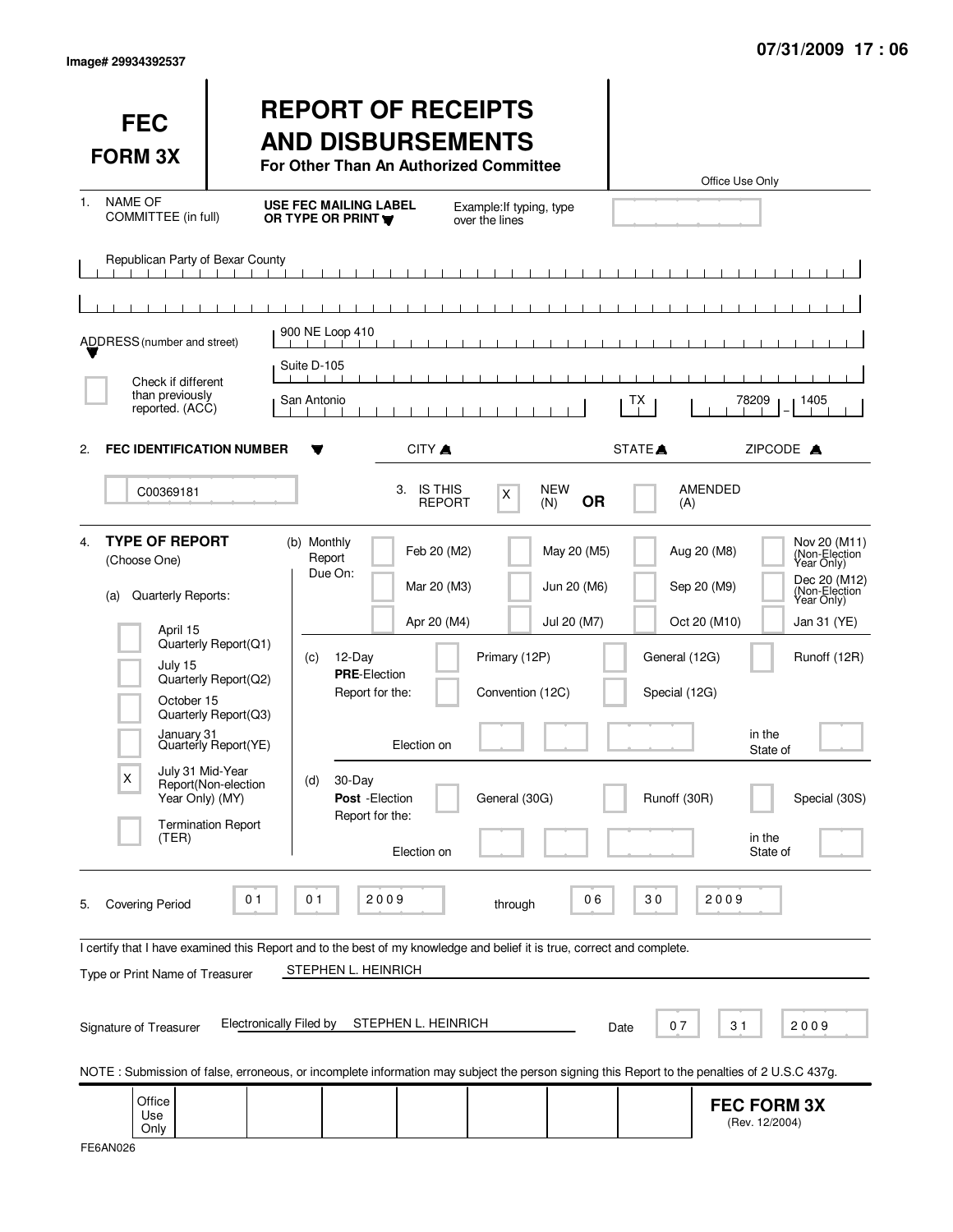Image# 29934392537

07/31/2009 17 : 06

# FEC FORM 3X

# REPORT OF RECEIPTS AND DISBURSEMENTS

**For Other Than An Authorized Committee**

Office Use Only

1. NAME OF COMMITTEE (in full)

USE FEC MAILING LABEL OR TYPE OR PRINT

Example: If typing, type over the lines

Republican Party of Bexar County

ADDRESS (number and street)

900 NE Loop 410

Suite D-105

Check if different than previously reported. (ACC)

San Antonio | TX | 78209 - 1405

CITY | STATE | ZIPCODE

2. **FEC IDENTIFICATION NUMBER**

C00369181

3. IS THIS REPORT: [X] NEW (N) **OR** [ ] AMENDED (A)

4. **TYPE OF REPORT** (Choose One)

(a) Quarterly Reports:

- [ ] April 15 Quarterly Report(Q1)
- [ ] July 15 Quarterly Report(Q2)
- [ ] October 15 Quarterly Report(Q3)
- [ ] January 31 Quarterly Report(YE)
- [X] July 31 Mid-Year Report(Non-election Year Only) (MY)
- [ ] Termination Report (TER)

(b) Monthly Report Due On:

- [ ] Feb 20 (M2)
- [ ] Mar 20 (M3)
- [ ] Apr 20 (M4)
- [ ] May 20 (M5)
- [ ] Jun 20 (M6)
- [ ] Jul 20 (M7)
- [ ] Aug 20 (M8)
- [ ] Sep 20 (M9)
- [ ] Oct 20 (M10)
- [ ] Nov 20 (M11) (Non-Election Year Only)
- [ ] Dec 20 (M12) (Non-Election Year Only)
- [ ] Jan 31 (YE)

(c) 12-Day **PRE**-Election Report for the:

- [ ] Primary (12P)
- [ ] General (12G)
- [ ] Runoff (12R)
- [ ] Convention (12C)
- [ ] Special (12G)

Election on ________ in the State of ____

(d) 30-Day **Post** -Election Report for the:

- [ ] General (30G)
- [ ] Runoff (30R)
- [ ] Special (30S)

Election on ________ in the State of ____

5. Covering Period 01 01 2009 through 06 30 2009

I certify that I have examined this Report and to the best of my knowledge and belief it is true, correct and complete.

Type or Print Name of Treasurer: STEPHEN L. HEINRICH

Signature of Treasurer: Electronically Filed by STEPHEN L. HEINRICH

Date: 07 31 2009

NOTE : Submission of false, erroneous, or incomplete information may subject the person signing this Report to the penalties of 2 U.S.C 437g.

Office Use Only

**FEC FORM 3X** (Rev. 12/2004)

FE6AN026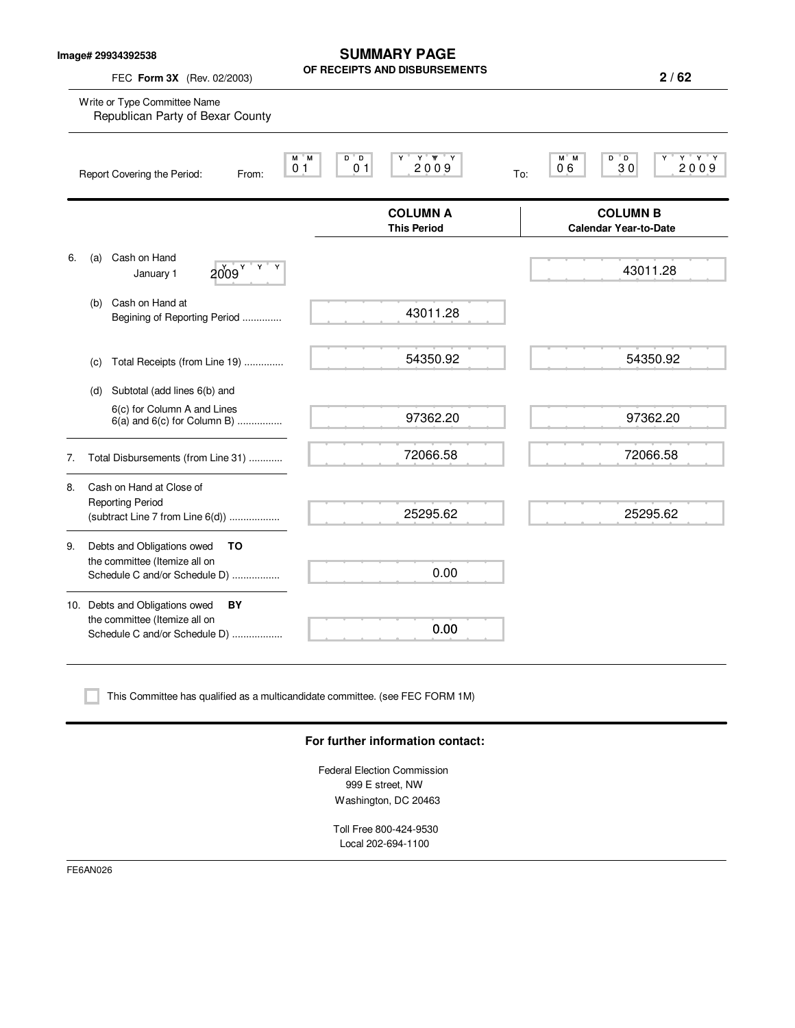Image# 29934392538

# SUMMARY PAGE
## OF RECEIPTS AND DISBURSEMENTS

FEC **Form 3X** (Rev. 02/2003)

Write or Type Committee Name
Republican Party of Bexar County

Report Covering the Period: From: 01 01 2009 To: 06 30 2009

| | COLUMN A This Period | COLUMN B Calendar Year-to-Date |
|---|---|---|
| 6. (a) Cash on Hand January 1 2009 | | 43011.28 |
| (b) Cash on Hand at Begining of Reporting Period .............. | 43011.28 | |
| (c) Total Receipts (from Line 19) .............. | 54350.92 | 54350.92 |
| (d) Subtotal (add lines 6(b) and 6(c) for Column A and Lines 6(a) and 6(c) for Column B) ................ | 97362.20 | 97362.20 |
| 7. Total Disbursements (from Line 31) ............ | 72066.58 | 72066.58 |
| 8. Cash on Hand at Close of Reporting Period (subtract Line 7 from Line 6(d)) .................. | 25295.62 | 25295.62 |
| 9. Debts and Obligations owed **TO** the committee (Itemize all on Schedule C and/or Schedule D) ................. | 0.00 | |
| 10. Debts and Obligations owed **BY** the committee (Itemize all on Schedule C and/or Schedule D) .................. | 0.00 | |

☐ This Committee has qualified as a multicandidate committee. (see FEC FORM 1M)

**For further information contact:**

Federal Election Commission
999 E street, NW
Washington, DC 20463

Toll Free 800-424-9530
Local 202-694-1100

FE6AN026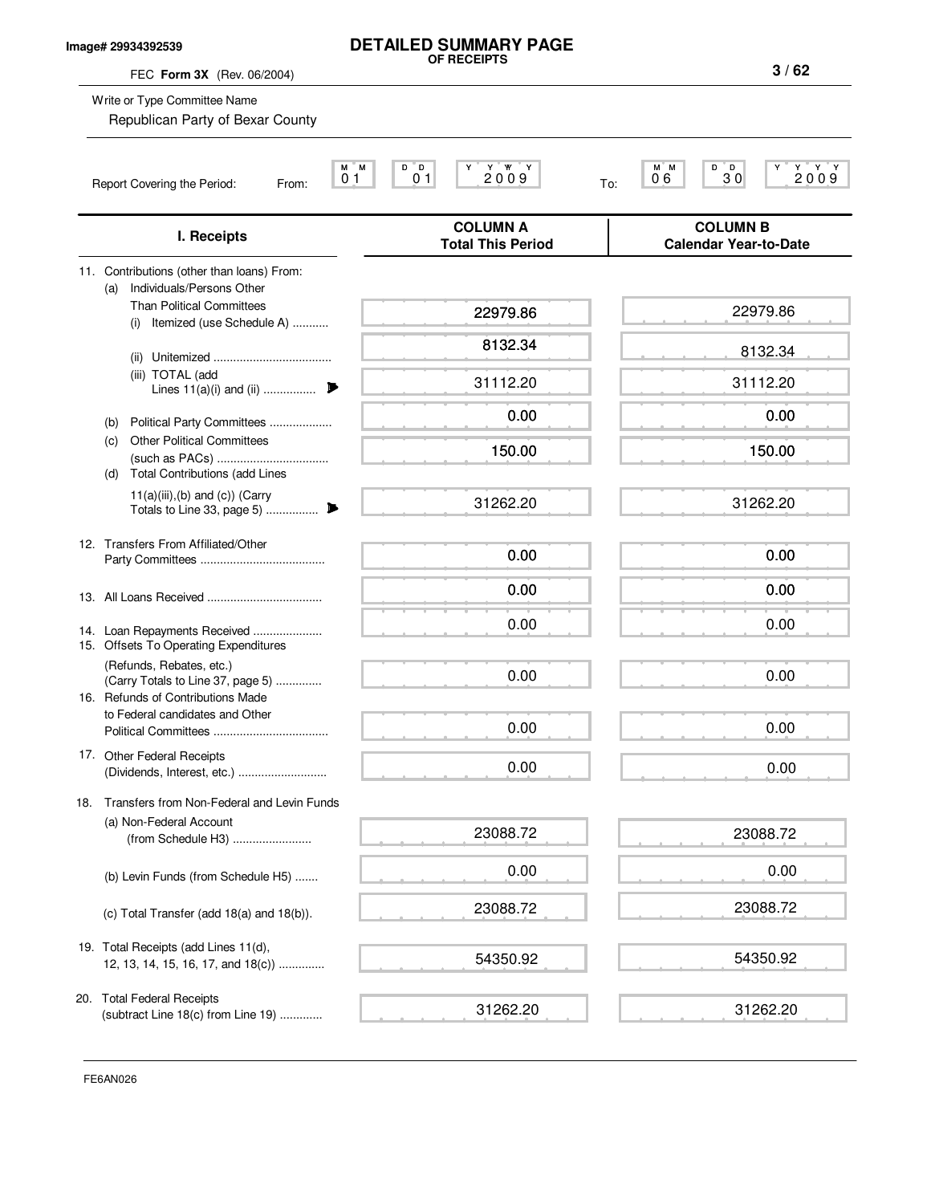Image# 29934392539

# DETAILED SUMMARY PAGE
**OF RECEIPTS**

FEC **Form 3X** (Rev. 06/2004)

Write or Type Committee Name

Republican Party of Bexar County

Report Covering the Period: From: 01 01 2009 To: 06 30 2009

| I. Receipts | COLUMN A Total This Period | COLUMN B Calendar Year-to-Date |
|---|---|---|
| 11. Contributions (other than loans) From: | | |
| (a) Individuals/Persons Other Than Political Committees | | |
| (i) Itemized (use Schedule A) | 22979.86 | 22979.86 |
| (ii) Unitemized | 8132.34 | 8132.34 |
| (iii) TOTAL (add Lines 11(a)(i) and (ii) | 31112.20 | 31112.20 |
| (b) Political Party Committees | 0.00 | 0.00 |
| (c) Other Political Committees (such as PACs) | 150.00 | 150.00 |
| (d) Total Contributions (add Lines 11(a)(iii),(b) and (c)) (Carry Totals to Line 33, page 5) | 31262.20 | 31262.20 |
| 12. Transfers From Affiliated/Other Party Committees | 0.00 | 0.00 |
| 13. All Loans Received | 0.00 | 0.00 |
| 14. Loan Repayments Received | 0.00 | 0.00 |
| 15. Offsets To Operating Expenditures (Refunds, Rebates, etc.) (Carry Totals to Line 37, page 5) | 0.00 | 0.00 |
| 16. Refunds of Contributions Made to Federal candidates and Other Political Committees | 0.00 | 0.00 |
| 17. Other Federal Receipts (Dividends, Interest, etc.) | 0.00 | 0.00 |
| 18. Transfers from Non-Federal and Levin Funds | | |
| (a) Non-Federal Account (from Schedule H3) | 23088.72 | 23088.72 |
| (b) Levin Funds (from Schedule H5) | 0.00 | 0.00 |
| (c) Total Transfer (add 18(a) and 18(b)). | 23088.72 | 23088.72 |
| 19. Total Receipts (add Lines 11(d), 12, 13, 14, 15, 16, 17, and 18(c)) | 54350.92 | 54350.92 |
| 20. Total Federal Receipts (subtract Line 18(c) from Line 19) | 31262.20 | 31262.20 |

FE6AN026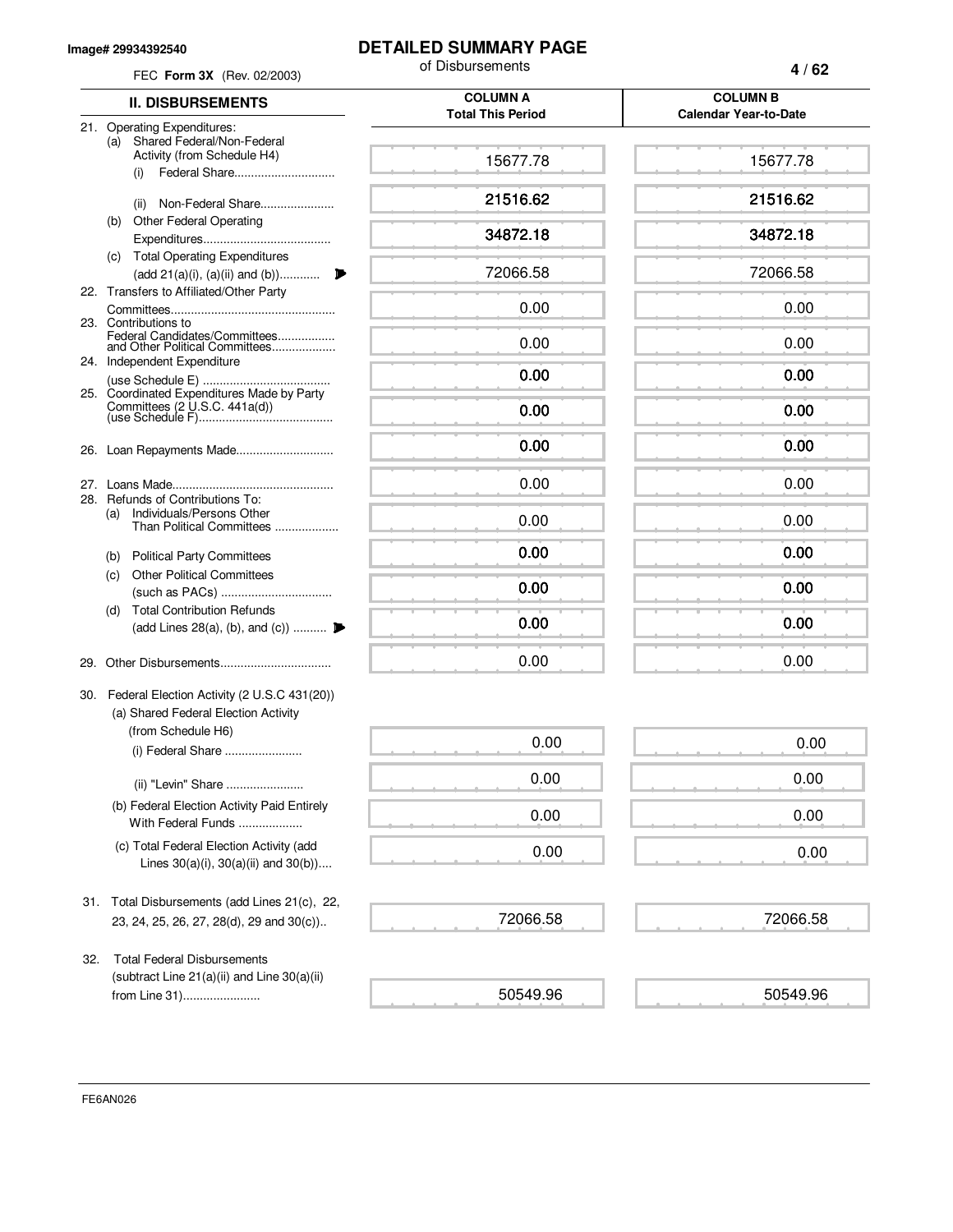Image# 29934392540

FEC **Form 3X** (Rev. 02/2003)

# DETAILED SUMMARY PAGE

of Disbursements

| II. DISBURSEMENTS | COLUMN A Total This Period | COLUMN B Calendar Year-to-Date |
|---|---|---|
| 21. Operating Expenditures: (a) Shared Federal/Non-Federal Activity (from Schedule H4) (i) Federal Share | 15677.78 | 15677.78 |
| (ii) Non-Federal Share | 21516.62 | 21516.62 |
| (b) Other Federal Operating Expenditures | 34872.18 | 34872.18 |
| (c) Total Operating Expenditures (add 21(a)(i), (a)(ii) and (b)) | 72066.58 | 72066.58 |
| 22. Transfers to Affiliated/Other Party Committees | 0.00 | 0.00 |
| 23. Contributions to Federal Candidates/Committees and Other Political Committees | 0.00 | 0.00 |
| 24. Independent Expenditure (use Schedule E) | 0.00 | 0.00 |
| 25. Coordinated Expenditures Made by Party Committees (2 U.S.C. 441a(d)) (use Schedule F) | 0.00 | 0.00 |
| 26. Loan Repayments Made | 0.00 | 0.00 |
| 27. Loans Made | 0.00 | 0.00 |
| 28. Refunds of Contributions To: (a) Individuals/Persons Other Than Political Committees | 0.00 | 0.00 |
| (b) Political Party Committees | 0.00 | 0.00 |
| (c) Other Political Committees (such as PACs) | 0.00 | 0.00 |
| (d) Total Contribution Refunds (add Lines 28(a), (b), and (c)) | 0.00 | 0.00 |
| 29. Other Disbursements | 0.00 | 0.00 |
| 30. Federal Election Activity (2 U.S.C 431(20)) (a) Shared Federal Election Activity (from Schedule H6) (i) Federal Share | 0.00 | 0.00 |
| (ii) "Levin" Share | 0.00 | 0.00 |
| (b) Federal Election Activity Paid Entirely With Federal Funds | 0.00 | 0.00 |
| (c) Total Federal Election Activity (add Lines 30(a)(i), 30(a)(ii) and 30(b)) | 0.00 | 0.00 |
| 31. Total Disbursements (add Lines 21(c), 22, 23, 24, 25, 26, 27, 28(d), 29 and 30(c)) | 72066.58 | 72066.58 |
| 32. Total Federal Disbursements (subtract Line 21(a)(ii) and Line 30(a)(ii) from Line 31) | 50549.96 | 50549.96 |

FE6AN026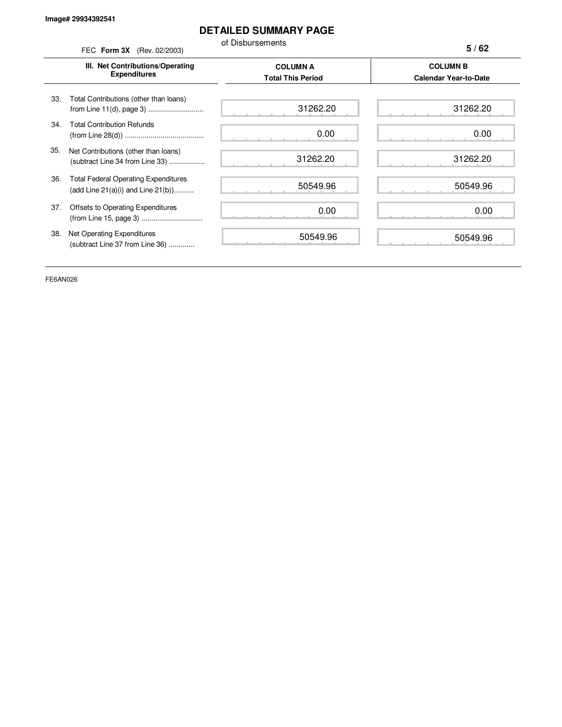Image# 29934392541

# DETAILED SUMMARY PAGE

of Disbursements

FEC **Form 3X** (Rev. 02/2003)

| III. Net Contributions/Operating Expenditures | COLUMN A Total This Period | COLUMN B Calendar Year-to-Date |
|---|---|---|
| 33. Total Contributions (other than loans) from Line 11(d), page 3 ............................ | 31262.20 | 31262.20 |
| 34. Total Contribution Refunds (from Line 28(d)) ........................................ | 0.00 | 0.00 |
| 35. Net Contributions (other than loans) (subtract Line 34 from Line 33) .................. | 31262.20 | 31262.20 |
| 36. Total Federal Operating Expenditures (add Line 21(a)(i) and Line 21(b)).......... | 50549.96 | 50549.96 |
| 37. Offsets to Operating Expenditures (from Line 15, page 3) ............................... | 0.00 | 0.00 |
| 38. Net Operating Expenditures (subtract Line 37 from Line 36) ............. | 50549.96 | 50549.96 |

FE6AN026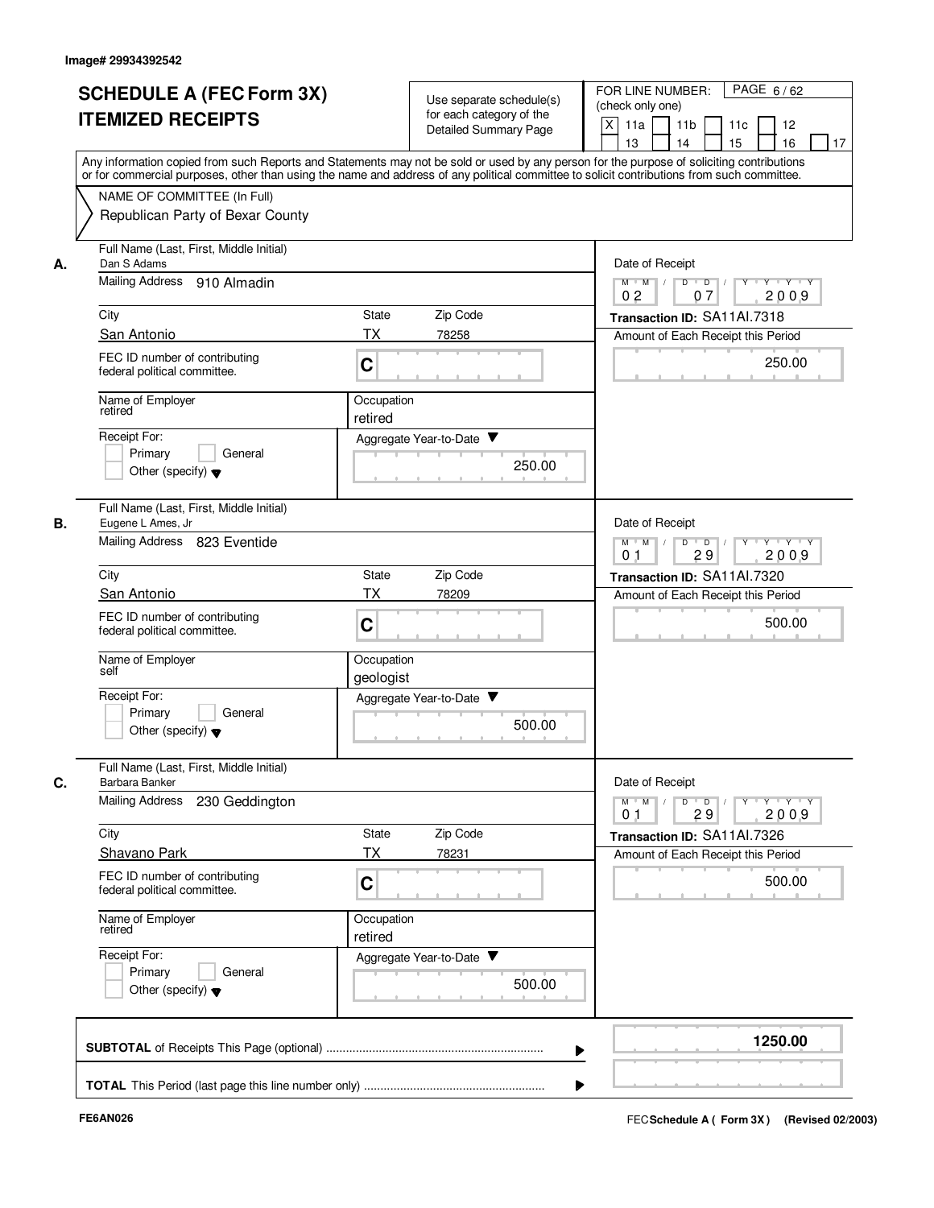Image# 29934392542

# SCHEDULE A (FEC Form 3X) ITEMIZED RECEIPTS

Use separate schedule(s) for each category of the Detailed Summary Page

FOR LINE NUMBER: (check only one)

[X] 11a [ ] 11b [ ] 11c [ ] 12 [ ] 13 [ ] 14 [ ] 15 [ ] 16 [ ] 17

PAGE 6 / 62

Any information copied from such Reports and Statements may not be sold or used by any person for the purpose of soliciting contributions or for commercial purposes, other than using the name and address of any political committee to solicit contributions from such committee.

NAME OF COMMITTEE (In Full)
Republican Party of Bexar County

**A.**

Full Name (Last, First, Middle Initial): Dan S Adams
Mailing Address: 910 Almadin
City: San Antonio
State: TX
Zip Code: 78258
FEC ID number of contributing federal political committee: C
Name of Employer: retired
Occupation: retired
Receipt For: [ ] Primary [ ] General [ ] Other (specify)
Aggregate Year-to-Date: 250.00
Date of Receipt: 02 07 2009
Transaction ID: SA11AI.7318
Amount of Each Receipt this Period: 250.00

**B.**

Full Name (Last, First, Middle Initial): Eugene L Ames, Jr
Mailing Address: 823 Eventide
City: San Antonio
State: TX
Zip Code: 78209
FEC ID number of contributing federal political committee: C
Name of Employer: self
Occupation: geologist
Receipt For: [ ] Primary [ ] General [ ] Other (specify)
Aggregate Year-to-Date: 500.00
Date of Receipt: 01 29 2009
Transaction ID: SA11AI.7320
Amount of Each Receipt this Period: 500.00

**C.**

Full Name (Last, First, Middle Initial): Barbara Banker
Mailing Address: 230 Geddington
City: Shavano Park
State: TX
Zip Code: 78231
FEC ID number of contributing federal political committee: C
Name of Employer: retired
Occupation: retired
Receipt For: [ ] Primary [ ] General [ ] Other (specify)
Aggregate Year-to-Date: 500.00
Date of Receipt: 01 29 2009
Transaction ID: SA11AI.7326
Amount of Each Receipt this Period: 500.00

**SUBTOTAL** of Receipts This Page (optional) ............ 1250.00

**TOTAL** This Period (last page this line number only) ............

FE6AN026

FEC **Schedule A ( Form 3X )** (Revised 02/2003)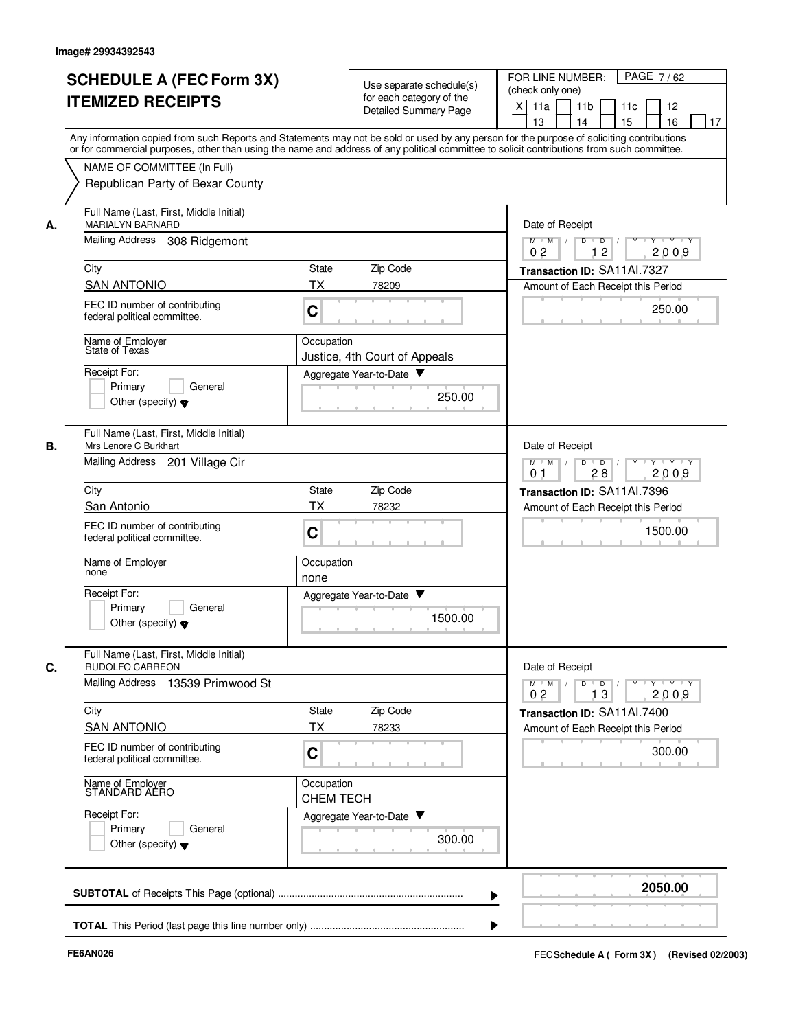Image# 29934392543

# SCHEDULE A (FEC Form 3X)
# ITEMIZED RECEIPTS

Use separate schedule(s) for each category of the Detailed Summary Page

FOR LINE NUMBER: (check only one)

[X] 11a [ ] 11b [ ] 11c [ ] 12 [ ] 13 [ ] 14 [ ] 15 [ ] 16 [ ] 17

Any information copied from such Reports and Statements may not be sold or used by any person for the purpose of soliciting contributions or for commercial purposes, other than using the name and address of any political committee to solicit contributions from such committee.

NAME OF COMMITTEE (In Full)

Republican Party of Bexar County

---

**A.**

Full Name (Last, First, Middle Initial): MARIALYN BARNARD

Mailing Address: 308 Ridgemont

City: SAN ANTONIO | State: TX | Zip Code: 78209

FEC ID number of contributing federal political committee: C

Name of Employer: State of Texas

Occupation: Justice, 4th Court of Appeals

Receipt For: [ ] Primary [ ] General [ ] Other (specify)

Aggregate Year-to-Date: 250.00

Date of Receipt: 02 / 12 / 2009

Transaction ID: SA11AI.7327

Amount of Each Receipt this Period: 250.00

---

**B.**

Full Name (Last, First, Middle Initial): Mrs Lenore C Burkhart

Mailing Address: 201 Village Cir

City: San Antonio | State: TX | Zip Code: 78232

FEC ID number of contributing federal political committee: C

Name of Employer: none

Occupation: none

Receipt For: [ ] Primary [ ] General [ ] Other (specify)

Aggregate Year-to-Date: 1500.00

Date of Receipt: 01 / 28 / 2009

Transaction ID: SA11AI.7396

Amount of Each Receipt this Period: 1500.00

---

**C.**

Full Name (Last, First, Middle Initial): RUDOLFO CARREON

Mailing Address: 13539 Primwood St

City: SAN ANTONIO | State: TX | Zip Code: 78233

FEC ID number of contributing federal political committee: C

Name of Employer: STANDARD AERO

Occupation: CHEM TECH

Receipt For: [ ] Primary [ ] General [ ] Other (specify)

Aggregate Year-to-Date: 300.00

Date of Receipt: 02 / 13 / 2009

Transaction ID: SA11AI.7400

Amount of Each Receipt this Period: 300.00

---

**SUBTOTAL** of Receipts This Page (optional): **2050.00**

**TOTAL** This Period (last page this line number only):

FE6AN026

FEC Schedule A ( Form 3X ) (Revised 02/2003)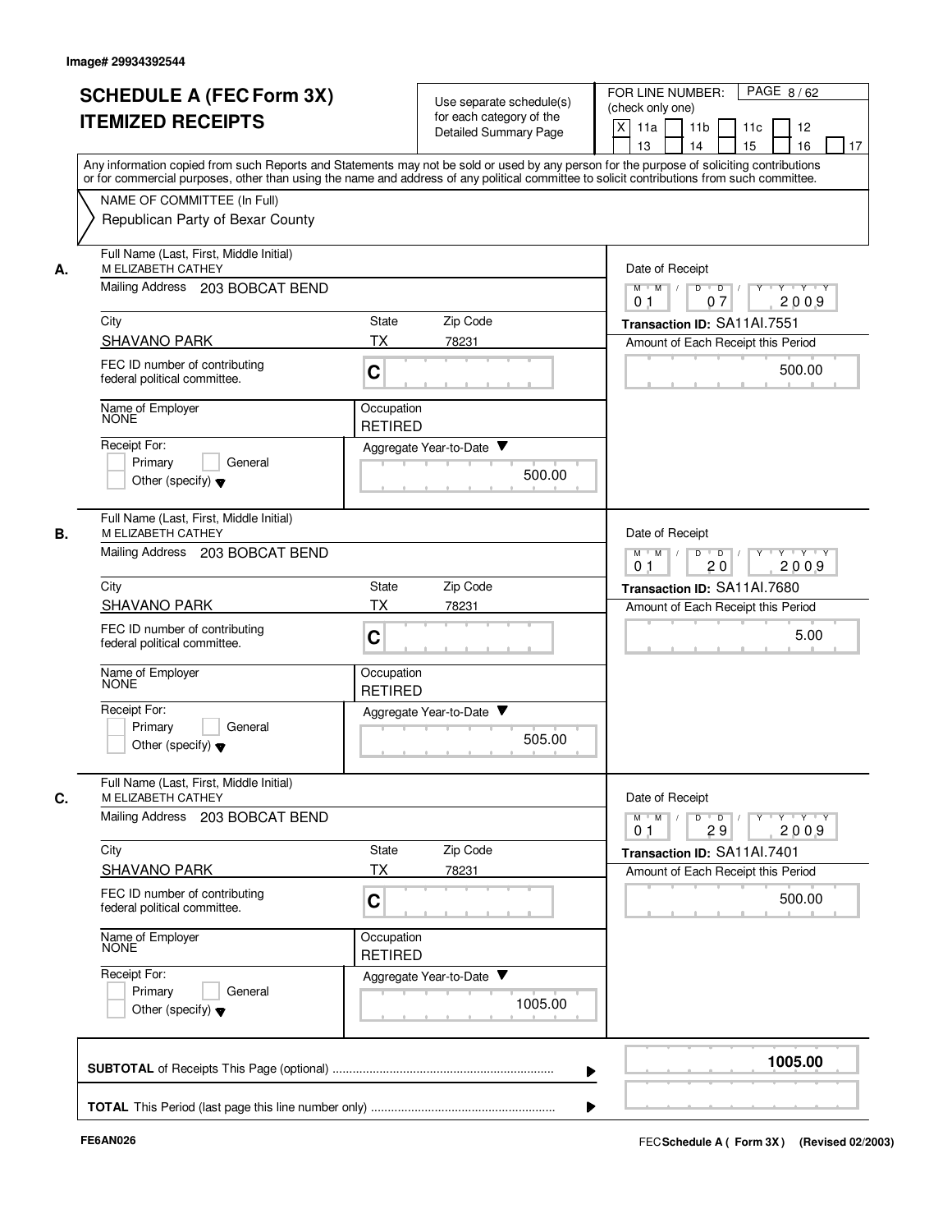Image# 29934392544

# SCHEDULE A (FEC Form 3X)
# ITEMIZED RECEIPTS

Use separate schedule(s) for each category of the Detailed Summary Page

FOR LINE NUMBER: (check only one)

[X] 11a [ ] 11b [ ] 11c [ ] 12 [ ] 13 [ ] 14 [ ] 15 [ ] 16 [ ] 17

PAGE 8 / 62

Any information copied from such Reports and Statements may not be sold or used by any person for the purpose of soliciting contributions or for commercial purposes, other than using the name and address of any political committee to solicit contributions from such committee.

NAME OF COMMITTEE (In Full)

Republican Party of Bexar County

---

**A.** Full Name (Last, First, Middle Initial): M ELIZABETH CATHEY

Mailing Address: 203 BOBCAT BEND

City: SHAVANO PARK | State: TX | Zip Code: 78231

FEC ID number of contributing federal political committee: C

Name of Employer: NONE | Occupation: RETIRED

Receipt For: [ ] Primary [ ] General [ ] Other (specify)

Aggregate Year-to-Date: 500.00

Date of Receipt: 01 / 07 / 2009

Transaction ID: SA11AI.7551

Amount of Each Receipt this Period: 500.00

---

**B.** Full Name (Last, First, Middle Initial): M ELIZABETH CATHEY

Mailing Address: 203 BOBCAT BEND

City: SHAVANO PARK | State: TX | Zip Code: 78231

FEC ID number of contributing federal political committee: C

Name of Employer: NONE | Occupation: RETIRED

Receipt For: [ ] Primary [ ] General [ ] Other (specify)

Aggregate Year-to-Date: 505.00

Date of Receipt: 01 / 20 / 2009

Transaction ID: SA11AI.7680

Amount of Each Receipt this Period: 5.00

---

**C.** Full Name (Last, First, Middle Initial): M ELIZABETH CATHEY

Mailing Address: 203 BOBCAT BEND

City: SHAVANO PARK | State: TX | Zip Code: 78231

FEC ID number of contributing federal political committee: C

Name of Employer: NONE | Occupation: RETIRED

Receipt For: [ ] Primary [ ] General [ ] Other (specify)

Aggregate Year-to-Date: 1005.00

Date of Receipt: 01 / 29 / 2009

Transaction ID: SA11AI.7401

Amount of Each Receipt this Period: 500.00

---

**SUBTOTAL** of Receipts This Page (optional): **1005.00**

**TOTAL** This Period (last page this line number only):

FE6AN026

FEC **Schedule A ( Form 3X)** (Revised 02/2003)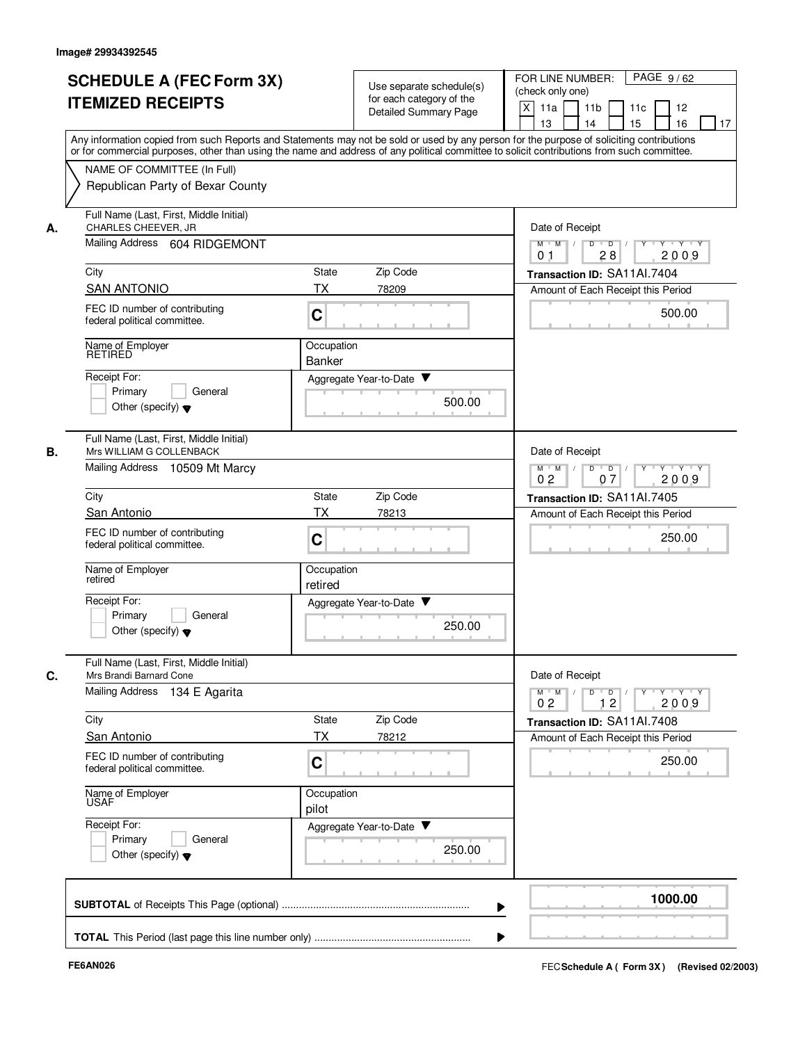Image# 29934392545

# SCHEDULE A (FEC Form 3X) ITEMIZED RECEIPTS

Use separate schedule(s) for each category of the Detailed Summary Page

FOR LINE NUMBER: (check only one)

- [X] 11a
- [ ] 11b
- [ ] 11c
- [ ] 12
- [ ] 13
- [ ] 14
- [ ] 15
- [ ] 16
- [ ] 17

PAGE 9 / 62

Any information copied from such Reports and Statements may not be sold or used by any person for the purpose of soliciting contributions or for commercial purposes, other than using the name and address of any political committee to solicit contributions from such committee.

NAME OF COMMITTEE (In Full)
Republican Party of Bexar County

## A.

Full Name (Last, First, Middle Initial): CHARLES CHEEVER, JR

Mailing Address: 604 RIDGEMONT

City: SAN ANTONIO | State: TX | Zip Code: 78209

FEC ID number of contributing federal political committee: C

Name of Employer: RETIRED

Occupation: Banker

Receipt For: Primary / General / Other (specify)

Aggregate Year-to-Date: 500.00

Date of Receipt: 01 / 28 / 2009

Transaction ID: SA11AI.7404

Amount of Each Receipt this Period: 500.00

## B.

Full Name (Last, First, Middle Initial): Mrs WILLIAM G COLLENBACK

Mailing Address: 10509 Mt Marcy

City: San Antonio | State: TX | Zip Code: 78213

FEC ID number of contributing federal political committee: C

Name of Employer: retired

Occupation: retired

Receipt For: Primary / General / Other (specify)

Aggregate Year-to-Date: 250.00

Date of Receipt: 02 / 07 / 2009

Transaction ID: SA11AI.7405

Amount of Each Receipt this Period: 250.00

## C.

Full Name (Last, First, Middle Initial): Mrs Brandi Barnard Cone

Mailing Address: 134 E Agarita

City: San Antonio | State: TX | Zip Code: 78212

FEC ID number of contributing federal political committee: C

Name of Employer: USAF

Occupation: pilot

Receipt For: Primary / General / Other (specify)

Aggregate Year-to-Date: 250.00

Date of Receipt: 02 / 12 / 2009

Transaction ID: SA11AI.7408

Amount of Each Receipt this Period: 250.00

---

**SUBTOTAL** of Receipts This Page (optional): **1000.00**

**TOTAL** This Period (last page this line number only):

FE6AN026

FEC **Schedule A ( Form 3X )** (Revised 02/2003)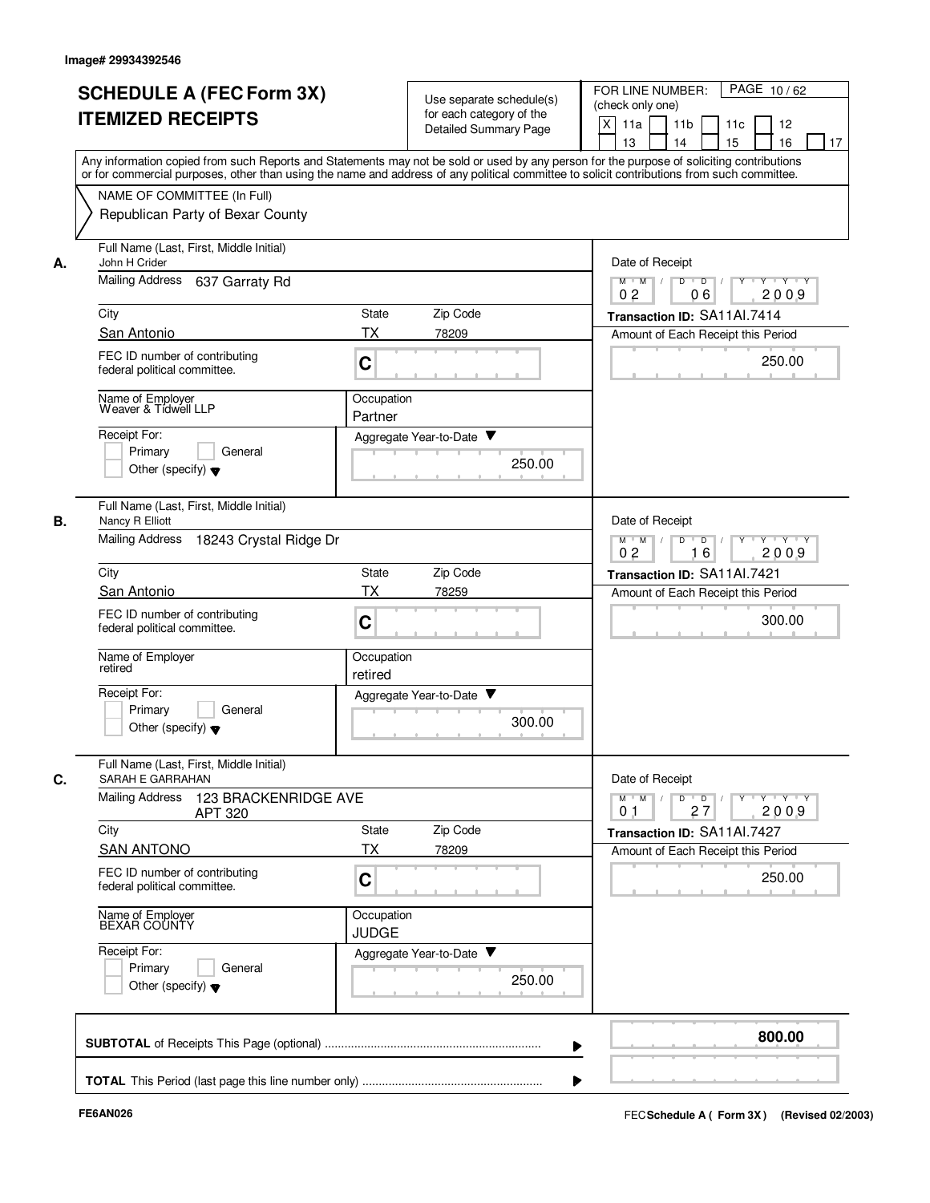Image# 29934392546

# SCHEDULE A (FEC Form 3X) ITEMIZED RECEIPTS

Use separate schedule(s) for each category of the Detailed Summary Page

FOR LINE NUMBER: (check only one)

[X] 11a [ ] 11b [ ] 11c [ ] 12 [ ] 13 [ ] 14 [ ] 15 [ ] 16 [ ] 17

PAGE 10 / 62

Any information copied from such Reports and Statements may not be sold or used by any person for the purpose of soliciting contributions or for commercial purposes, other than using the name and address of any political committee to solicit contributions from such committee.

NAME OF COMMITTEE (In Full)
Republican Party of Bexar County

---

**A.** Full Name (Last, First, Middle Initial): John H Crider

Mailing Address: 637 Garraty Rd

City: San Antonio | State: TX | Zip Code: 78209

FEC ID number of contributing federal political committee: C

Name of Employer: Weaver & Tidwell LLP

Occupation: Partner

Receipt For: [ ] Primary [ ] General [ ] Other (specify)

Aggregate Year-to-Date: 250.00

Date of Receipt: 02 / 06 / 2009

Transaction ID: SA11AI.7414

Amount of Each Receipt this Period: 250.00

---

**B.** Full Name (Last, First, Middle Initial): Nancy R Elliott

Mailing Address: 18243 Crystal Ridge Dr

City: San Antonio | State: TX | Zip Code: 78259

FEC ID number of contributing federal political committee: C

Name of Employer: retired

Occupation: retired

Receipt For: [ ] Primary [ ] General [ ] Other (specify)

Aggregate Year-to-Date: 300.00

Date of Receipt: 02 / 16 / 2009

Transaction ID: SA11AI.7421

Amount of Each Receipt this Period: 300.00

---

**C.** Full Name (Last, First, Middle Initial): SARAH E GARRAHAN

Mailing Address: 123 BRACKENRIDGE AVE APT 320

City: SAN ANTONO | State: TX | Zip Code: 78209

FEC ID number of contributing federal political committee: C

Name of Employer: BEXAR COUNTY

Occupation: JUDGE

Receipt For: [ ] Primary [ ] General [ ] Other (specify)

Aggregate Year-to-Date: 250.00

Date of Receipt: 01 / 27 / 2009

Transaction ID: SA11AI.7427

Amount of Each Receipt this Period: 250.00

---

**SUBTOTAL** of Receipts This Page (optional): **800.00**

**TOTAL** This Period (last page this line number only):

FE6AN026

FEC **Schedule A ( Form 3X )** (Revised 02/2003)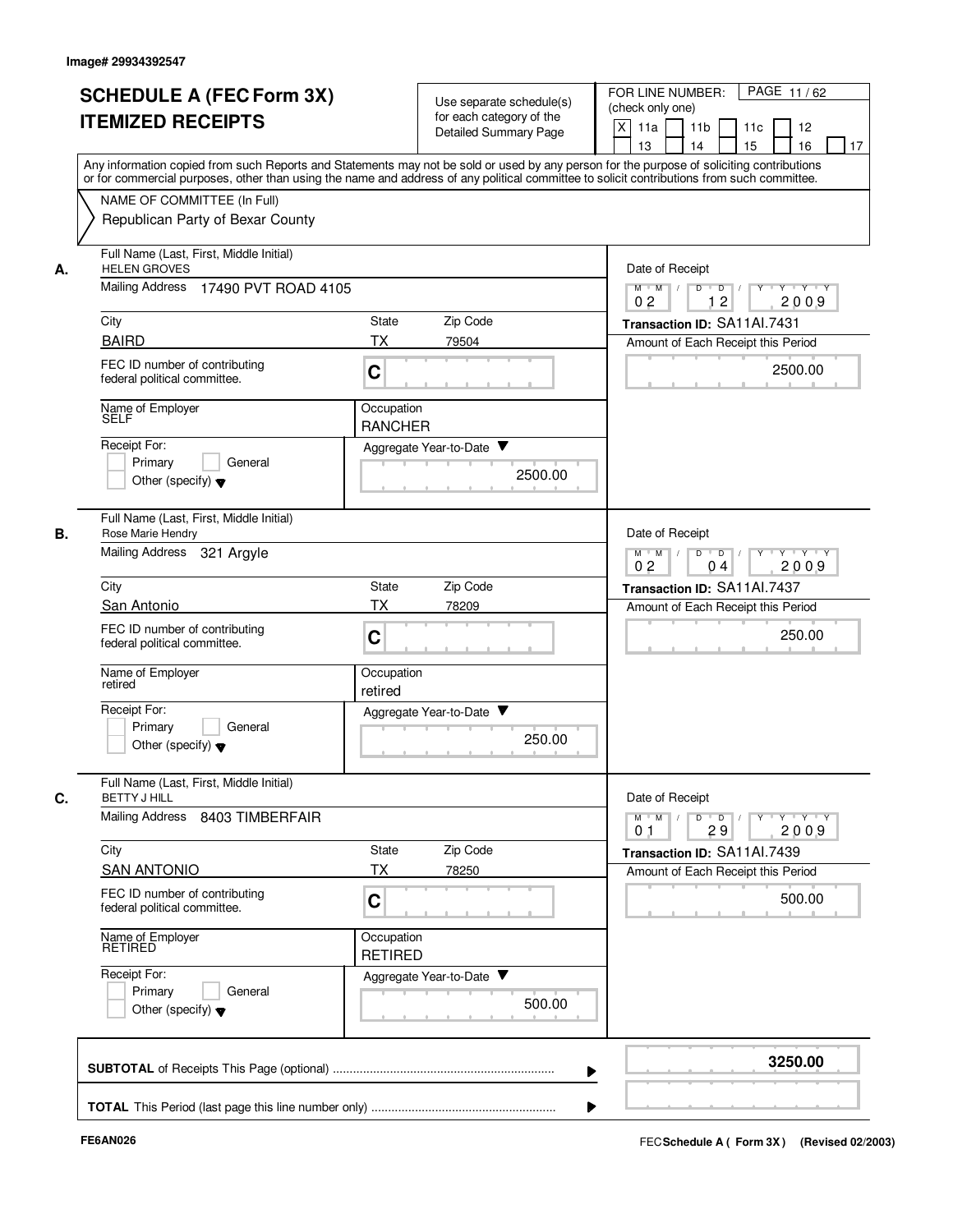Image# 29934392547

# SCHEDULE A (FEC Form 3X) ITEMIZED RECEIPTS

Use separate schedule(s) for each category of the Detailed Summary Page

FOR LINE NUMBER: (check only one)
[X] 11a [ ] 11b [ ] 11c [ ] 12 [ ] 13 [ ] 14 [ ] 15 [ ] 16 [ ] 17

PAGE 11 / 62

Any information copied from such Reports and Statements may not be sold or used by any person for the purpose of soliciting contributions or for commercial purposes, other than using the name and address of any political committee to solicit contributions from such committee.

NAME OF COMMITTEE (In Full)
Republican Party of Bexar County

## A.

Full Name (Last, First, Middle Initial): HELEN GROVES
Mailing Address: 17490 PVT ROAD 4105
City: BAIRD
State: TX
Zip Code: 79504
FEC ID number of contributing federal political committee: C
Name of Employer: SELF
Occupation: RANCHER
Receipt For: [ ] Primary [ ] General [ ] Other (specify)
Aggregate Year-to-Date: 2500.00
Date of Receipt: 02 12 2009
Transaction ID: SA11AI.7431
Amount of Each Receipt this Period: 2500.00

## B.

Full Name (Last, First, Middle Initial): Rose Marie Hendry
Mailing Address: 321 Argyle
City: San Antonio
State: TX
Zip Code: 78209
FEC ID number of contributing federal political committee: C
Name of Employer: retired
Occupation: retired
Receipt For: [ ] Primary [ ] General [ ] Other (specify)
Aggregate Year-to-Date: 250.00
Date of Receipt: 02 04 2009
Transaction ID: SA11AI.7437
Amount of Each Receipt this Period: 250.00

## C.

Full Name (Last, First, Middle Initial): BETTY J HILL
Mailing Address: 8403 TIMBERFAIR
City: SAN ANTONIO
State: TX
Zip Code: 78250
FEC ID number of contributing federal political committee: C
Name of Employer: RETIRED
Occupation: RETIRED
Receipt For: [ ] Primary [ ] General [ ] Other (specify)
Aggregate Year-to-Date: 500.00
Date of Receipt: 01 29 2009
Transaction ID: SA11AI.7439
Amount of Each Receipt this Period: 500.00

**SUBTOTAL** of Receipts This Page (optional): **3250.00**

**TOTAL** This Period (last page this line number only):

FE6AN026

FEC **Schedule A ( Form 3X )** (Revised 02/2003)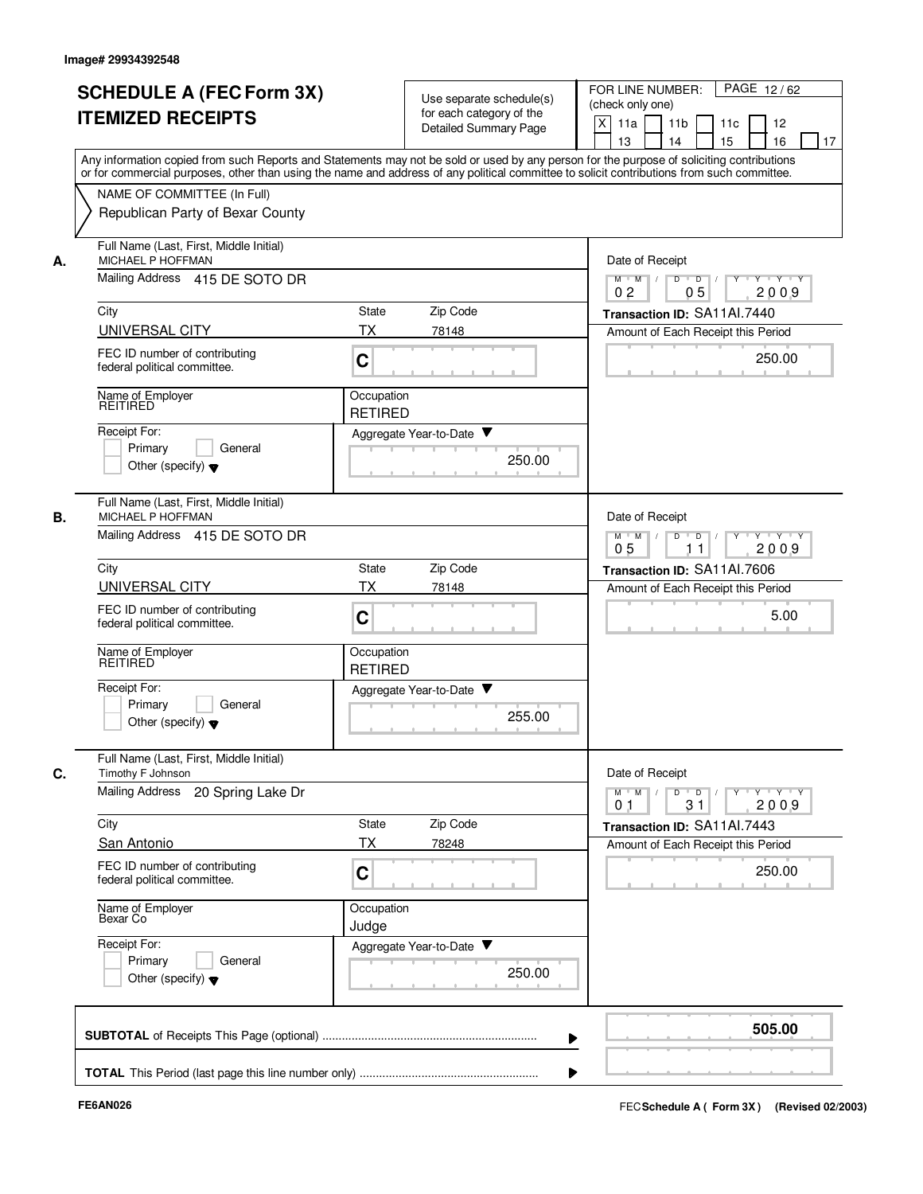Image# 29934392548

# SCHEDULE A (FEC Form 3X)
# ITEMIZED RECEIPTS

Use separate schedule(s) for each category of the Detailed Summary Page

FOR LINE NUMBER: (check only one)

[X] 11a [ ] 11b [ ] 11c [ ] 12 [ ] 13 [ ] 14 [ ] 15 [ ] 16 [ ] 17

PAGE 12 / 62

Any information copied from such Reports and Statements may not be sold or used by any person for the purpose of soliciting contributions or for commercial purposes, other than using the name and address of any political committee to solicit contributions from such committee.

NAME OF COMMITTEE (In Full)
Republican Party of Bexar County

---

**A.** Full Name (Last, First, Middle Initial): MICHAEL P HOFFMAN

Mailing Address: 415 DE SOTO DR

City: UNIVERSAL CITY | State: TX | Zip Code: 78148

FEC ID number of contributing federal political committee: C

Name of Employer: REITIRED | Occupation: RETIRED

Receipt For: [ ] Primary [ ] General [ ] Other (specify)

Date of Receipt: 02 / 05 / 2009

Transaction ID: SA11AI.7440

Amount of Each Receipt this Period: 250.00

Aggregate Year-to-Date: 250.00

---

**B.** Full Name (Last, First, Middle Initial): MICHAEL P HOFFMAN

Mailing Address: 415 DE SOTO DR

City: UNIVERSAL CITY | State: TX | Zip Code: 78148

FEC ID number of contributing federal political committee: C

Name of Employer: REITIRED | Occupation: RETIRED

Receipt For: [ ] Primary [ ] General [ ] Other (specify)

Date of Receipt: 05 / 11 / 2009

Transaction ID: SA11AI.7606

Amount of Each Receipt this Period: 5.00

Aggregate Year-to-Date: 255.00

---

**C.** Full Name (Last, First, Middle Initial): Timothy F Johnson

Mailing Address: 20 Spring Lake Dr

City: San Antonio | State: TX | Zip Code: 78248

FEC ID number of contributing federal political committee: C

Name of Employer: Bexar Co | Occupation: Judge

Receipt For: [ ] Primary [ ] General [ ] Other (specify)

Date of Receipt: 01 / 31 / 2009

Transaction ID: SA11AI.7443

Amount of Each Receipt this Period: 250.00

Aggregate Year-to-Date: 250.00

---

**SUBTOTAL** of Receipts This Page (optional) ............ **505.00**

**TOTAL** This Period (last page this line number only) ............

FE6AN026

FEC **Schedule A ( Form 3X)** (Revised 02/2003)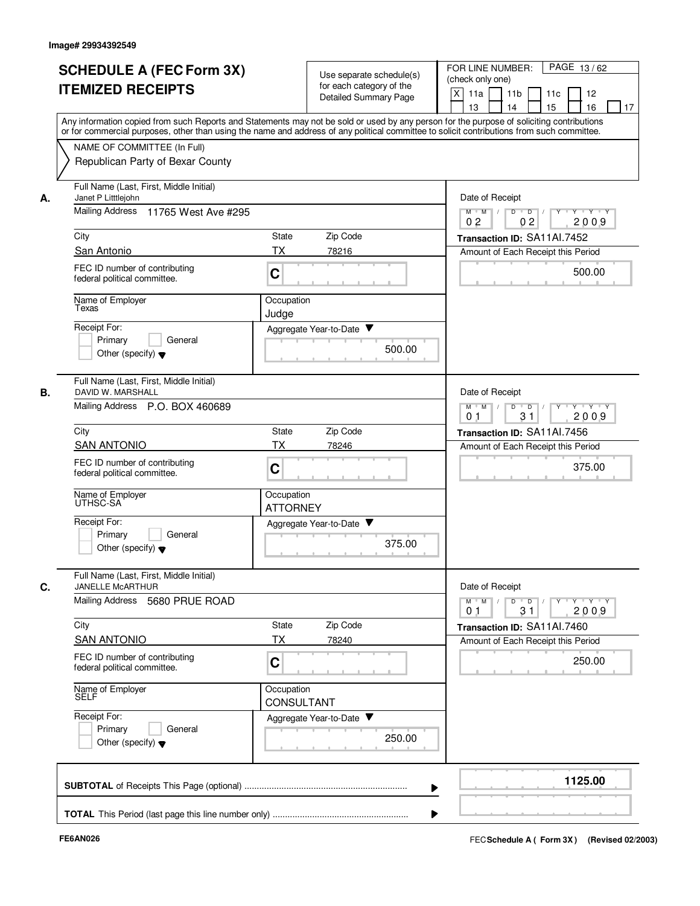Image# 29934392549

# SCHEDULE A (FEC Form 3X) ITEMIZED RECEIPTS

Use separate schedule(s) for each category of the Detailed Summary Page

FOR LINE NUMBER: (check only one)

- [X] 11a
- [ ] 11b
- [ ] 11c
- [ ] 12
- [ ] 13
- [ ] 14
- [ ] 15
- [ ] 16
- [ ] 17

Any information copied from such Reports and Statements may not be sold or used by any person for the purpose of soliciting contributions or for commercial purposes, other than using the name and address of any political committee to solicit contributions from such committee.

NAME OF COMMITTEE (In Full)
Republican Party of Bexar County

---

**A.** Full Name (Last, First, Middle Initial): Janet P Litttlejohn

Mailing Address: 11765 West Ave #295

City: San Antonio | State: TX | Zip Code: 78216

FEC ID number of contributing federal political committee: C

Name of Employer: Texas

Occupation: Judge

Receipt For: Primary / General / Other (specify)

Aggregate Year-to-Date: 500.00

Date of Receipt: 02 02 2009

Transaction ID: SA11AI.7452

Amount of Each Receipt this Period: 500.00

---

**B.** Full Name (Last, First, Middle Initial): DAVID W. MARSHALL

Mailing Address: P.O. BOX 460689

City: SAN ANTONIO | State: TX | Zip Code: 78246

FEC ID number of contributing federal political committee: C

Name of Employer: UTHSC-SA

Occupation: ATTORNEY

Receipt For: Primary / General / Other (specify)

Aggregate Year-to-Date: 375.00

Date of Receipt: 01 31 2009

Transaction ID: SA11AI.7456

Amount of Each Receipt this Period: 375.00

---

**C.** Full Name (Last, First, Middle Initial): JANELLE McARTHUR

Mailing Address: 5680 PRUE ROAD

City: SAN ANTONIO | State: TX | Zip Code: 78240

FEC ID number of contributing federal political committee: C

Name of Employer: SELF

Occupation: CONSULTANT

Receipt For: Primary / General / Other (specify)

Aggregate Year-to-Date: 250.00

Date of Receipt: 01 31 2009

Transaction ID: SA11AI.7460

Amount of Each Receipt this Period: 250.00

---

**SUBTOTAL** of Receipts This Page (optional): **1125.00**

**TOTAL** This Period (last page this line number only):

FE6AN026

FEC **Schedule A ( Form 3X )** (Revised 02/2003)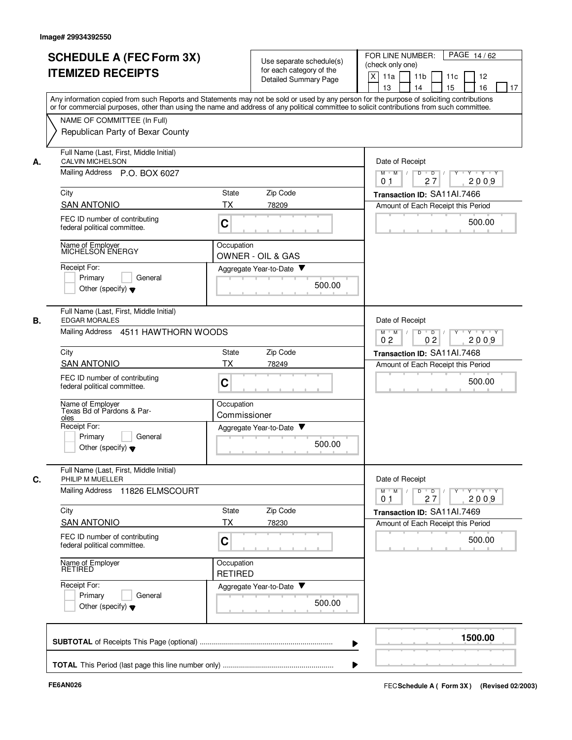Image# 29934392550

# SCHEDULE A (FEC Form 3X) ITEMIZED RECEIPTS

Use separate schedule(s) for each category of the Detailed Summary Page

FOR LINE NUMBER: (check only one)

[X] 11a [ ] 11b [ ] 11c [ ] 12 [ ] 13 [ ] 14 [ ] 15 [ ] 16 [ ] 17

PAGE 14 / 62

Any information copied from such Reports and Statements may not be sold or used by any person for the purpose of soliciting contributions or for commercial purposes, other than using the name and address of any political committee to solicit contributions from such committee.

NAME OF COMMITTEE (In Full)
Republican Party of Bexar County

**A.** Full Name (Last, First, Middle Initial): CALVIN MICHELSON

Mailing Address: P.O. BOX 6027

City: SAN ANTONIO | State: TX | Zip Code: 78209

FEC ID number of contributing federal political committee: C

Name of Employer: MICHELSON ENERGY

Occupation: OWNER - OIL & GAS

Receipt For: [ ] Primary [ ] General [ ] Other (specify)

Aggregate Year-to-Date: 500.00

Date of Receipt: 01 / 27 / 2009

Transaction ID: SA11AI.7466

Amount of Each Receipt this Period: 500.00

**B.** Full Name (Last, First, Middle Initial): EDGAR MORALES

Mailing Address: 4511 HAWTHORN WOODS

City: SAN ANTONIO | State: TX | Zip Code: 78249

FEC ID number of contributing federal political committee: C

Name of Employer: Texas Bd of Pardons & Paroles

Occupation: Commissioner

Receipt For: [ ] Primary [ ] General [ ] Other (specify)

Aggregate Year-to-Date: 500.00

Date of Receipt: 02 / 02 / 2009

Transaction ID: SA11AI.7468

Amount of Each Receipt this Period: 500.00

**C.** Full Name (Last, First, Middle Initial): PHILIP M MUELLER

Mailing Address: 11826 ELMSCOURT

City: SAN ANTONIO | State: TX | Zip Code: 78230

FEC ID number of contributing federal political committee: C

Name of Employer: RETIRED

Occupation: RETIRED

Receipt For: [ ] Primary [ ] General [ ] Other (specify)

Aggregate Year-to-Date: 500.00

Date of Receipt: 01 / 27 / 2009

Transaction ID: SA11AI.7469

Amount of Each Receipt this Period: 500.00

**SUBTOTAL** of Receipts This Page (optional) ..... 1500.00

**TOTAL** This Period (last page this line number only) .....

FE6AN026

FEC **Schedule A ( Form 3X )** (Revised 02/2003)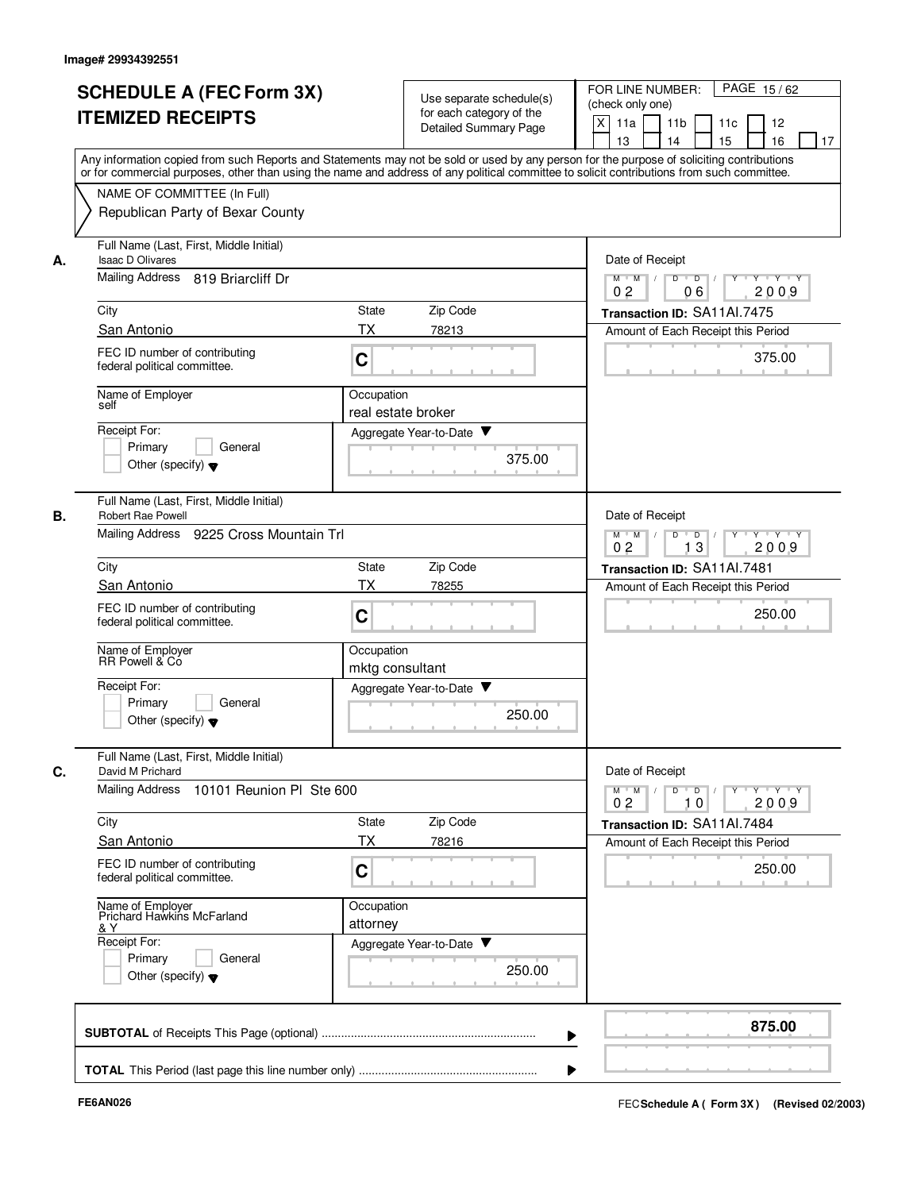Image# 29934392551

# SCHEDULE A (FEC Form 3X) ITEMIZED RECEIPTS

Use separate schedule(s) for each category of the Detailed Summary Page

FOR LINE NUMBER: (check only one)

[X] 11a [ ] 11b [ ] 11c [ ] 12 [ ] 13 [ ] 14 [ ] 15 [ ] 16 [ ] 17

PAGE 15 / 62

Any information copied from such Reports and Statements may not be sold or used by any person for the purpose of soliciting contributions or for commercial purposes, other than using the name and address of any political committee to solicit contributions from such committee.

NAME OF COMMITTEE (In Full)
Republican Party of Bexar County

---

**A.**

Full Name (Last, First, Middle Initial): Isaac D Olivares

Mailing Address: 819 Briarcliff Dr

City: San Antonio | State: TX | Zip Code: 78213

FEC ID number of contributing federal political committee: C

Name of Employer: self

Occupation: real estate broker

Receipt For: [ ] Primary [ ] General [ ] Other (specify)

Aggregate Year-to-Date: 375.00

Date of Receipt: 02 / 06 / 2009

Transaction ID: SA11AI.7475

Amount of Each Receipt this Period: 375.00

---

**B.**

Full Name (Last, First, Middle Initial): Robert Rae Powell

Mailing Address: 9225 Cross Mountain Trl

City: San Antonio | State: TX | Zip Code: 78255

FEC ID number of contributing federal political committee: C

Name of Employer: RR Powell & Co

Occupation: mktg consultant

Receipt For: [ ] Primary [ ] General [ ] Other (specify)

Aggregate Year-to-Date: 250.00

Date of Receipt: 02 / 13 / 2009

Transaction ID: SA11AI.7481

Amount of Each Receipt this Period: 250.00

---

**C.**

Full Name (Last, First, Middle Initial): David M Prichard

Mailing Address: 10101 Reunion Pl Ste 600

City: San Antonio | State: TX | Zip Code: 78216

FEC ID number of contributing federal political committee: C

Name of Employer: Prichard Hawkins McFarland & Y

Occupation: attorney

Receipt For: [ ] Primary [ ] General [ ] Other (specify)

Aggregate Year-to-Date: 250.00

Date of Receipt: 02 / 10 / 2009

Transaction ID: SA11AI.7484

Amount of Each Receipt this Period: 250.00

---

**SUBTOTAL** of Receipts This Page (optional): **875.00**

**TOTAL** This Period (last page this line number only):

FE6AN026

FEC **Schedule A ( Form 3X)** (Revised 02/2003)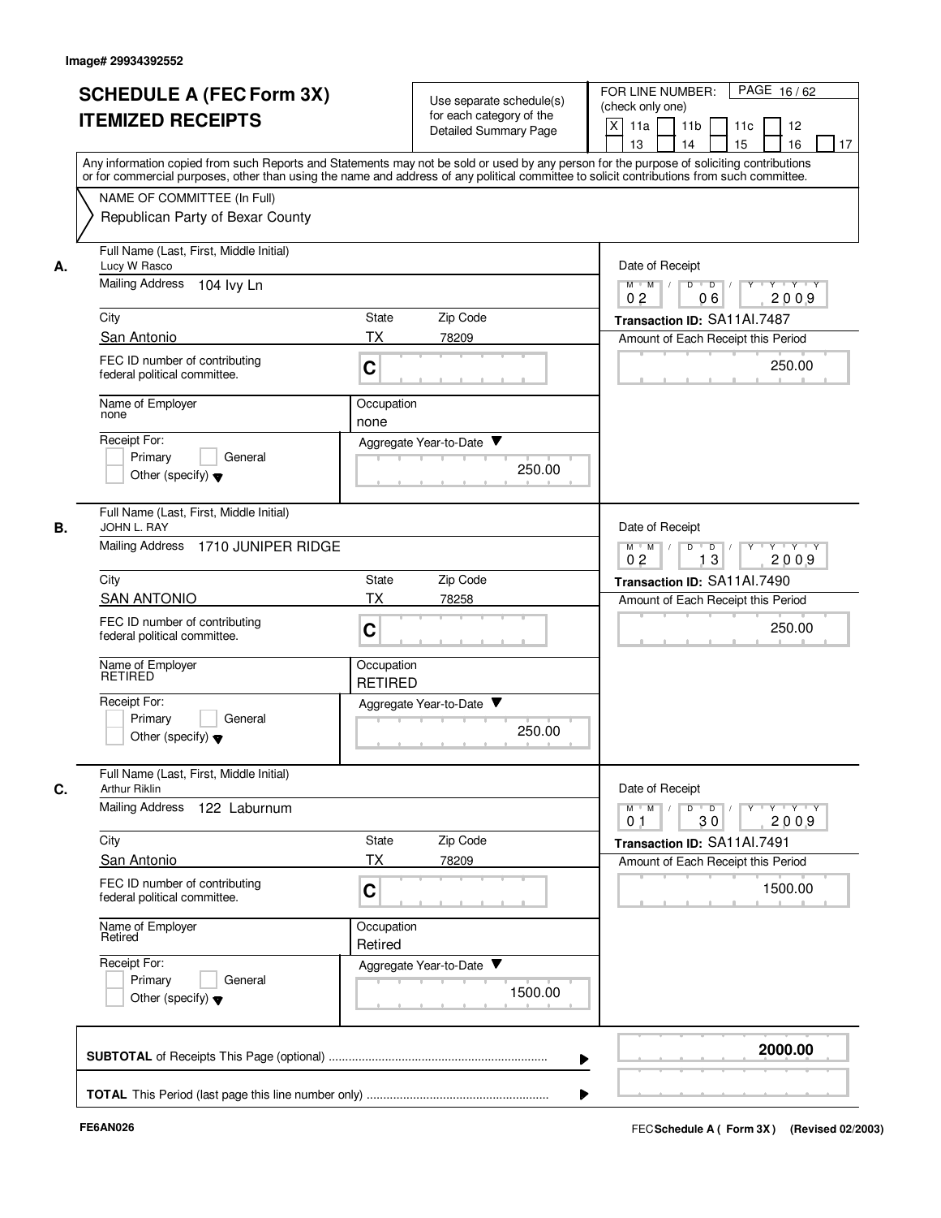Image# 29934392552

# SCHEDULE A (FEC Form 3X) ITEMIZED RECEIPTS

Use separate schedule(s) for each category of the Detailed Summary Page

FOR LINE NUMBER: (check only one)
[X] 11a [ ] 11b [ ] 11c [ ] 12 [ ] 13 [ ] 14 [ ] 15 [ ] 16 [ ] 17

PAGE 16 / 62

Any information copied from such Reports and Statements may not be sold or used by any person for the purpose of soliciting contributions or for commercial purposes, other than using the name and address of any political committee to solicit contributions from such committee.

NAME OF COMMITTEE (In Full)
Republican Party of Bexar County

---

**A.** Full Name (Last, First, Middle Initial): Lucy W Rasco

Mailing Address: 104 Ivy Ln

City: San Antonio | State: TX | Zip Code: 78209

FEC ID number of contributing federal political committee: C

Name of Employer: none | Occupation: none

Receipt For: [ ] Primary [ ] General [ ] Other (specify)

Aggregate Year-to-Date: 250.00

Date of Receipt: 02 06 2009

Transaction ID: SA11AI.7487

Amount of Each Receipt this Period: 250.00

---

**B.** Full Name (Last, First, Middle Initial): JOHN L. RAY

Mailing Address: 1710 JUNIPER RIDGE

City: SAN ANTONIO | State: TX | Zip Code: 78258

FEC ID number of contributing federal political committee: C

Name of Employer: RETIRED | Occupation: RETIRED

Receipt For: [ ] Primary [ ] General [ ] Other (specify)

Aggregate Year-to-Date: 250.00

Date of Receipt: 02 13 2009

Transaction ID: SA11AI.7490

Amount of Each Receipt this Period: 250.00

---

**C.** Full Name (Last, First, Middle Initial): Arthur Riklin

Mailing Address: 122 Laburnum

City: San Antonio | State: TX | Zip Code: 78209

FEC ID number of contributing federal political committee: C

Name of Employer: Retired | Occupation: Retired

Receipt For: [ ] Primary [ ] General [ ] Other (specify)

Aggregate Year-to-Date: 1500.00

Date of Receipt: 01 30 2009

Transaction ID: SA11AI.7491

Amount of Each Receipt this Period: 1500.00

---

**SUBTOTAL** of Receipts This Page (optional): **2000.00**

**TOTAL** This Period (last page this line number only):

FE6AN026

FEC Schedule A ( Form 3X ) (Revised 02/2003)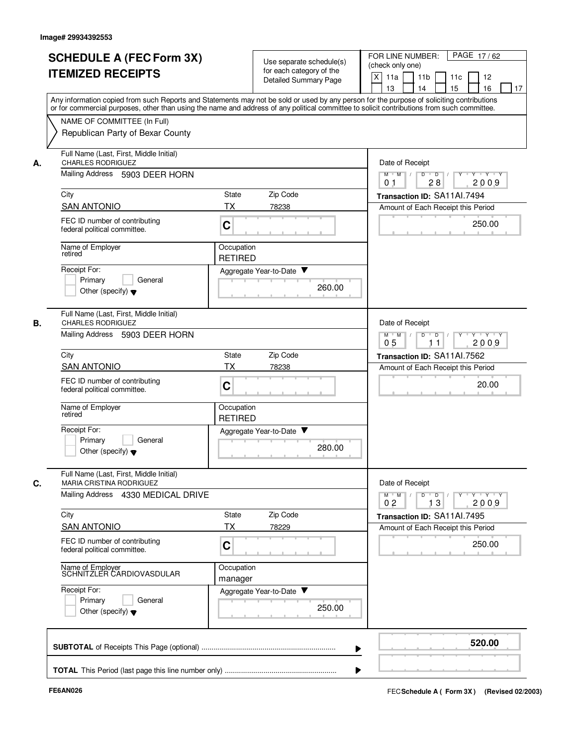Image# 29934392553

# SCHEDULE A (FEC Form 3X)
# ITEMIZED RECEIPTS

Use separate schedule(s) for each category of the Detailed Summary Page

FOR LINE NUMBER: (check only one)

[X] 11a [ ] 11b [ ] 11c [ ] 12 [ ] 13 [ ] 14 [ ] 15 [ ] 16 [ ] 17

PAGE 17 / 62

Any information copied from such Reports and Statements may not be sold or used by any person for the purpose of soliciting contributions or for commercial purposes, other than using the name and address of any political committee to solicit contributions from such committee.

NAME OF COMMITTEE (In Full)
Republican Party of Bexar County

## A.

Full Name (Last, First, Middle Initial): CHARLES RODRIGUEZ

Mailing Address: 5903 DEER HORN

City: SAN ANTONIO | State: TX | Zip Code: 78238

FEC ID number of contributing federal political committee: C

Name of Employer: retired

Occupation: RETIRED

Receipt For: [ ] Primary [ ] General [ ] Other (specify)

Aggregate Year-to-Date: 260.00

Date of Receipt: 01 / 28 / 2009

Transaction ID: SA11AI.7494

Amount of Each Receipt this Period: 250.00

## B.

Full Name (Last, First, Middle Initial): CHARLES RODRIGUEZ

Mailing Address: 5903 DEER HORN

City: SAN ANTONIO | State: TX | Zip Code: 78238

FEC ID number of contributing federal political committee: C

Name of Employer: retired

Occupation: RETIRED

Receipt For: [ ] Primary [ ] General [ ] Other (specify)

Aggregate Year-to-Date: 280.00

Date of Receipt: 05 / 11 / 2009

Transaction ID: SA11AI.7562

Amount of Each Receipt this Period: 20.00

## C.

Full Name (Last, First, Middle Initial): MARIA CRISTINA RODRIGUEZ

Mailing Address: 4330 MEDICAL DRIVE

City: SAN ANTONIO | State: TX | Zip Code: 78229

FEC ID number of contributing federal political committee: C

Name of Employer: SCHNITZLER CARDIOVASDULAR

Occupation: manager

Receipt For: [ ] Primary [ ] General [ ] Other (specify)

Aggregate Year-to-Date: 250.00

Date of Receipt: 02 / 13 / 2009

Transaction ID: SA11AI.7495

Amount of Each Receipt this Period: 250.00

**SUBTOTAL** of Receipts This Page (optional): **520.00**

**TOTAL** This Period (last page this line number only):

FE6AN026

FEC **Schedule A ( Form 3X)** (Revised 02/2003)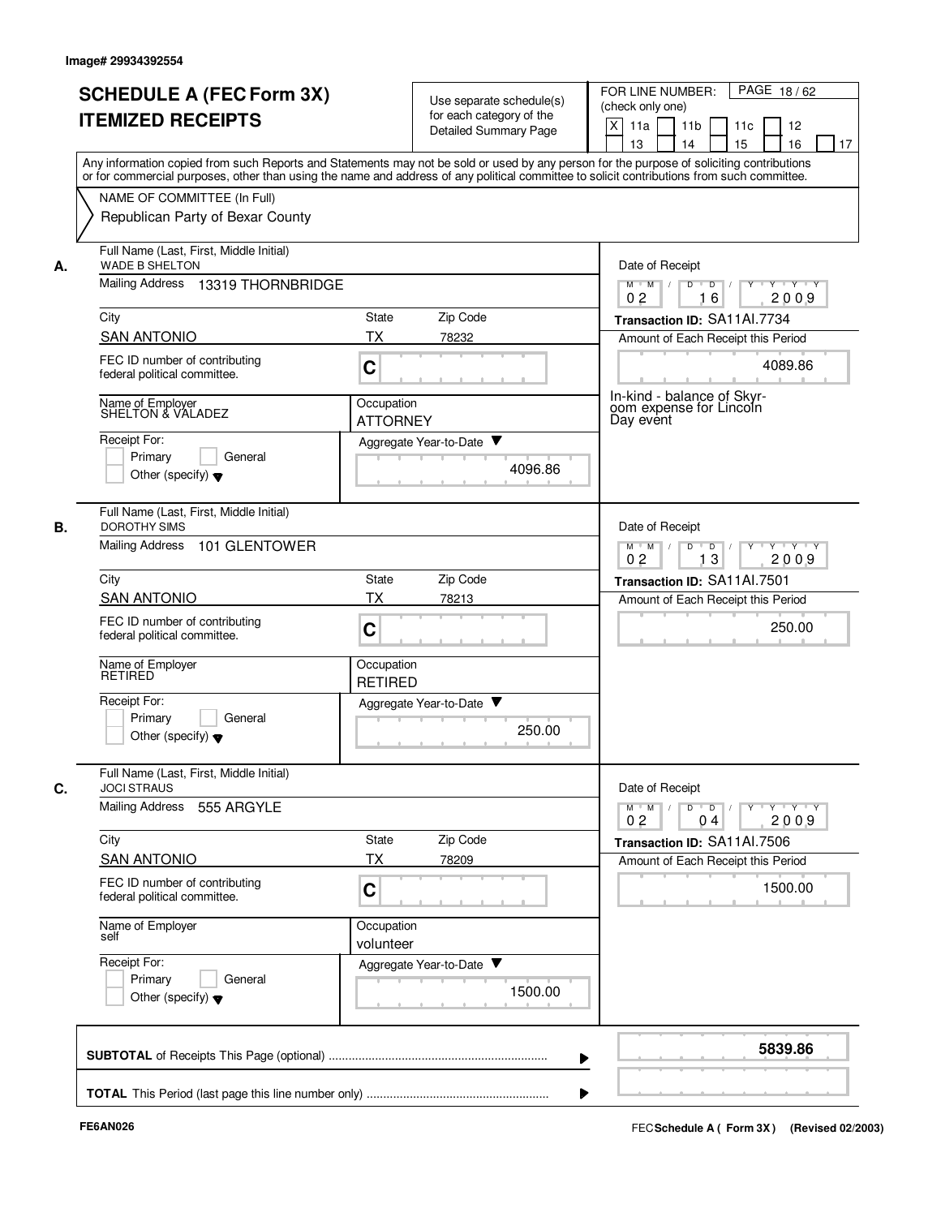Image# 29934392554

# SCHEDULE A (FEC Form 3X) ITEMIZED RECEIPTS

Use separate schedule(s) for each category of the Detailed Summary Page

FOR LINE NUMBER: (check only one)
[X] 11a [ ] 11b [ ] 11c [ ] 12 [ ] 13 [ ] 14 [ ] 15 [ ] 16 [ ] 17

PAGE 18 / 62

Any information copied from such Reports and Statements may not be sold or used by any person for the purpose of soliciting contributions or for commercial purposes, other than using the name and address of any political committee to solicit contributions from such committee.

NAME OF COMMITTEE (In Full)
Republican Party of Bexar County

---

**A.**

Full Name (Last, First, Middle Initial): WADE B SHELTON

Mailing Address: 13319 THORNBRIDGE

| City | State | Zip Code |
| --- | --- | --- |
| SAN ANTONIO | TX | 78232 |

FEC ID number of contributing federal political committee: C

Name of Employer: SHELTON & VALADEZ

Occupation: ATTORNEY

Receipt For: [ ] Primary [ ] General [ ] Other (specify)

Aggregate Year-to-Date: 4096.86

Date of Receipt: 02 / 16 / 2009

Transaction ID: SA11AI.7734

Amount of Each Receipt this Period: 4089.86

In-kind - balance of Skyroom expense for Lincoln Day event

---

**B.**

Full Name (Last, First, Middle Initial): DOROTHY SIMS

Mailing Address: 101 GLENTOWER

| City | State | Zip Code |
| --- | --- | --- |
| SAN ANTONIO | TX | 78213 |

FEC ID number of contributing federal political committee: C

Name of Employer: RETIRED

Occupation: RETIRED

Receipt For: [ ] Primary [ ] General [ ] Other (specify)

Aggregate Year-to-Date: 250.00

Date of Receipt: 02 / 13 / 2009

Transaction ID: SA11AI.7501

Amount of Each Receipt this Period: 250.00

---

**C.**

Full Name (Last, First, Middle Initial): JOCI STRAUS

Mailing Address: 555 ARGYLE

| City | State | Zip Code |
| --- | --- | --- |
| SAN ANTONIO | TX | 78209 |

FEC ID number of contributing federal political committee: C

Name of Employer: self

Occupation: volunteer

Receipt For: [ ] Primary [ ] General [ ] Other (specify)

Aggregate Year-to-Date: 1500.00

Date of Receipt: 02 / 04 / 2009

Transaction ID: SA11AI.7506

Amount of Each Receipt this Period: 1500.00

---

**SUBTOTAL** of Receipts This Page (optional): **5839.86**

**TOTAL** This Period (last page this line number only):

FE6AN026

FEC Schedule A ( Form 3X ) (Revised 02/2003)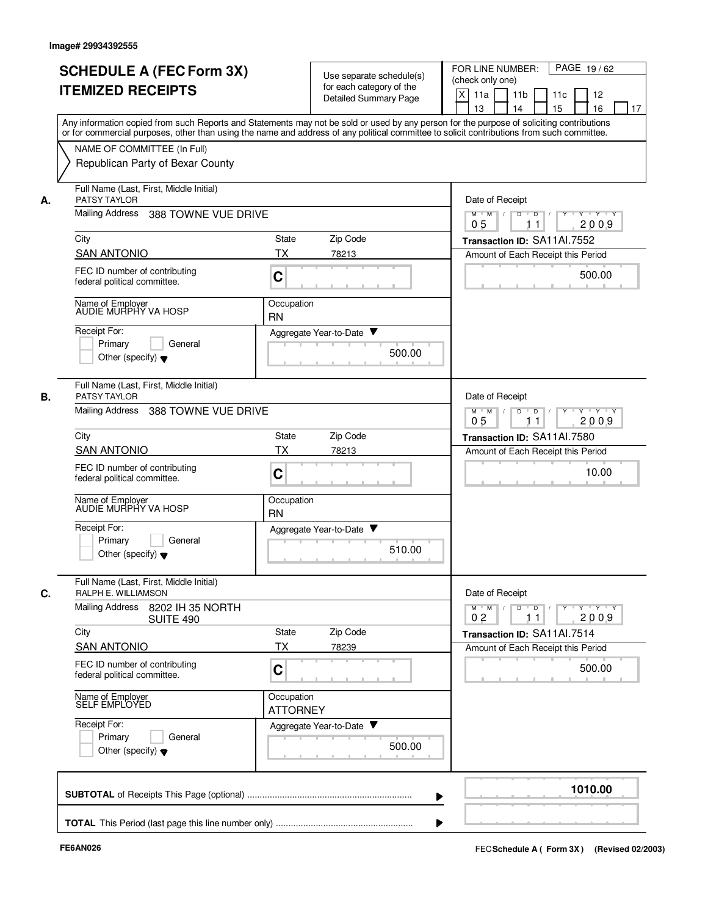Image# 29934392555

# SCHEDULE A (FEC Form 3X)
# ITEMIZED RECEIPTS

Use separate schedule(s) for each category of the Detailed Summary Page

FOR LINE NUMBER: (check only one)

[X] 11a [ ] 11b [ ] 11c [ ] 12 [ ] 13 [ ] 14 [ ] 15 [ ] 16 [ ] 17

PAGE 19 / 62

Any information copied from such Reports and Statements may not be sold or used by any person for the purpose of soliciting contributions or for commercial purposes, other than using the name and address of any political committee to solicit contributions from such committee.

NAME OF COMMITTEE (In Full)

Republican Party of Bexar County

---

**A.** Full Name (Last, First, Middle Initial): PATSY TAYLOR

Mailing Address: 388 TOWNE VUE DRIVE

City: SAN ANTONIO | State: TX | Zip Code: 78213

FEC ID number of contributing federal political committee: C

Name of Employer: AUDIE MURPHY VA HOSP

Occupation: RN

Receipt For: [ ] Primary [ ] General [ ] Other (specify)

Date of Receipt: 05 / 11 / 2009

Transaction ID: SA11AI.7552

Amount of Each Receipt this Period: 500.00

Aggregate Year-to-Date: 500.00

---

**B.** Full Name (Last, First, Middle Initial): PATSY TAYLOR

Mailing Address: 388 TOWNE VUE DRIVE

City: SAN ANTONIO | State: TX | Zip Code: 78213

FEC ID number of contributing federal political committee: C

Name of Employer: AUDIE MURPHY VA HOSP

Occupation: RN

Receipt For: [ ] Primary [ ] General [ ] Other (specify)

Date of Receipt: 05 / 11 / 2009

Transaction ID: SA11AI.7580

Amount of Each Receipt this Period: 10.00

Aggregate Year-to-Date: 510.00

---

**C.** Full Name (Last, First, Middle Initial): RALPH E. WILLIAMSON

Mailing Address: 8202 IH 35 NORTH SUITE 490

City: SAN ANTONIO | State: TX | Zip Code: 78239

FEC ID number of contributing federal political committee: C

Name of Employer: SELF EMPLOYED

Occupation: ATTORNEY

Receipt For: [ ] Primary [ ] General [ ] Other (specify)

Date of Receipt: 02 / 11 / 2009

Transaction ID: SA11AI.7514

Amount of Each Receipt this Period: 500.00

Aggregate Year-to-Date: 500.00

---

**SUBTOTAL** of Receipts This Page (optional): **1010.00**

**TOTAL** This Period (last page this line number only):

FE6AN026

FEC Schedule A ( Form 3X ) (Revised 02/2003)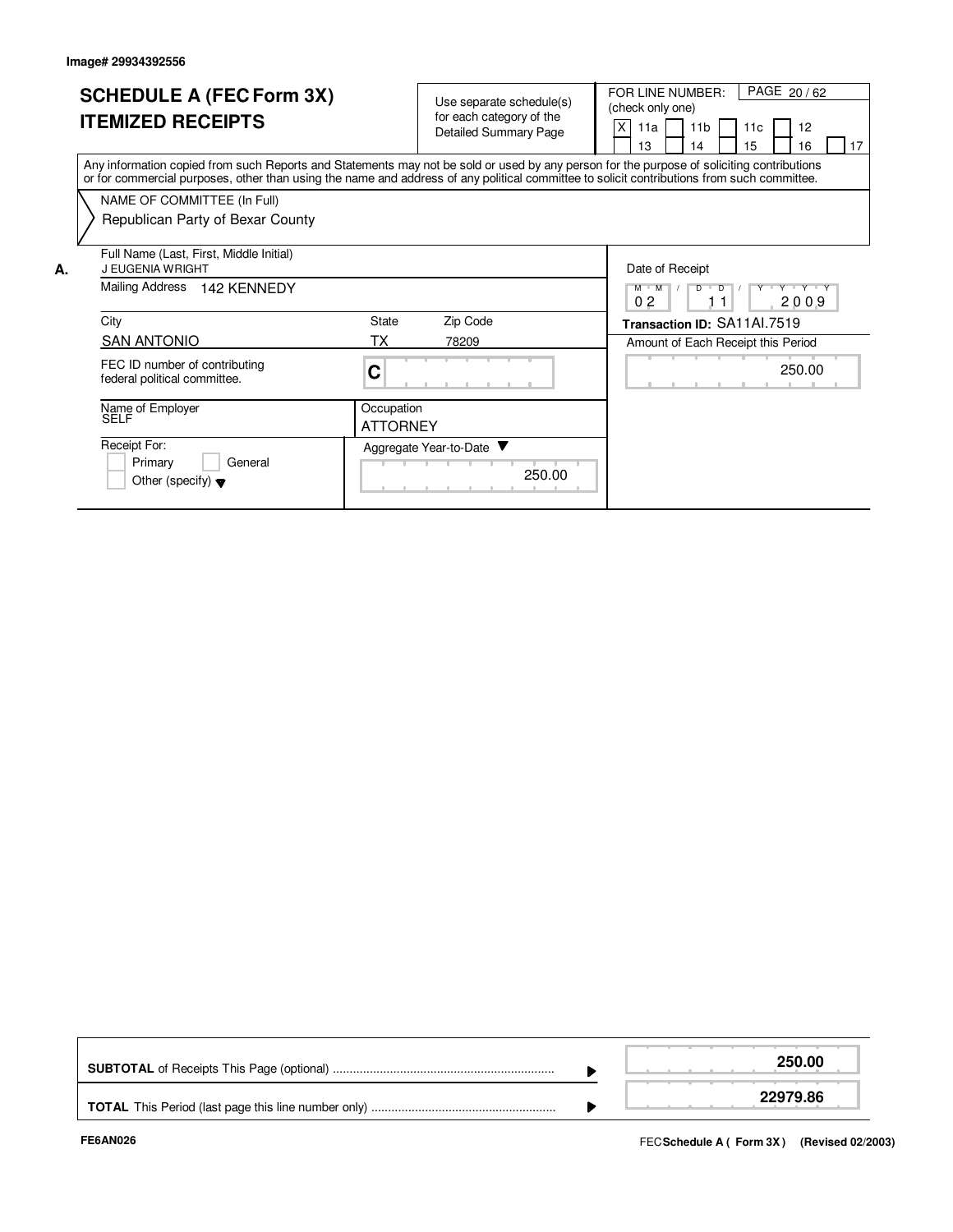Image# 29934392556

# SCHEDULE A (FEC Form 3X) ITEMIZED RECEIPTS

Use separate schedule(s) for each category of the Detailed Summary Page

FOR LINE NUMBER: (check only one)

[X] 11a [ ] 11b [ ] 11c [ ] 12 [ ] 13 [ ] 14 [ ] 15 [ ] 16 [ ] 17

Any information copied from such Reports and Statements may not be sold or used by any person for the purpose of soliciting contributions or for commercial purposes, other than using the name and address of any political committee to solicit contributions from such committee.

NAME OF COMMITTEE (In Full)

Republican Party of Bexar County

**A.**

| Field | Value |
|---|---|
| Full Name (Last, First, Middle Initial) | J EUGENIA WRIGHT |
| Mailing Address | 142 KENNEDY |
| City | SAN ANTONIO |
| State | TX |
| Zip Code | 78209 |
| FEC ID number of contributing federal political committee. | C |
| Name of Employer | SELF |
| Occupation | ATTORNEY |
| Receipt For | [ ] Primary [ ] General [ ] Other (specify) |
| Aggregate Year-to-Date | 250.00 |
| Date of Receipt | 02 / 11 / 2009 |
| Transaction ID | SA11AI.7519 |
| Amount of Each Receipt this Period | 250.00 |

| | |
|---|---|
| **SUBTOTAL** of Receipts This Page (optional) | **250.00** |
| **TOTAL** This Period (last page this line number only) | **22979.86** |

FE6AN026

FEC **Schedule A ( Form 3X )** **(Revised 02/2003)**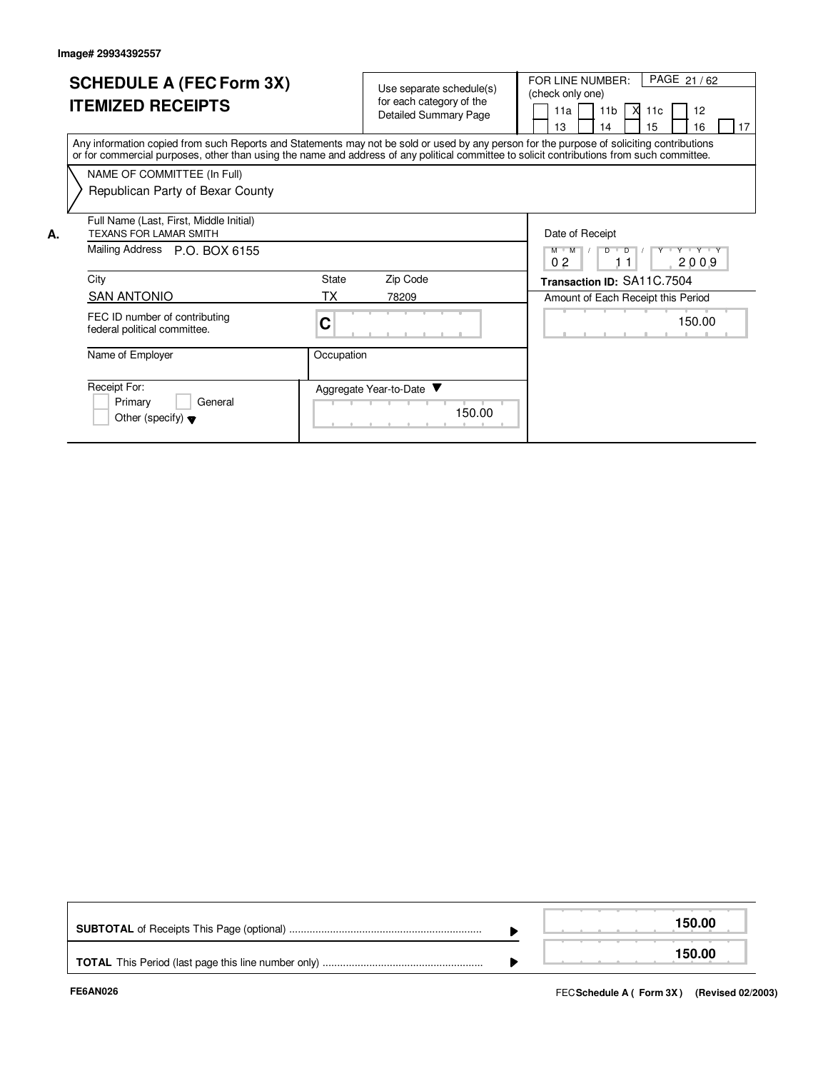Image# 29934392557

# SCHEDULE A (FEC Form 3X) ITEMIZED RECEIPTS

Use separate schedule(s) for each category of the Detailed Summary Page

FOR LINE NUMBER: (check only one)

- [ ] 11a
- [ ] 11b
- [X] 11c
- [ ] 12
- [ ] 13
- [ ] 14
- [ ] 15
- [ ] 16
- [ ] 17

Any information copied from such Reports and Statements may not be sold or used by any person for the purpose of soliciting contributions or for commercial purposes, other than using the name and address of any political committee to solicit contributions from such committee.

NAME OF COMMITTEE (In Full)

Republican Party of Bexar County

**A.**

| Field | Value |
|---|---|
| Full Name (Last, First, Middle Initial) | TEXANS FOR LAMAR SMITH |
| Mailing Address | P.O. BOX 6155 |
| City | SAN ANTONIO |
| State | TX |
| Zip Code | 78209 |
| FEC ID number of contributing federal political committee. | C |
| Name of Employer | |
| Occupation | |
| Receipt For: | [ ] Primary [ ] General [ ] Other (specify) |
| Aggregate Year-to-Date | 150.00 |
| Date of Receipt | 02 / 11 / 2009 |
| Transaction ID | SA11C.7504 |
| Amount of Each Receipt this Period | 150.00 |

| | |
|---|---|
| **SUBTOTAL** of Receipts This Page (optional) | **150.00** |
| **TOTAL** This Period (last page this line number only) | **150.00** |

FE6AN026

FEC **Schedule A ( Form 3X )** **(Revised 02/2003)**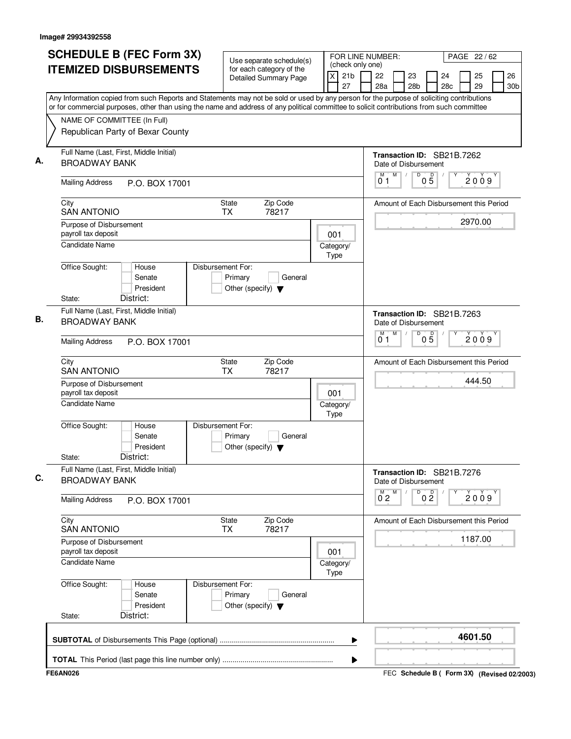Image# 29934392558

# SCHEDULE B (FEC Form 3X) ITEMIZED DISBURSEMENTS

Use separate schedule(s) for each category of the Detailed Summary Page

FOR LINE NUMBER: (check only one)

[X] 21b [ ] 22 [ ] 23 [ ] 24 [ ] 25 [ ] 26 [ ] 27 [ ] 28a [ ] 28b [ ] 28c [ ] 29 [ ] 30b

PAGE 22 / 62

Any Information copied from such Reports and Statements may not be sold or used by any person for the purpose of soliciting contributions or for commercial purposes, other than using the name and address of any political committee to solicit contributions from such committee

NAME OF COMMITTEE (In Full)
Republican Party of Bexar County

## A.

Full Name (Last, First, Middle Initial): BROADWAY BANK

Mailing Address: P.O. BOX 17001

City: SAN ANTONIO | State: TX | Zip Code: 78217

Purpose of Disbursement: payroll tax deposit

Category/Type: 001

Candidate Name:

Office Sought: [ ] House [ ] Senate [ ] President

State: District:

Disbursement For: [ ] Primary [ ] General [ ] Other (specify)

Transaction ID: SB21B.7262

Date of Disbursement: 01/05/2009

Amount of Each Disbursement this Period: 2970.00

## B.

Full Name (Last, First, Middle Initial): BROADWAY BANK

Mailing Address: P.O. BOX 17001

City: SAN ANTONIO | State: TX | Zip Code: 78217

Purpose of Disbursement: payroll tax deposit

Category/Type: 001

Candidate Name:

Office Sought: [ ] House [ ] Senate [ ] President

State: District:

Disbursement For: [ ] Primary [ ] General [ ] Other (specify)

Transaction ID: SB21B.7263

Date of Disbursement: 01/05/2009

Amount of Each Disbursement this Period: 444.50

## C.

Full Name (Last, First, Middle Initial): BROADWAY BANK

Mailing Address: P.O. BOX 17001

City: SAN ANTONIO | State: TX | Zip Code: 78217

Purpose of Disbursement: payroll tax deposit

Category/Type: 001

Candidate Name:

Office Sought: [ ] House [ ] Senate [ ] President

State: District:

Disbursement For: [ ] Primary [ ] General [ ] Other (specify)

Transaction ID: SB21B.7276

Date of Disbursement: 02/02/2009

Amount of Each Disbursement this Period: 1187.00

**SUBTOTAL** of Disbursements This Page (optional): **4601.50**

**TOTAL** This Period (last page this line number only):

FE6AN026

FEC **Schedule B ( Form 3X)** **(Revised 02/2003)**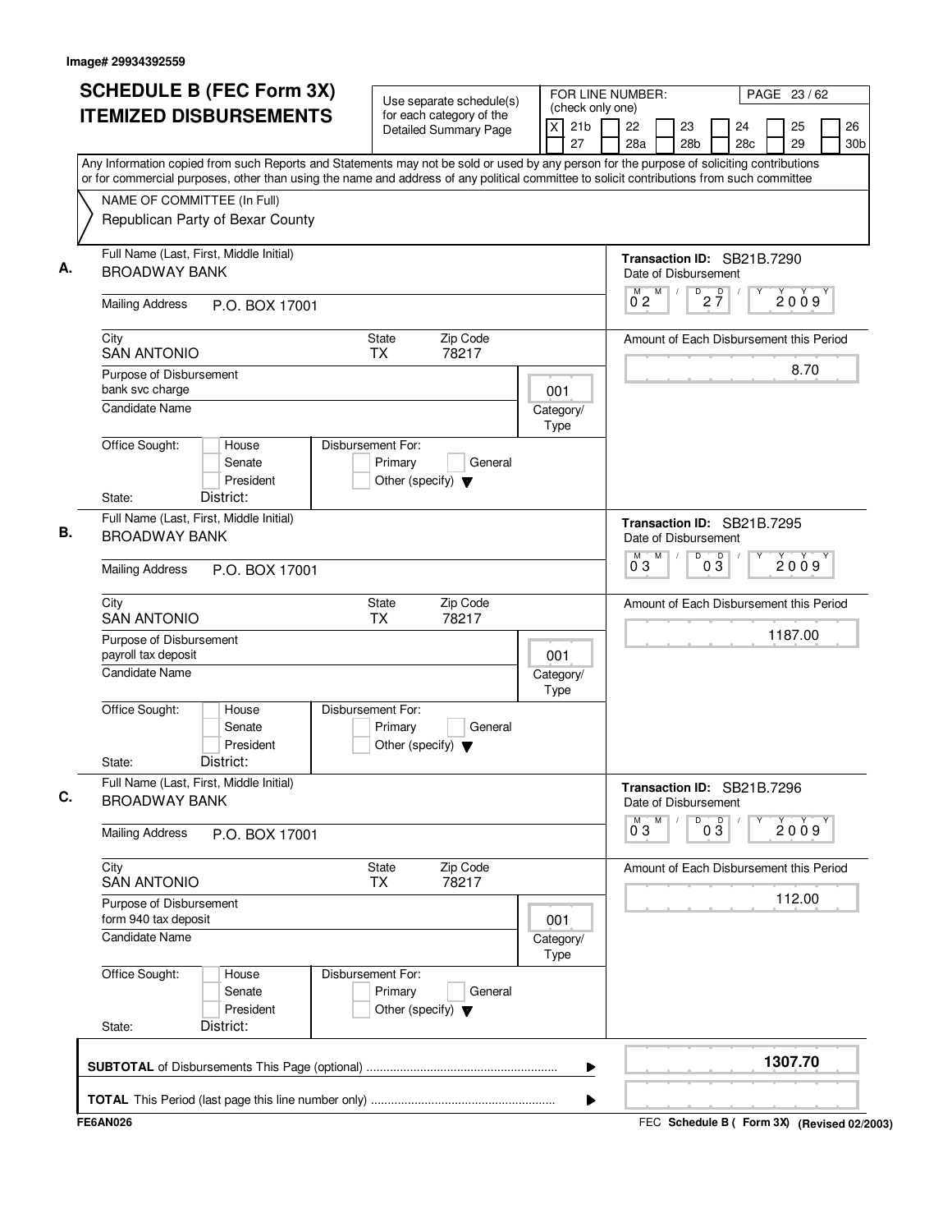Image# 29934392559

# SCHEDULE B (FEC Form 3X) ITEMIZED DISBURSEMENTS

Use separate schedule(s) for each category of the Detailed Summary Page

FOR LINE NUMBER: (check only one)
[X] 21b [ ] 22 [ ] 23 [ ] 24 [ ] 25 [ ] 26 [ ] 27 [ ] 28a [ ] 28b [ ] 28c [ ] 29 [ ] 30b

Any Information copied from such Reports and Statements may not be sold or used by any person for the purpose of soliciting contributions or for commercial purposes, other than using the name and address of any political committee to solicit contributions from such committee

NAME OF COMMITTEE (In Full)
Republican Party of Bexar County

**A.** Full Name (Last, First, Middle Initial): BROADWAY BANK
Mailing Address: P.O. BOX 17001
City: SAN ANTONIO State: TX Zip Code: 78217
Purpose of Disbursement: bank svc charge
Category/Type: 001
Candidate Name:
Office Sought: [ ] House [ ] Senate [ ] President
State: District:
Disbursement For: [ ] Primary [ ] General [ ] Other (specify)

Transaction ID: SB21B.7290
Date of Disbursement: 02/27/2009
Amount of Each Disbursement this Period: 8.70

**B.** Full Name (Last, First, Middle Initial): BROADWAY BANK
Mailing Address: P.O. BOX 17001
City: SAN ANTONIO State: TX Zip Code: 78217
Purpose of Disbursement: payroll tax deposit
Category/Type: 001
Candidate Name:
Office Sought: [ ] House [ ] Senate [ ] President
State: District:
Disbursement For: [ ] Primary [ ] General [ ] Other (specify)

Transaction ID: SB21B.7295
Date of Disbursement: 03/03/2009
Amount of Each Disbursement this Period: 1187.00

**C.** Full Name (Last, First, Middle Initial): BROADWAY BANK
Mailing Address: P.O. BOX 17001
City: SAN ANTONIO State: TX Zip Code: 78217
Purpose of Disbursement: form 940 tax deposit
Category/Type: 001
Candidate Name:
Office Sought: [ ] House [ ] Senate [ ] President
State: District:
Disbursement For: [ ] Primary [ ] General [ ] Other (specify)

Transaction ID: SB21B.7296
Date of Disbursement: 03/03/2009
Amount of Each Disbursement this Period: 112.00

**SUBTOTAL** of Disbursements This Page (optional): **1307.70**

**TOTAL** This Period (last page this line number only):

FE6AN026 — FEC Schedule B ( Form 3X) (Revised 02/2003)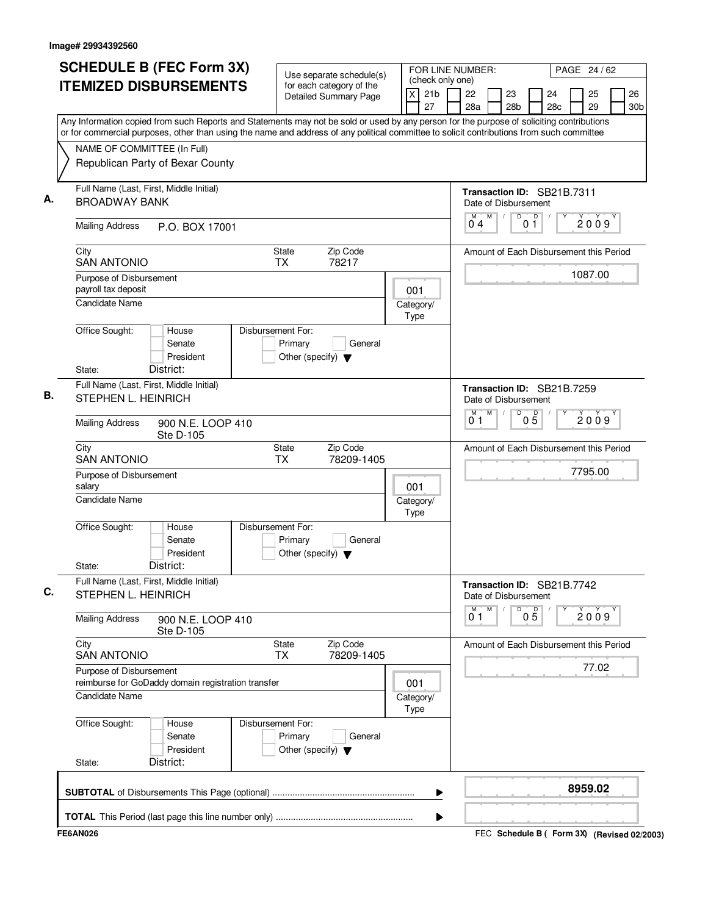Image# 29934392560

# SCHEDULE B (FEC Form 3X)
# ITEMIZED DISBURSEMENTS

Use separate schedule(s) for each category of the Detailed Summary Page

FOR LINE NUMBER: (check only one)

[X] 21b [ ] 22 [ ] 23 [ ] 24 [ ] 25 [ ] 26 [ ] 27 [ ] 28a [ ] 28b [ ] 28c [ ] 29 [ ] 30b

PAGE 24 / 62

Any Information copied from such Reports and Statements may not be sold or used by any person for the purpose of soliciting contributions or for commercial purposes, other than using the name and address of any political committee to solicit contributions from such committee

NAME OF COMMITTEE (In Full)
Republican Party of Bexar County

**A.** Full Name (Last, First, Middle Initial): BROADWAY BANK
Transaction ID: SB21B.7311
Date of Disbursement: 04 / 01 / 2009
Mailing Address: P.O. BOX 17001
City: SAN ANTONIO State: TX Zip Code: 78217
Amount of Each Disbursement this Period: 1087.00
Purpose of Disbursement: payroll tax deposit
Category/Type: 001
Candidate Name:
Office Sought: [ ] House [ ] Senate [ ] President
Disbursement For: [ ] Primary [ ] General [ ] Other (specify)
State: District:

**B.** Full Name (Last, First, Middle Initial): STEPHEN L. HEINRICH
Transaction ID: SB21B.7259
Date of Disbursement: 01 / 05 / 2009
Mailing Address: 900 N.E. LOOP 410 Ste D-105
City: SAN ANTONIO State: TX Zip Code: 78209-1405
Amount of Each Disbursement this Period: 7795.00
Purpose of Disbursement: salary
Category/Type: 001
Candidate Name:
Office Sought: [ ] House [ ] Senate [ ] President
Disbursement For: [ ] Primary [ ] General [ ] Other (specify)
State: District:

**C.** Full Name (Last, First, Middle Initial): STEPHEN L. HEINRICH
Transaction ID: SB21B.7742
Date of Disbursement: 01 / 05 / 2009
Mailing Address: 900 N.E. LOOP 410 Ste D-105
City: SAN ANTONIO State: TX Zip Code: 78209-1405
Amount of Each Disbursement this Period: 77.02
Purpose of Disbursement: reimburse for GoDaddy domain registration transfer
Category/Type: 001
Candidate Name:
Office Sought: [ ] House [ ] Senate [ ] President
Disbursement For: [ ] Primary [ ] General [ ] Other (specify)
State: District:

**SUBTOTAL** of Disbursements This Page (optional) ........ 8959.02

**TOTAL** This Period (last page this line number only) ........

FE6AN026 FEC Schedule B ( Form 3X) (Revised 02/2003)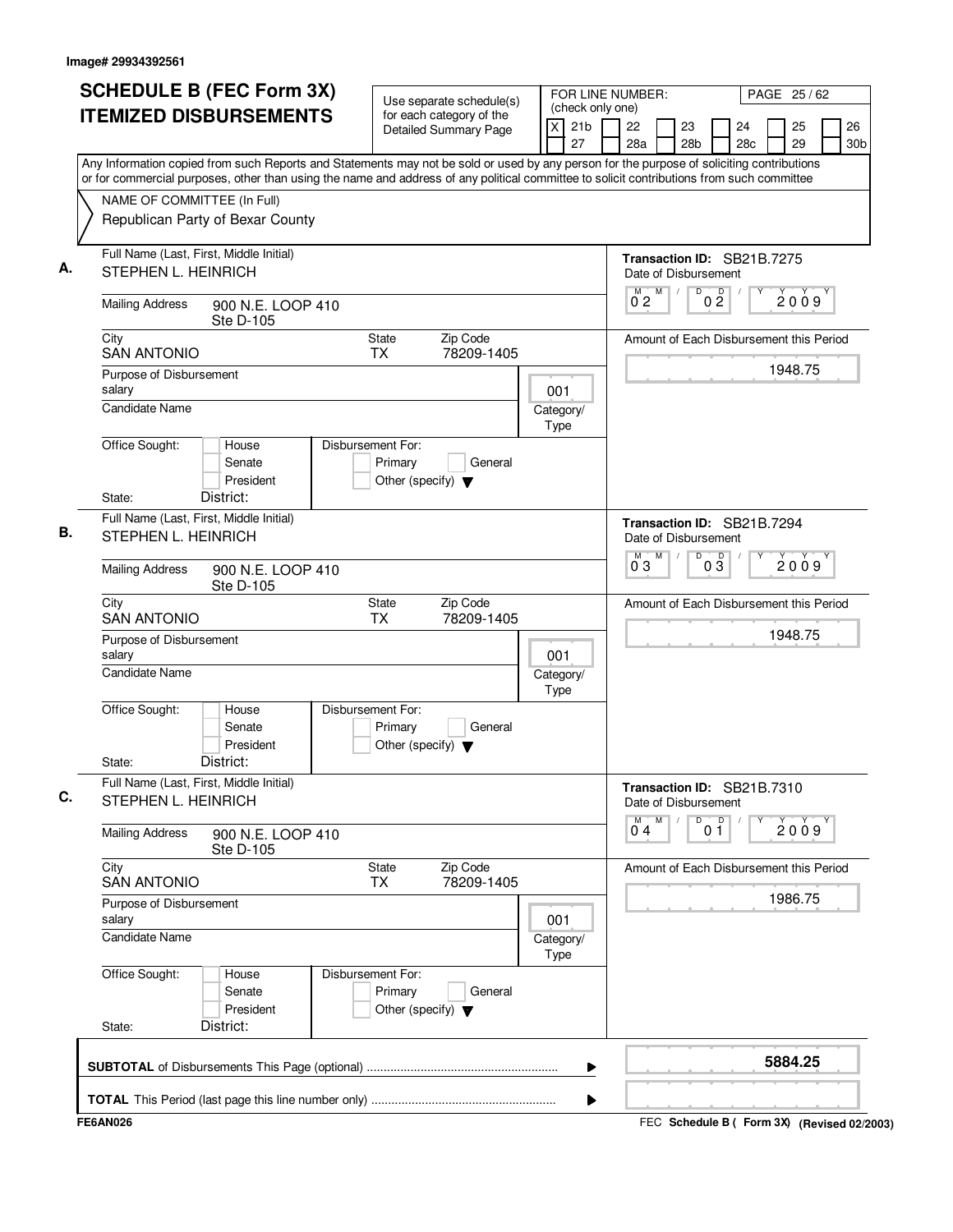Image# 29934392561

# SCHEDULE B (FEC Form 3X) ITEMIZED DISBURSEMENTS

Use separate schedule(s) for each category of the Detailed Summary Page

FOR LINE NUMBER: (check only one)

[X] 21b [ ] 22 [ ] 23 [ ] 24 [ ] 25 [ ] 26 [ ] 27 [ ] 28a [ ] 28b [ ] 28c [ ] 29 [ ] 30b

PAGE 25 / 62

Any Information copied from such Reports and Statements may not be sold or used by any person for the purpose of soliciting contributions or for commercial purposes, other than using the name and address of any political committee to solicit contributions from such committee

NAME OF COMMITTEE (In Full)
Republican Party of Bexar County

---

**A.** Full Name (Last, First, Middle Initial): STEPHEN L. HEINRICH

Mailing Address: 900 N.E. LOOP 410, Ste D-105

City: SAN ANTONIO | State: TX | Zip Code: 78209-1405

Purpose of Disbursement: salary

Category/Type: 001

Candidate Name:

Office Sought: [ ] House [ ] Senate [ ] President

State: District:

Disbursement For: [ ] Primary [ ] General [ ] Other (specify)

Transaction ID: SB21B.7275

Date of Disbursement: 02 / 02 / 2009

Amount of Each Disbursement this Period: 1948.75

---

**B.** Full Name (Last, First, Middle Initial): STEPHEN L. HEINRICH

Mailing Address: 900 N.E. LOOP 410, Ste D-105

City: SAN ANTONIO | State: TX | Zip Code: 78209-1405

Purpose of Disbursement: salary

Category/Type: 001

Candidate Name:

Office Sought: [ ] House [ ] Senate [ ] President

State: District:

Disbursement For: [ ] Primary [ ] General [ ] Other (specify)

Transaction ID: SB21B.7294

Date of Disbursement: 03 / 03 / 2009

Amount of Each Disbursement this Period: 1948.75

---

**C.** Full Name (Last, First, Middle Initial): STEPHEN L. HEINRICH

Mailing Address: 900 N.E. LOOP 410, Ste D-105

City: SAN ANTONIO | State: TX | Zip Code: 78209-1405

Purpose of Disbursement: salary

Category/Type: 001

Candidate Name:

Office Sought: [ ] House [ ] Senate [ ] President

State: District:

Disbursement For: [ ] Primary [ ] General [ ] Other (specify)

Transaction ID: SB21B.7310

Date of Disbursement: 04 / 01 / 2009

Amount of Each Disbursement this Period: 1986.75

---

**SUBTOTAL** of Disbursements This Page (optional): **5884.25**

**TOTAL** This Period (last page this line number only):

FE6AN026 — FEC Schedule B ( Form 3X) (Revised 02/2003)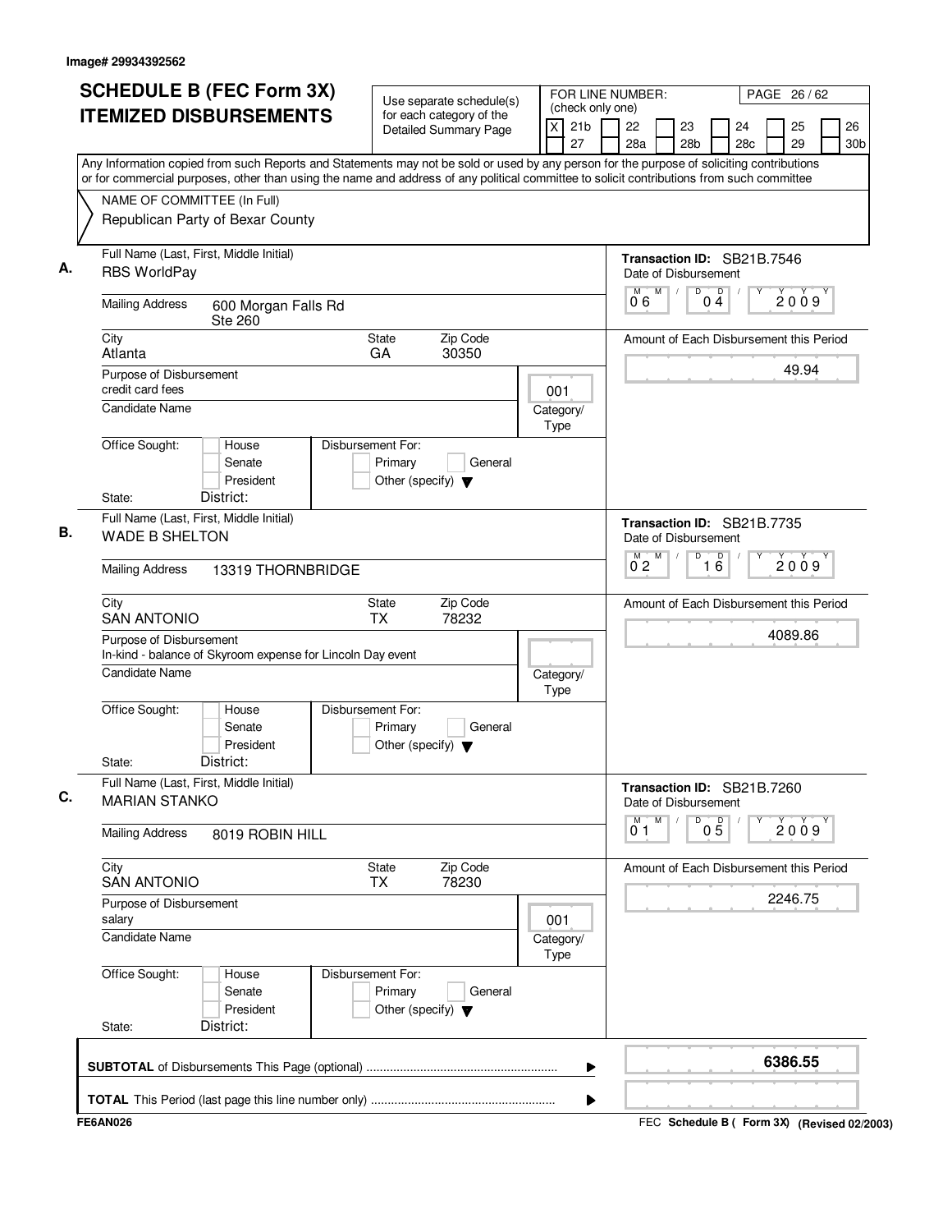Image# 29934392562

# SCHEDULE B (FEC Form 3X) ITEMIZED DISBURSEMENTS

Use separate schedule(s) for each category of the Detailed Summary Page

FOR LINE NUMBER: (check only one)

[X] 21b [ ] 22 [ ] 23 [ ] 24 [ ] 25 [ ] 26 [ ] 27 [ ] 28a [ ] 28b [ ] 28c [ ] 29 [ ] 30b

PAGE 26 / 62

Any Information copied from such Reports and Statements may not be sold or used by any person for the purpose of soliciting contributions or for commercial purposes, other than using the name and address of any political committee to solicit contributions from such committee

NAME OF COMMITTEE (In Full)
Republican Party of Bexar County

---

**A.** Full Name (Last, First, Middle Initial): RBS WorldPay

Transaction ID: SB21B.7546

Mailing Address: 600 Morgan Falls Rd, Ste 260

City: Atlanta | State: GA | Zip Code: 30350

Date of Disbursement: 06/04/2009

Purpose of Disbursement: credit card fees

Category/Type: 001

Candidate Name:

Office Sought: [ ] House [ ] Senate [ ] President

Disbursement For: [ ] Primary [ ] General [ ] Other (specify)

State: District:

Amount of Each Disbursement this Period: 49.94

---

**B.** Full Name (Last, First, Middle Initial): WADE B SHELTON

Transaction ID: SB21B.7735

Mailing Address: 13319 THORNBRIDGE

City: SAN ANTONIO | State: TX | Zip Code: 78232

Date of Disbursement: 02/16/2009

Purpose of Disbursement: In-kind - balance of Skyroom expense for Lincoln Day event

Category/Type:

Candidate Name:

Office Sought: [ ] House [ ] Senate [ ] President

Disbursement For: [ ] Primary [ ] General [ ] Other (specify)

State: District:

Amount of Each Disbursement this Period: 4089.86

---

**C.** Full Name (Last, First, Middle Initial): MARIAN STANKO

Transaction ID: SB21B.7260

Mailing Address: 8019 ROBIN HILL

City: SAN ANTONIO | State: TX | Zip Code: 78230

Date of Disbursement: 01/05/2009

Purpose of Disbursement: salary

Category/Type: 001

Candidate Name:

Office Sought: [ ] House [ ] Senate [ ] President

Disbursement For: [ ] Primary [ ] General [ ] Other (specify)

State: District:

Amount of Each Disbursement this Period: 2246.75

---

**SUBTOTAL** of Disbursements This Page (optional): 6386.55

**TOTAL** This Period (last page this line number only):

FE6AN026 — FEC Schedule B ( Form 3X) (Revised 02/2003)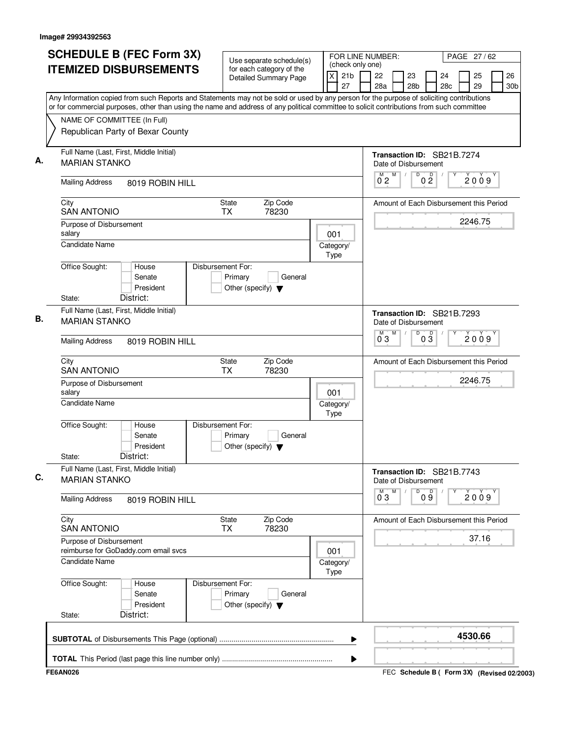Image# 29934392563

# SCHEDULE B (FEC Form 3X) ITEMIZED DISBURSEMENTS

Use separate schedule(s) for each category of the Detailed Summary Page

FOR LINE NUMBER: (check only one)

[X] 21b [ ] 22 [ ] 23 [ ] 24 [ ] 25 [ ] 26 [ ] 27 [ ] 28a [ ] 28b [ ] 28c [ ] 29 [ ] 30b

PAGE 27 / 62

Any Information copied from such Reports and Statements may not be sold or used by any person for the purpose of soliciting contributions or for commercial purposes, other than using the name and address of any political committee to solicit contributions from such committee

NAME OF COMMITTEE (In Full)
Republican Party of Bexar County

**A.**

Full Name (Last, First, Middle Initial): MARIAN STANKO

Mailing Address: 8019 ROBIN HILL

City: SAN ANTONIO | State: TX | Zip Code: 78230

Purpose of Disbursement: salary

Category/Type: 001

Candidate Name:

Office Sought: [ ] House [ ] Senate [ ] President

State: District:

Disbursement For: [ ] Primary [ ] General [ ] Other (specify)

Transaction ID: SB21B.7274

Date of Disbursement: 02/02/2009

Amount of Each Disbursement this Period: 2246.75

**B.**

Full Name (Last, First, Middle Initial): MARIAN STANKO

Mailing Address: 8019 ROBIN HILL

City: SAN ANTONIO | State: TX | Zip Code: 78230

Purpose of Disbursement: salary

Category/Type: 001

Candidate Name:

Office Sought: [ ] House [ ] Senate [ ] President

State: District:

Disbursement For: [ ] Primary [ ] General [ ] Other (specify)

Transaction ID: SB21B.7293

Date of Disbursement: 03/03/2009

Amount of Each Disbursement this Period: 2246.75

**C.**

Full Name (Last, First, Middle Initial): MARIAN STANKO

Mailing Address: 8019 ROBIN HILL

City: SAN ANTONIO | State: TX | Zip Code: 78230

Purpose of Disbursement: reimburse for GoDaddy.com email svcs

Category/Type: 001

Candidate Name:

Office Sought: [ ] House [ ] Senate [ ] President

State: District:

Disbursement For: [ ] Primary [ ] General [ ] Other (specify)

Transaction ID: SB21B.7743

Date of Disbursement: 03/09/2009

Amount of Each Disbursement this Period: 37.16

**SUBTOTAL** of Disbursements This Page (optional): **4530.66**

**TOTAL** This Period (last page this line number only):

FE6AN026

FEC **Schedule B ( Form 3X)** (Revised 02/2003)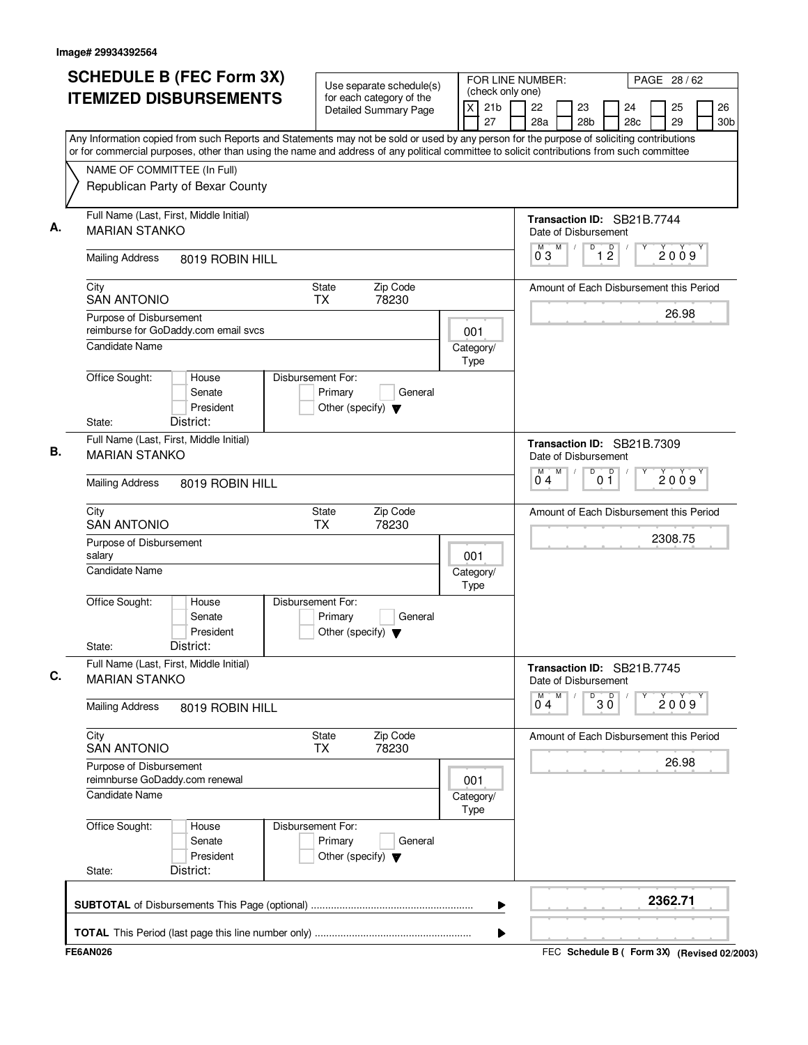Image# 29934392564

# SCHEDULE B (FEC Form 3X) ITEMIZED DISBURSEMENTS

Use separate schedule(s) for each category of the Detailed Summary Page

FOR LINE NUMBER: (check only one)

[X] 21b [ ] 22 [ ] 23 [ ] 24 [ ] 25 [ ] 26 [ ] 27 [ ] 28a [ ] 28b [ ] 28c [ ] 29 [ ] 30b

PAGE 28 / 62

Any Information copied from such Reports and Statements may not be sold or used by any person for the purpose of soliciting contributions or for commercial purposes, other than using the name and address of any political committee to solicit contributions from such committee

NAME OF COMMITTEE (In Full)
Republican Party of Bexar County

---

**A.** Full Name (Last, First, Middle Initial): MARIAN STANKO

Mailing Address: 8019 ROBIN HILL

City: SAN ANTONIO | State: TX | Zip Code: 78230

Purpose of Disbursement: reimburse for GoDaddy.com email svcs

Category/Type: 001

Candidate Name:

Office Sought: [ ] House [ ] Senate [ ] President

State: District:

Disbursement For: [ ] Primary [ ] General [ ] Other (specify)

Transaction ID: SB21B.7744

Date of Disbursement: 03 / 12 / 2009

Amount of Each Disbursement this Period: 26.98

---

**B.** Full Name (Last, First, Middle Initial): MARIAN STANKO

Mailing Address: 8019 ROBIN HILL

City: SAN ANTONIO | State: TX | Zip Code: 78230

Purpose of Disbursement: salary

Category/Type: 001

Candidate Name:

Office Sought: [ ] House [ ] Senate [ ] President

State: District:

Disbursement For: [ ] Primary [ ] General [ ] Other (specify)

Transaction ID: SB21B.7309

Date of Disbursement: 04 / 01 / 2009

Amount of Each Disbursement this Period: 2308.75

---

**C.** Full Name (Last, First, Middle Initial): MARIAN STANKO

Mailing Address: 8019 ROBIN HILL

City: SAN ANTONIO | State: TX | Zip Code: 78230

Purpose of Disbursement: reimnburse GoDaddy.com renewal

Category/Type: 001

Candidate Name:

Office Sought: [ ] House [ ] Senate [ ] President

State: District:

Disbursement For: [ ] Primary [ ] General [ ] Other (specify)

Transaction ID: SB21B.7745

Date of Disbursement: 04 / 30 / 2009

Amount of Each Disbursement this Period: 26.98

---

**SUBTOTAL** of Disbursements This Page (optional): 2362.71

**TOTAL** This Period (last page this line number only):

FE6AN026 — FEC Schedule B ( Form 3X) (Revised 02/2003)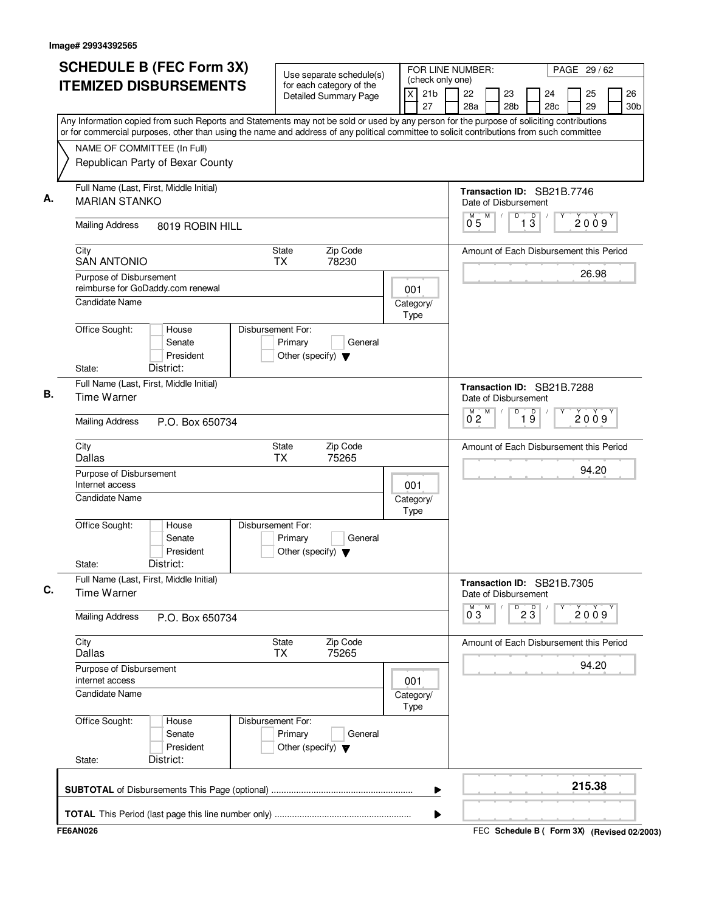Image# 29934392565

# SCHEDULE B (FEC Form 3X) ITEMIZED DISBURSEMENTS

Use separate schedule(s) for each category of the Detailed Summary Page

FOR LINE NUMBER: (check only one)

- [X] 21b
- [ ] 22
- [ ] 23
- [ ] 24
- [ ] 25
- [ ] 26
- [ ] 27
- [ ] 28a
- [ ] 28b
- [ ] 28c
- [ ] 29
- [ ] 30b

PAGE 29 / 62

Any Information copied from such Reports and Statements may not be sold or used by any person for the purpose of soliciting contributions or for commercial purposes, other than using the name and address of any political committee to solicit contributions from such committee

NAME OF COMMITTEE (In Full)
Republican Party of Bexar County

---

**A.** Full Name (Last, First, Middle Initial): MARIAN STANKO

Mailing Address: 8019 ROBIN HILL

City: SAN ANTONIO | State: TX | Zip Code: 78230

Purpose of Disbursement: reimburse for GoDaddy.com renewal

Category/Type: 001

Candidate Name:

Office Sought: [ ] House [ ] Senate [ ] President
State: District:

Disbursement For: [ ] Primary [ ] General [ ] Other (specify)

Transaction ID: SB21B.7746

Date of Disbursement: 05 / 13 / 2009

Amount of Each Disbursement this Period: 26.98

---

**B.** Full Name (Last, First, Middle Initial): Time Warner

Mailing Address: P.O. Box 650734

City: Dallas | State: TX | Zip Code: 75265

Purpose of Disbursement: Internet access

Category/Type: 001

Candidate Name:

Office Sought: [ ] House [ ] Senate [ ] President
State: District:

Disbursement For: [ ] Primary [ ] General [ ] Other (specify)

Transaction ID: SB21B.7288

Date of Disbursement: 02 / 19 / 2009

Amount of Each Disbursement this Period: 94.20

---

**C.** Full Name (Last, First, Middle Initial): Time Warner

Mailing Address: P.O. Box 650734

City: Dallas | State: TX | Zip Code: 75265

Purpose of Disbursement: internet access

Category/Type: 001

Candidate Name:

Office Sought: [ ] House [ ] Senate [ ] President
State: District:

Disbursement For: [ ] Primary [ ] General [ ] Other (specify)

Transaction ID: SB21B.7305

Date of Disbursement: 03 / 23 / 2009

Amount of Each Disbursement this Period: 94.20

---

**SUBTOTAL** of Disbursements This Page (optional): 215.38

**TOTAL** This Period (last page this line number only):

FE6AN026 — FEC Schedule B ( Form 3X) (Revised 02/2003)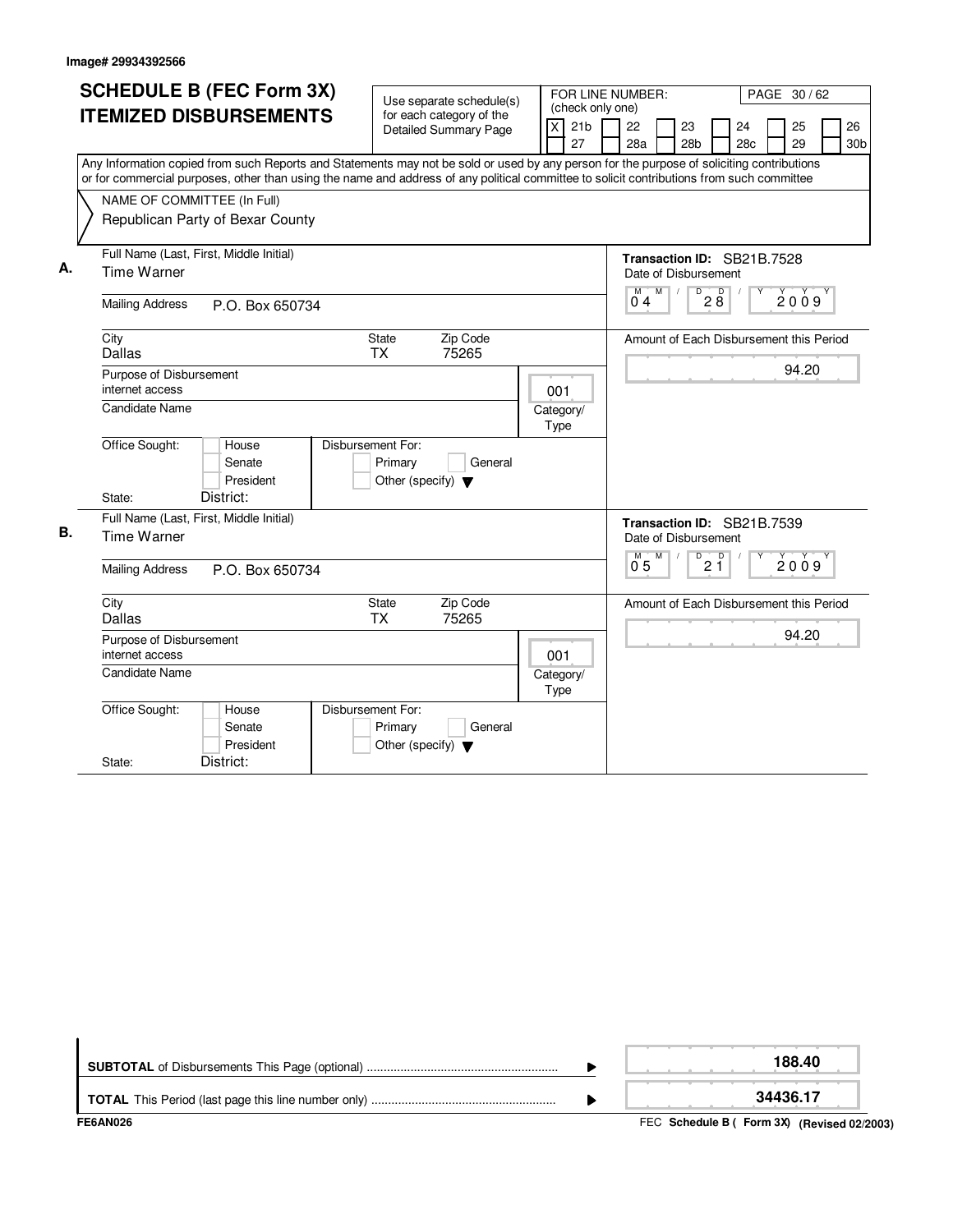Image# 29934392566

# SCHEDULE B (FEC Form 3X)
# ITEMIZED DISBURSEMENTS

Use separate schedule(s) for each category of the Detailed Summary Page

FOR LINE NUMBER: (check only one)

[X] 21b [ ] 22 [ ] 23 [ ] 24 [ ] 25 [ ] 26
[ ] 27 [ ] 28a [ ] 28b [ ] 28c [ ] 29 [ ] 30b

Any Information copied from such Reports and Statements may not be sold or used by any person for the purpose of soliciting contributions or for commercial purposes, other than using the name and address of any political committee to solicit contributions from such committee

NAME OF COMMITTEE (In Full)
Republican Party of Bexar County

---

**A.** Full Name (Last, First, Middle Initial): Time Warner

Mailing Address: P.O. Box 650734

City: Dallas | State: TX | Zip Code: 75265

Purpose of Disbursement: internet access

Category/Type: 001

Candidate Name:

Office Sought: [ ] House [ ] Senate [ ] President

State: District:

Disbursement For: [ ] Primary [ ] General [ ] Other (specify)

Transaction ID: SB21B.7528

Date of Disbursement: 04/28/2009

Amount of Each Disbursement this Period: 94.20

---

**B.** Full Name (Last, First, Middle Initial): Time Warner

Mailing Address: P.O. Box 650734

City: Dallas | State: TX | Zip Code: 75265

Purpose of Disbursement: internet access

Category/Type: 001

Candidate Name:

Office Sought: [ ] House [ ] Senate [ ] President

State: District:

Disbursement For: [ ] Primary [ ] General [ ] Other (specify)

Transaction ID: SB21B.7539

Date of Disbursement: 05/21/2009

Amount of Each Disbursement this Period: 94.20

---

| | |
|---|---|
| **SUBTOTAL** of Disbursements This Page (optional) | 188.40 |
| **TOTAL** This Period (last page this line number only) | 34436.17 |

FE6AN026

FEC **Schedule B ( Form 3X) (Revised 02/2003)**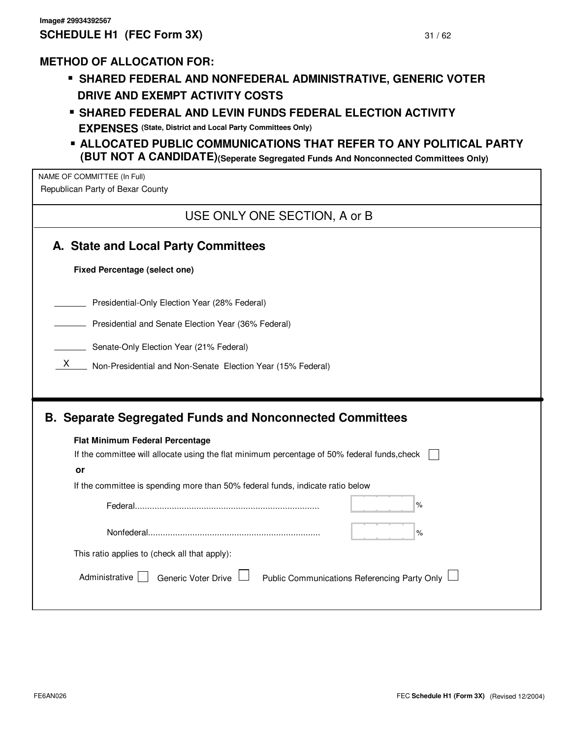Image# 29934392567

# SCHEDULE H1 (FEC Form 3X)

## METHOD OF ALLOCATION FOR:

- **SHARED FEDERAL AND NONFEDERAL ADMINISTRATIVE, GENERIC VOTER DRIVE AND EXEMPT ACTIVITY COSTS**
- **SHARED FEDERAL AND LEVIN FUNDS FEDERAL ELECTION ACTIVITY EXPENSES** (State, District and Local Party Committees Only)
- **ALLOCATED PUBLIC COMMUNICATIONS THAT REFER TO ANY POLITICAL PARTY (BUT NOT A CANDIDATE)** (Seperate Segregated Funds And Nonconnected Committees Only)

NAME OF COMMITTEE (In Full)
Republican Party of Bexar County

USE ONLY ONE SECTION, A or B

### A. State and Local Party Committees

**Fixed Percentage (select one)**

_______ Presidential-Only Election Year (28% Federal)

_______ Presidential and Senate Election Year (36% Federal)

_______ Senate-Only Election Year (21% Federal)

___X___ Non-Presidential and Non-Senate Election Year (15% Federal)

### B. Separate Segregated Funds and Nonconnected Committees

**Flat Minimum Federal Percentage**

If the committee will allocate using the flat minimum percentage of 50% federal funds,check ☐

**or**

If the committee is spending more than 50% federal funds, indicate ratio below

Federal.......................................................................... ____ %

Nonfederal.................................................................... ____ %

This ratio applies to (check all that apply):

Administrative ☐ Generic Voter Drive ☐ Public Communications Referencing Party Only ☐

FE6AN026

FEC **Schedule H1 (Form 3X)** (Revised 12/2004)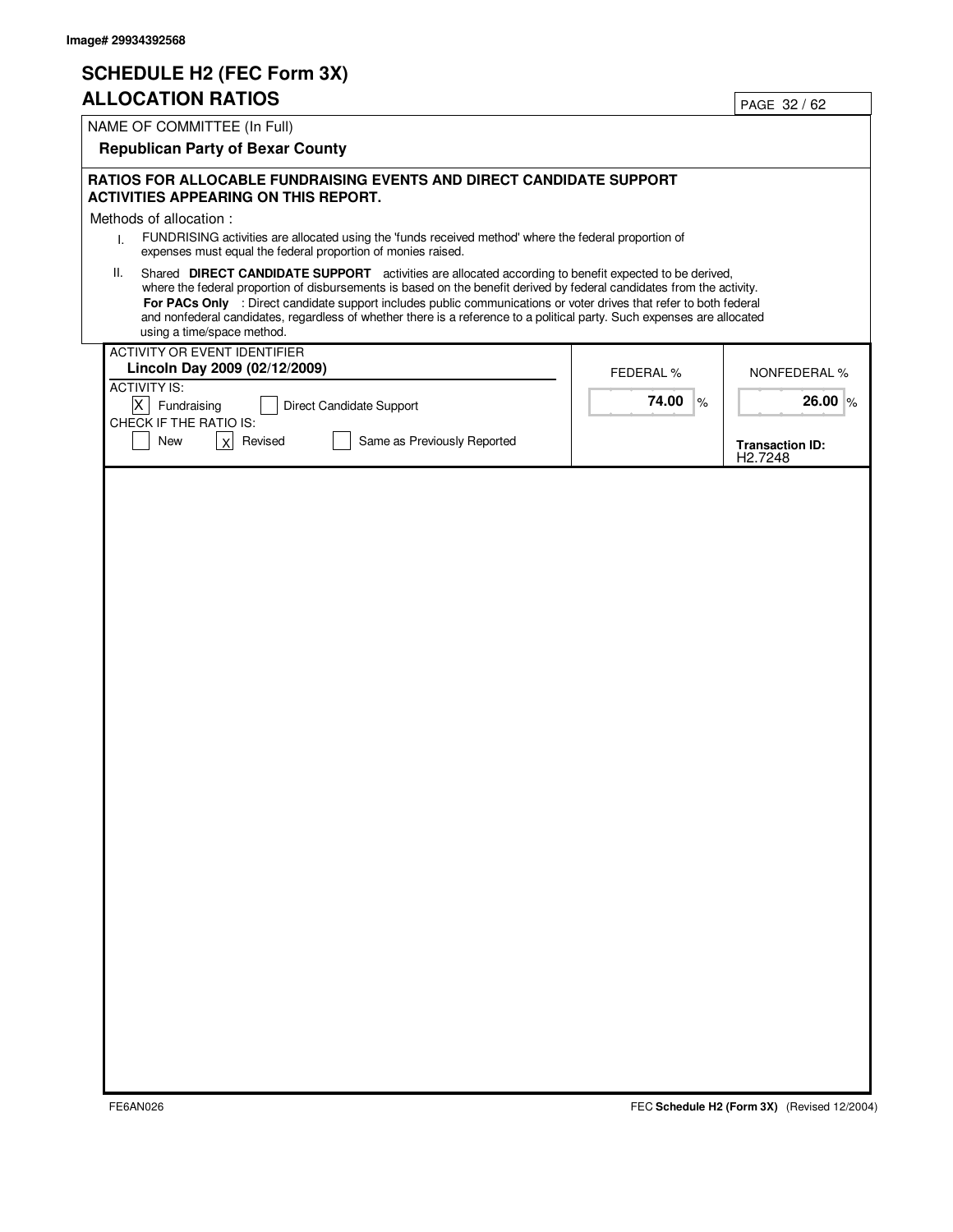Image# 29934392568

# SCHEDULE H2 (FEC Form 3X)
# ALLOCATION RATIOS

NAME OF COMMITTEE (In Full)

**Republican Party of Bexar County**

**RATIOS FOR ALLOCABLE FUNDRAISING EVENTS AND DIRECT CANDIDATE SUPPORT ACTIVITIES APPEARING ON THIS REPORT.**

Methods of allocation :

I. FUNDRISING activities are allocated using the 'funds received method' where the federal proportion of expenses must equal the federal proportion of monies raised.

II. Shared **DIRECT CANDIDATE SUPPORT** activities are allocated according to benefit expected to be derived, where the federal proportion of disbursements is based on the benefit derived by federal candidates from the activity. **For PACs Only** : Direct candidate support includes public communications or voter drives that refer to both federal and nonfederal candidates, regardless of whether there is a reference to a political party. Such expenses are allocated using a time/space method.

| ACTIVITY OR EVENT IDENTIFIER | FEDERAL % | NONFEDERAL % |
|---|---|---|
| **Lincoln Day 2009 (02/12/2009)** | | |
| ACTIVITY IS: [X] Fundraising [ ] Direct Candidate Support | **74.00** % | **26.00** % |
| CHECK IF THE RATIO IS: [ ] New [X] Revised [ ] Same as Previously Reported | | **Transaction ID:** H2.7248 |

FE6AN026

FEC **Schedule H2 (Form 3X)** (Revised 12/2004)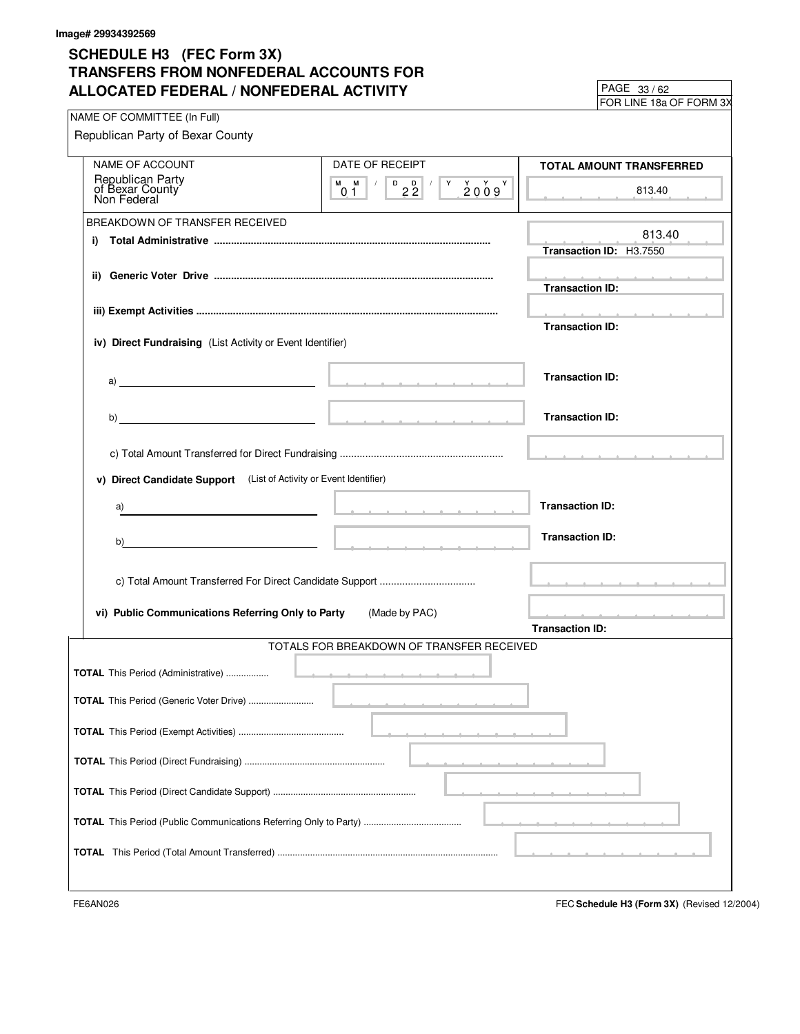Image# 29934392569

# SCHEDULE H3 (FEC Form 3X)
## TRANSFERS FROM NONFEDERAL ACCOUNTS FOR ALLOCATED FEDERAL / NONFEDERAL ACTIVITY

PAGE 33 / 62
FOR LINE 18a OF FORM 3X

NAME OF COMMITTEE (In Full)
Republican Party of Bexar County

| NAME OF ACCOUNT | DATE OF RECEIPT | TOTAL AMOUNT TRANSFERRED |
|---|---|---|
| Republican Party of Bexar County Non Federal | 01 / 22 / 2009 | 813.40 |

BREAKDOWN OF TRANSFER RECEIVED

| Item | Amount | Transaction ID |
|---|---|---|
| i) **Total Administrative** | 813.40 | H3.7550 |
| ii) **Generic Voter Drive** | | |
| iii) **Exempt Activities** | | |

iv) **Direct Fundraising** (List Activity or Event Identifier)

| Item | Amount | Transaction ID |
|---|---|---|
| a) | | |
| b) | | |
| c) Total Amount Transferred for Direct Fundraising | | |

v) **Direct Candidate Support** (List of Activity or Event Identifier)

| Item | Amount | Transaction ID |
|---|---|---|
| a) | | |
| b) | | |
| c) Total Amount Transferred For Direct Candidate Support | | |

vi) **Public Communications Referring Only to Party** (Made by PAC)

Transaction ID:

TOTALS FOR BREAKDOWN OF TRANSFER RECEIVED

| Total | Amount |
|---|---|
| **TOTAL** This Period (Administrative) | |
| **TOTAL** This Period (Generic Voter Drive) | |
| **TOTAL** This Period (Exempt Activities) | |
| **TOTAL** This Period (Direct Fundraising) | |
| **TOTAL** This Period (Direct Candidate Support) | |
| **TOTAL** This Period (Public Communications Referring Only to Party) | |
| **TOTAL** This Period (Total Amount Transferred) | |

FE6AN026

FEC **Schedule H3 (Form 3X)** (Revised 12/2004)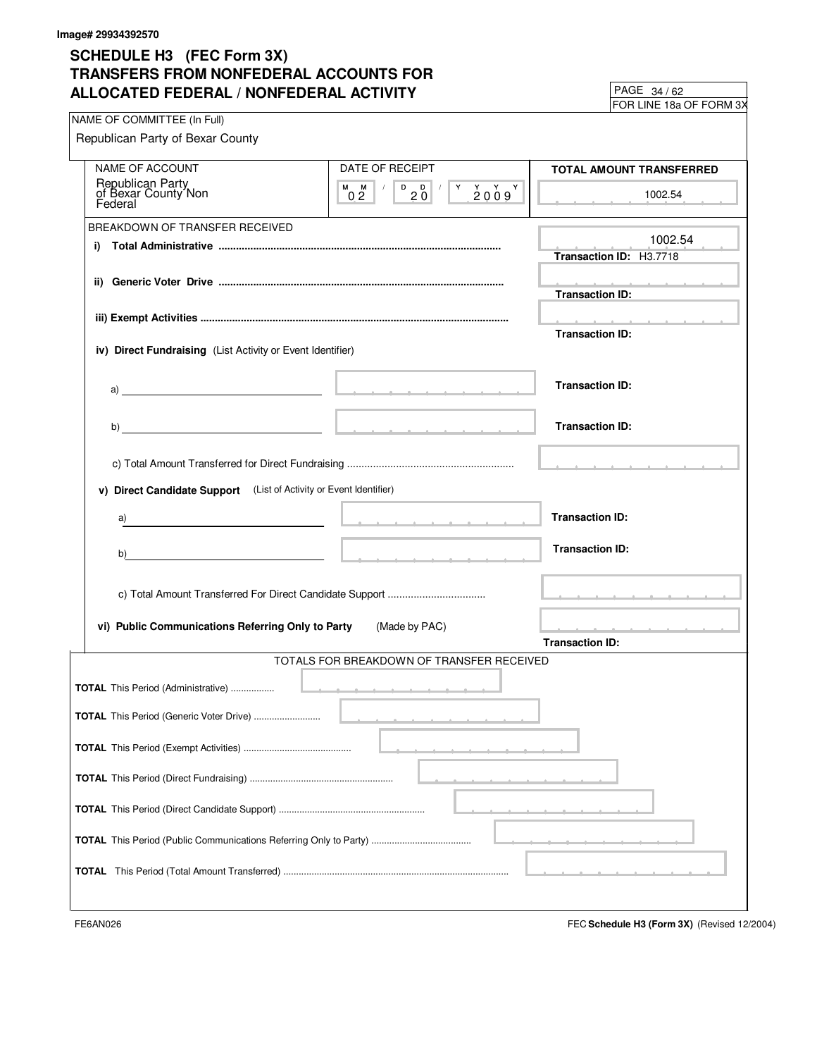Image# 29934392570

# SCHEDULE H3 (FEC Form 3X)
# TRANSFERS FROM NONFEDERAL ACCOUNTS FOR ALLOCATED FEDERAL / NONFEDERAL ACTIVITY

PAGE 34 / 62
FOR LINE 18a OF FORM 3X

NAME OF COMMITTEE (In Full)

Republican Party of Bexar County

| NAME OF ACCOUNT | DATE OF RECEIPT | TOTAL AMOUNT TRANSFERRED |
|---|---|---|
| Republican Party of Bexar County Non Federal | 02 / 20 / 2009 | 1002.54 |

BREAKDOWN OF TRANSFER RECEIVED

i) **Total Administrative** ........ 1002.54
**Transaction ID:** H3.7718

ii) **Generic Voter Drive** ........
**Transaction ID:**

iii) **Exempt Activities** ........
**Transaction ID:**

iv) **Direct Fundraising** (List Activity or Event Identifier)

a) ________ **Transaction ID:**

b) ________ **Transaction ID:**

c) Total Amount Transferred for Direct Fundraising ........

v) **Direct Candidate Support** (List of Activity or Event Identifier)

a) ________ **Transaction ID:**

b) ________ **Transaction ID:**

c) Total Amount Transferred For Direct Candidate Support ........

vi) **Public Communications Referring Only to Party** (Made by PAC)
**Transaction ID:**

TOTALS FOR BREAKDOWN OF TRANSFER RECEIVED

**TOTAL** This Period (Administrative) ........

**TOTAL** This Period (Generic Voter Drive) ........

**TOTAL** This Period (Exempt Activities) ........

**TOTAL** This Period (Direct Fundraising) ........

**TOTAL** This Period (Direct Candidate Support) ........

**TOTAL** This Period (Public Communications Referring Only to Party) ........

**TOTAL** This Period (Total Amount Transferred) ........

FE6AN026

FEC **Schedule H3 (Form 3X)** (Revised 12/2004)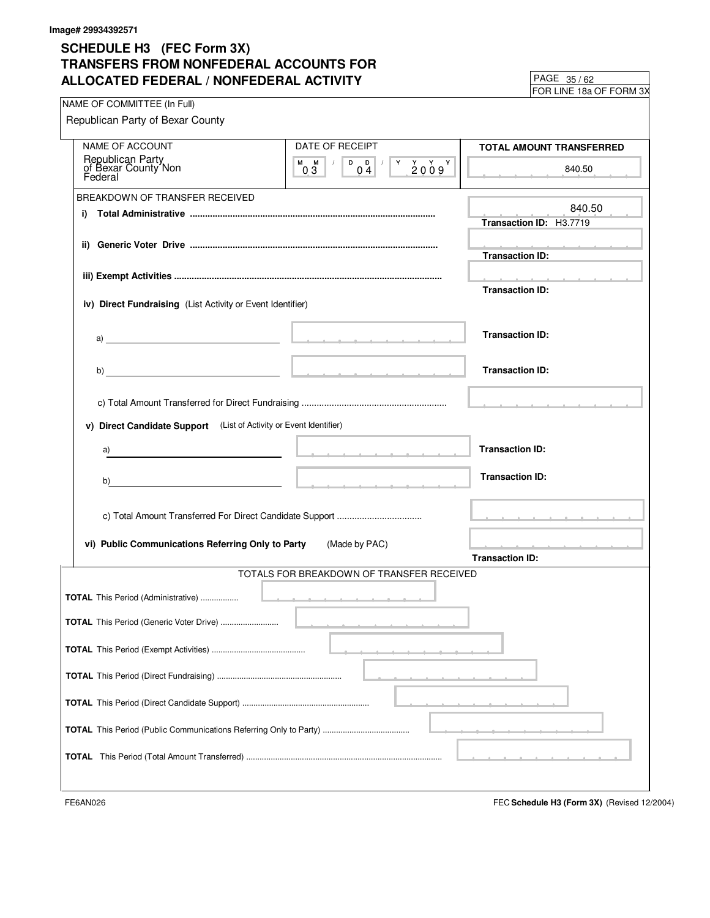Image# 29934392571

# SCHEDULE H3 (FEC Form 3X)
# TRANSFERS FROM NONFEDERAL ACCOUNTS FOR ALLOCATED FEDERAL / NONFEDERAL ACTIVITY

PAGE 35 / 62
FOR LINE 18a OF FORM 3X

NAME OF COMMITTEE (In Full)
Republican Party of Bexar County

| NAME OF ACCOUNT | DATE OF RECEIPT | TOTAL AMOUNT TRANSFERRED |
|---|---|---|
| Republican Party of Bexar County Non Federal | 03 / 04 / 2009 | 840.50 |

BREAKDOWN OF TRANSFER RECEIVED

i) **Total Administrative** ............ 840.50
Transaction ID: H3.7719

ii) **Generic Voter Drive** ............
Transaction ID:

iii) **Exempt Activities** ............
Transaction ID:

iv) **Direct Fundraising** (List Activity or Event Identifier)

a) ____________ Transaction ID:

b) ____________ Transaction ID:

c) Total Amount Transferred for Direct Fundraising ............

v) **Direct Candidate Support** (List of Activity or Event Identifier)

a) ____________ Transaction ID:

b) ____________ Transaction ID:

c) Total Amount Transferred For Direct Candidate Support ............

vi) **Public Communications Referring Only to Party** (Made by PAC)
Transaction ID:

TOTALS FOR BREAKDOWN OF TRANSFER RECEIVED

**TOTAL** This Period (Administrative) ............

**TOTAL** This Period (Generic Voter Drive) ............

**TOTAL** This Period (Exempt Activities) ............

**TOTAL** This Period (Direct Fundraising) ............

**TOTAL** This Period (Direct Candidate Support) ............

**TOTAL** This Period (Public Communications Referring Only to Party) ............

**TOTAL** This Period (Total Amount Transferred) ............

FE6AN026

FEC **Schedule H3 (Form 3X)** (Revised 12/2004)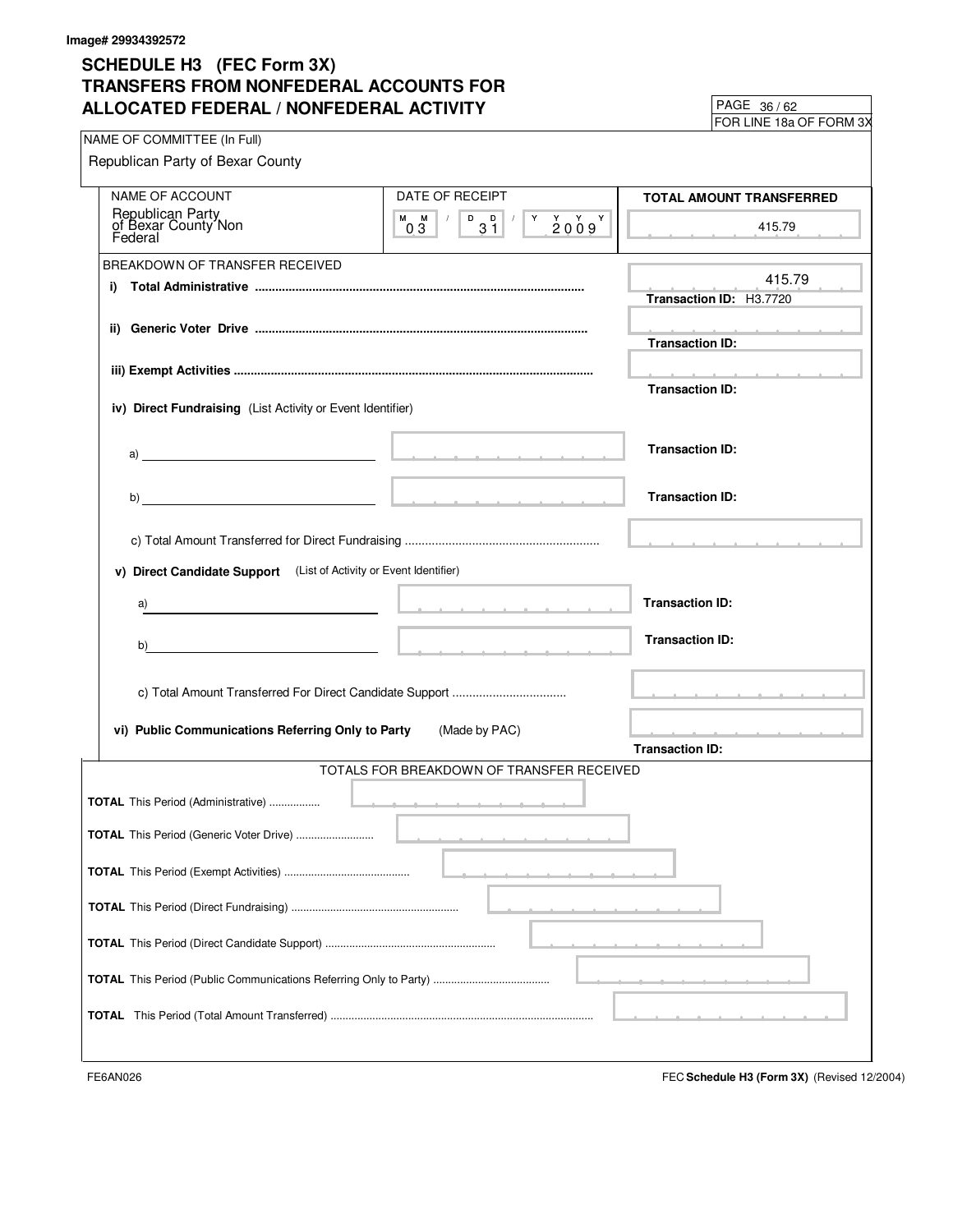Image# 29934392572

# SCHEDULE H3 (FEC Form 3X)
## TRANSFERS FROM NONFEDERAL ACCOUNTS FOR ALLOCATED FEDERAL / NONFEDERAL ACTIVITY

PAGE 36 / 62
FOR LINE 18a OF FORM 3X

NAME OF COMMITTEE (In Full)
Republican Party of Bexar County

| NAME OF ACCOUNT | DATE OF RECEIPT | TOTAL AMOUNT TRANSFERRED |
|---|---|---|
| Republican Party of Bexar County Non Federal | 03 / 31 / 2009 | 415.79 |

BREAKDOWN OF TRANSFER RECEIVED

| Item | | Amount | Transaction ID |
|---|---|---|---|
| i) **Total Administrative** | | 415.79 | H3.7720 |
| ii) **Generic Voter Drive** | | | |
| iii) **Exempt Activities** | | | |
| iv) **Direct Fundraising** (List Activity or Event Identifier) | | | |
| a) | | | |
| b) | | | |
| c) Total Amount Transferred for Direct Fundraising | | | |
| v) **Direct Candidate Support** (List of Activity or Event Identifier) | | | |
| a) | | | |
| b) | | | |
| c) Total Amount Transferred For Direct Candidate Support | | | |
| vi) **Public Communications Referring Only to Party** (Made by PAC) | | | |

TOTALS FOR BREAKDOWN OF TRANSFER RECEIVED

| | |
|---|---|
| **TOTAL** This Period (Administrative) | |
| **TOTAL** This Period (Generic Voter Drive) | |
| **TOTAL** This Period (Exempt Activities) | |
| **TOTAL** This Period (Direct Fundraising) | |
| **TOTAL** This Period (Direct Candidate Support) | |
| **TOTAL** This Period (Public Communications Referring Only to Party) | |
| **TOTAL** This Period (Total Amount Transferred) | |

FE6AN026

FEC **Schedule H3 (Form 3X)** (Revised 12/2004)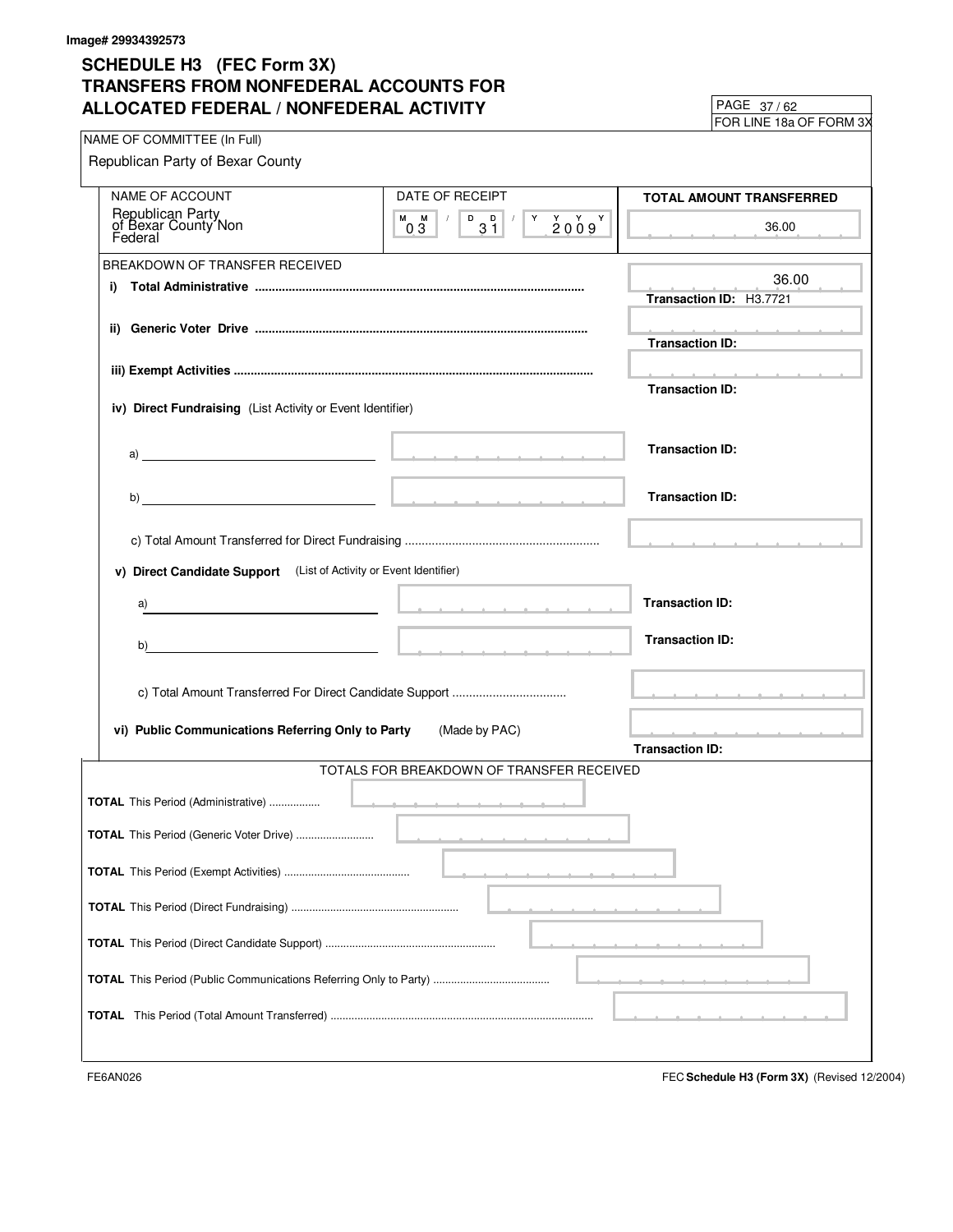Image# 29934392573

# SCHEDULE H3 (FEC Form 3X)
# TRANSFERS FROM NONFEDERAL ACCOUNTS FOR ALLOCATED FEDERAL / NONFEDERAL ACTIVITY

FOR LINE 18a OF FORM 3X

NAME OF COMMITTEE (In Full)

Republican Party of Bexar County

| NAME OF ACCOUNT | DATE OF RECEIPT | TOTAL AMOUNT TRANSFERRED |
|---|---|---|
| Republican Party of Bexar County Non Federal | 03 / 31 / 2009 | 36.00 |

BREAKDOWN OF TRANSFER RECEIVED

**i) Total Administrative** ................ 36.00
**Transaction ID:** H3.7721

**ii) Generic Voter Drive** ................
**Transaction ID:**

**iii) Exempt Activities** ................
**Transaction ID:**

**iv) Direct Fundraising** (List Activity or Event Identifier)

a) ____________ **Transaction ID:**

b) ____________ **Transaction ID:**

c) Total Amount Transferred for Direct Fundraising ................

**v) Direct Candidate Support** (List of Activity or Event Identifier)

a) ____________ **Transaction ID:**

b) ____________ **Transaction ID:**

c) Total Amount Transferred For Direct Candidate Support ................

**vi) Public Communications Referring Only to Party** (Made by PAC)
**Transaction ID:**

TOTALS FOR BREAKDOWN OF TRANSFER RECEIVED

**TOTAL** This Period (Administrative) ................

**TOTAL** This Period (Generic Voter Drive) ................

**TOTAL** This Period (Exempt Activities) ................

**TOTAL** This Period (Direct Fundraising) ................

**TOTAL** This Period (Direct Candidate Support) ................

**TOTAL** This Period (Public Communications Referring Only to Party) ................

**TOTAL** This Period (Total Amount Transferred) ................

FE6AN026

FEC **Schedule H3 (Form 3X)** (Revised 12/2004)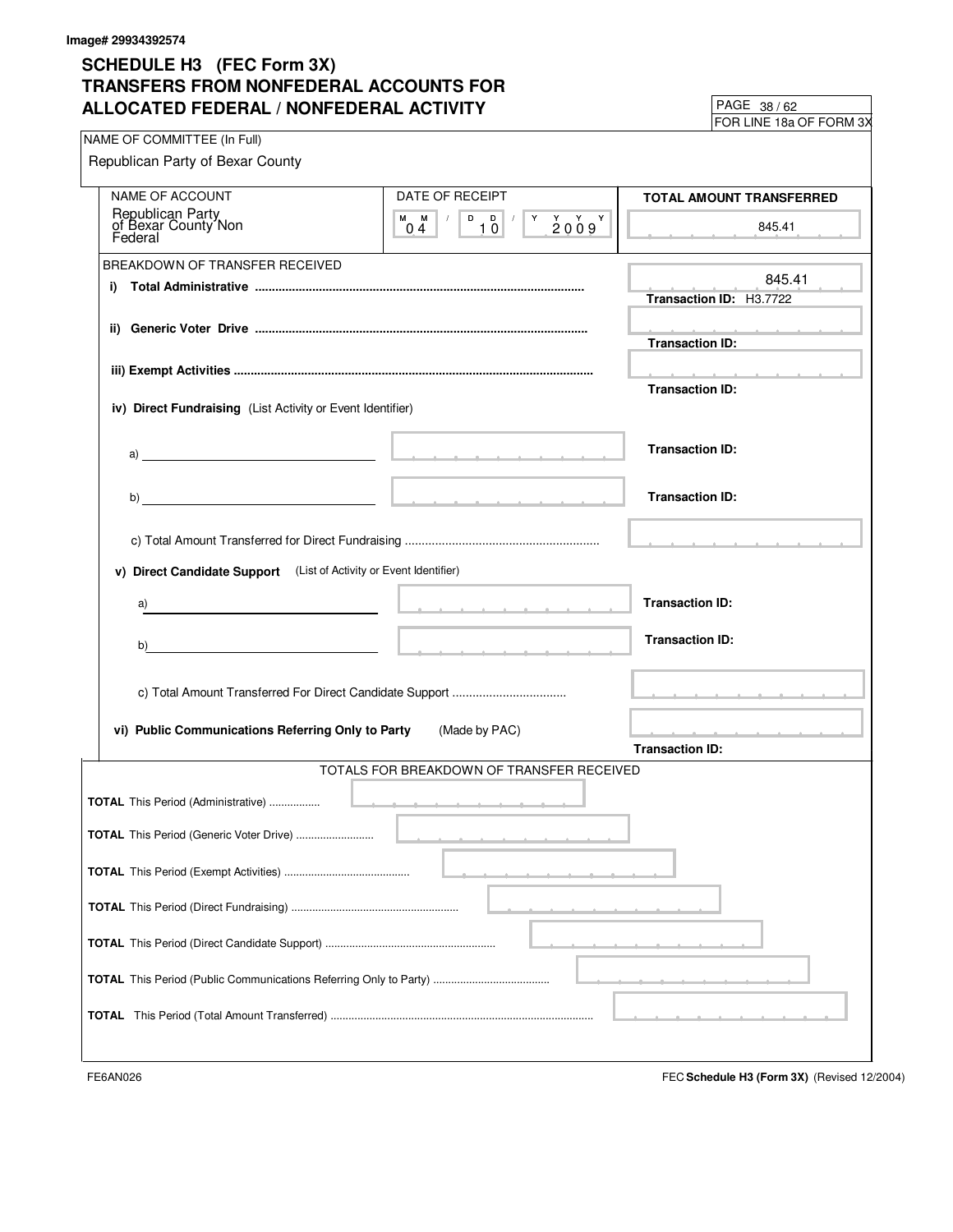Image# 29934392574

# SCHEDULE H3 (FEC Form 3X)
# TRANSFERS FROM NONFEDERAL ACCOUNTS FOR ALLOCATED FEDERAL / NONFEDERAL ACTIVITY

FOR LINE 18a OF FORM 3X

NAME OF COMMITTEE (In Full)

Republican Party of Bexar County

| NAME OF ACCOUNT | DATE OF RECEIPT | TOTAL AMOUNT TRANSFERRED |
|---|---|---|
| Republican Party of Bexar County Non Federal | 04 / 10 / 2009 | 845.41 |

BREAKDOWN OF TRANSFER RECEIVED

i) **Total Administrative** ........................................ 845.41
Transaction ID: H3.7722

ii) **Generic Voter Drive** ........................................
Transaction ID:

iii) **Exempt Activities** ........................................
Transaction ID:

iv) **Direct Fundraising** (List Activity or Event Identifier)

a) ____________ Transaction ID:

b) ____________ Transaction ID:

c) Total Amount Transferred for Direct Fundraising ........................................

v) **Direct Candidate Support** (List of Activity or Event Identifier)

a) ____________ Transaction ID:

b) ____________ Transaction ID:

c) Total Amount Transferred For Direct Candidate Support ........................................

vi) **Public Communications Referring Only to Party** (Made by PAC)
Transaction ID:

TOTALS FOR BREAKDOWN OF TRANSFER RECEIVED

**TOTAL** This Period (Administrative) ................

**TOTAL** This Period (Generic Voter Drive) ................

**TOTAL** This Period (Exempt Activities) ................

**TOTAL** This Period (Direct Fundraising) ................

**TOTAL** This Period (Direct Candidate Support) ................

**TOTAL** This Period (Public Communications Referring Only to Party) ................

**TOTAL** This Period (Total Amount Transferred) ................

FE6AN026

FEC **Schedule H3 (Form 3X)** (Revised 12/2004)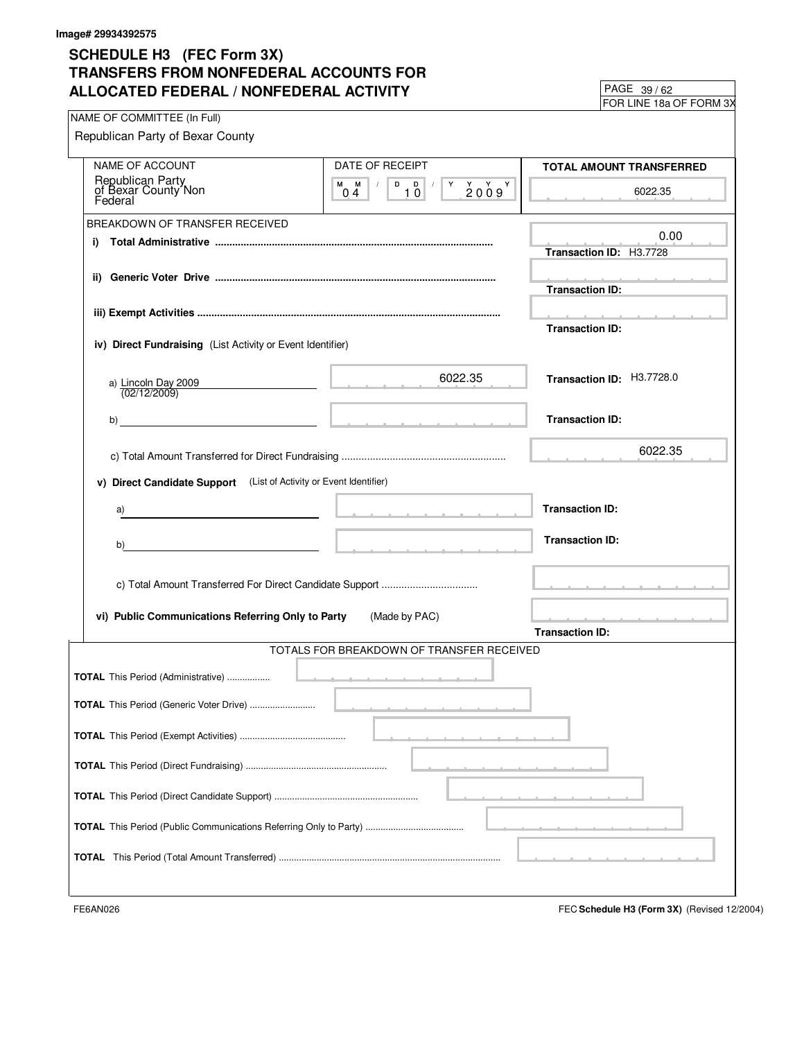Image# 29934392575

# SCHEDULE H3 (FEC Form 3X)
## TRANSFERS FROM NONFEDERAL ACCOUNTS FOR ALLOCATED FEDERAL / NONFEDERAL ACTIVITY

FOR LINE 18a OF FORM 3X

NAME OF COMMITTEE (In Full)

Republican Party of Bexar County

| NAME OF ACCOUNT | DATE OF RECEIPT | TOTAL AMOUNT TRANSFERRED |
|---|---|---|
| Republican Party of Bexar County Non Federal | 04 / 10 / 2009 | 6022.35 |

BREAKDOWN OF TRANSFER RECEIVED

**i) Total Administrative** ........ 0.00
Transaction ID: H3.7728

**ii) Generic Voter Drive** ........
Transaction ID:

**iii) Exempt Activities** ........
Transaction ID:

**iv) Direct Fundraising** (List Activity or Event Identifier)

a) Lincoln Day 2009 (02/12/2009) — 6022.35 — Transaction ID: H3.7728.0

b) — Transaction ID:

c) Total Amount Transferred for Direct Fundraising ........ 6022.35

**v) Direct Candidate Support** (List of Activity or Event Identifier)

a) — Transaction ID:

b) — Transaction ID:

c) Total Amount Transferred For Direct Candidate Support ........

**vi) Public Communications Referring Only to Party** (Made by PAC)
Transaction ID:

TOTALS FOR BREAKDOWN OF TRANSFER RECEIVED

**TOTAL** This Period (Administrative) ........

**TOTAL** This Period (Generic Voter Drive) ........

**TOTAL** This Period (Exempt Activities) ........

**TOTAL** This Period (Direct Fundraising) ........

**TOTAL** This Period (Direct Candidate Support) ........

**TOTAL** This Period (Public Communications Referring Only to Party) ........

**TOTAL** This Period (Total Amount Transferred) ........

FE6AN026

FEC **Schedule H3 (Form 3X)** (Revised 12/2004)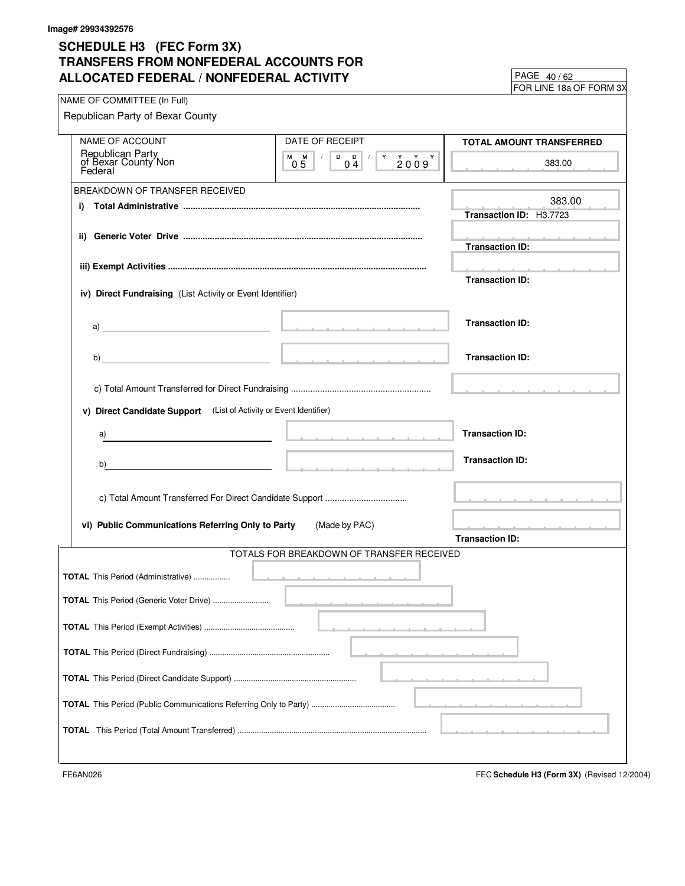Image# 29934392576

# SCHEDULE H3 (FEC Form 3X)
## TRANSFERS FROM NONFEDERAL ACCOUNTS FOR ALLOCATED FEDERAL / NONFEDERAL ACTIVITY

PAGE 40 / 62
FOR LINE 18a OF FORM 3X

NAME OF COMMITTEE (In Full)
Republican Party of Bexar County

| NAME OF ACCOUNT | DATE OF RECEIPT | TOTAL AMOUNT TRANSFERRED |
|---|---|---|
| Republican Party of Bexar County Non Federal | 05 / 04 / 2009 | 383.00 |

BREAKDOWN OF TRANSFER RECEIVED

i) **Total Administrative** ................ 383.00
**Transaction ID:** H3.7723

ii) **Generic Voter Drive** ................
**Transaction ID:**

iii) **Exempt Activities** ................
**Transaction ID:**

iv) **Direct Fundraising** (List Activity or Event Identifier)

a) ____________ **Transaction ID:**

b) ____________ **Transaction ID:**

c) Total Amount Transferred for Direct Fundraising ................

v) **Direct Candidate Support** (List of Activity or Event Identifier)

a) ____________ **Transaction ID:**

b) ____________ **Transaction ID:**

c) Total Amount Transferred For Direct Candidate Support ................

vi) **Public Communications Referring Only to Party** (Made by PAC)
**Transaction ID:**

TOTALS FOR BREAKDOWN OF TRANSFER RECEIVED

**TOTAL** This Period (Administrative) ................

**TOTAL** This Period (Generic Voter Drive) ................

**TOTAL** This Period (Exempt Activities) ................

**TOTAL** This Period (Direct Fundraising) ................

**TOTAL** This Period (Direct Candidate Support) ................

**TOTAL** This Period (Public Communications Referring Only to Party) ................

**TOTAL** This Period (Total Amount Transferred) ................

FE6AN026

FEC **Schedule H3 (Form 3X)** (Revised 12/2004)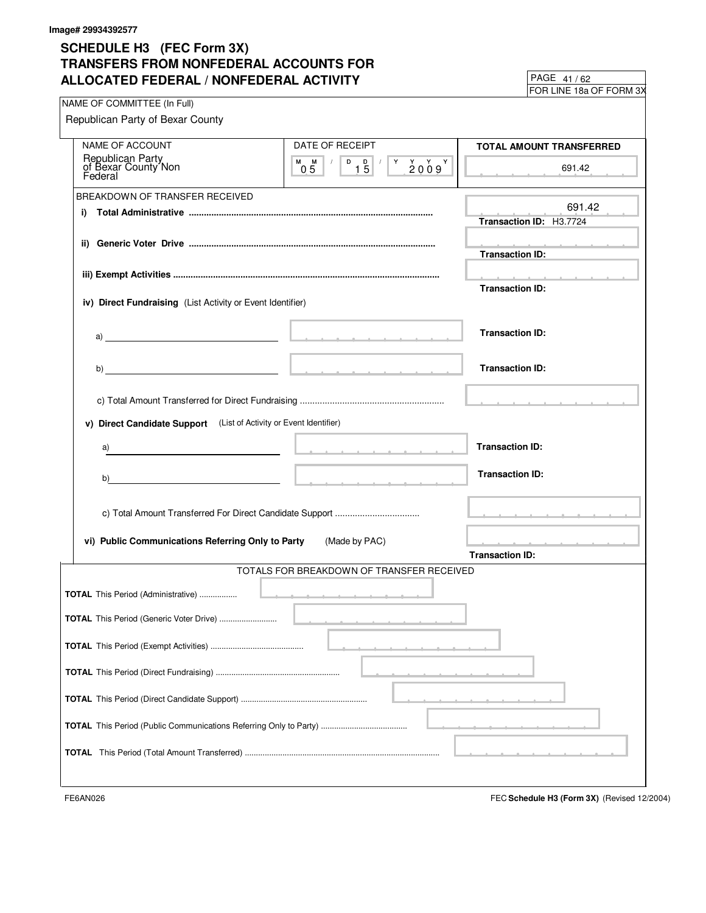Image# 29934392577

# SCHEDULE H3 (FEC Form 3X)
# TRANSFERS FROM NONFEDERAL ACCOUNTS FOR ALLOCATED FEDERAL / NONFEDERAL ACTIVITY

FOR LINE 18a OF FORM 3X

NAME OF COMMITTEE (In Full)

Republican Party of Bexar County

| NAME OF ACCOUNT | DATE OF RECEIPT | TOTAL AMOUNT TRANSFERRED |
|---|---|---|
| Republican Party of Bexar County Non Federal | 05 / 15 / 2009 | 691.42 |

BREAKDOWN OF TRANSFER RECEIVED

| Item | Amount | Transaction ID |
|---|---|---|
| i) **Total Administrative** | 691.42 | H3.7724 |
| ii) **Generic Voter Drive** | | |
| iii) **Exempt Activities** | | |

**iv) Direct Fundraising** (List Activity or Event Identifier)

| Item | Amount | Transaction ID |
|---|---|---|
| a) | | |
| b) | | |
| c) Total Amount Transferred for Direct Fundraising | | |

**v) Direct Candidate Support** (List of Activity or Event Identifier)

| Item | Amount | Transaction ID |
|---|---|---|
| a) | | |
| b) | | |
| c) Total Amount Transferred For Direct Candidate Support | | |

| Item | Amount | Transaction ID |
|---|---|---|
| vi) **Public Communications Referring Only to Party** (Made by PAC) | | |

TOTALS FOR BREAKDOWN OF TRANSFER RECEIVED

| Total | Amount |
|---|---|
| **TOTAL** This Period (Administrative) | |
| **TOTAL** This Period (Generic Voter Drive) | |
| **TOTAL** This Period (Exempt Activities) | |
| **TOTAL** This Period (Direct Fundraising) | |
| **TOTAL** This Period (Direct Candidate Support) | |
| **TOTAL** This Period (Public Communications Referring Only to Party) | |
| **TOTAL** This Period (Total Amount Transferred) | |

FE6AN026

FEC **Schedule H3 (Form 3X)** (Revised 12/2004)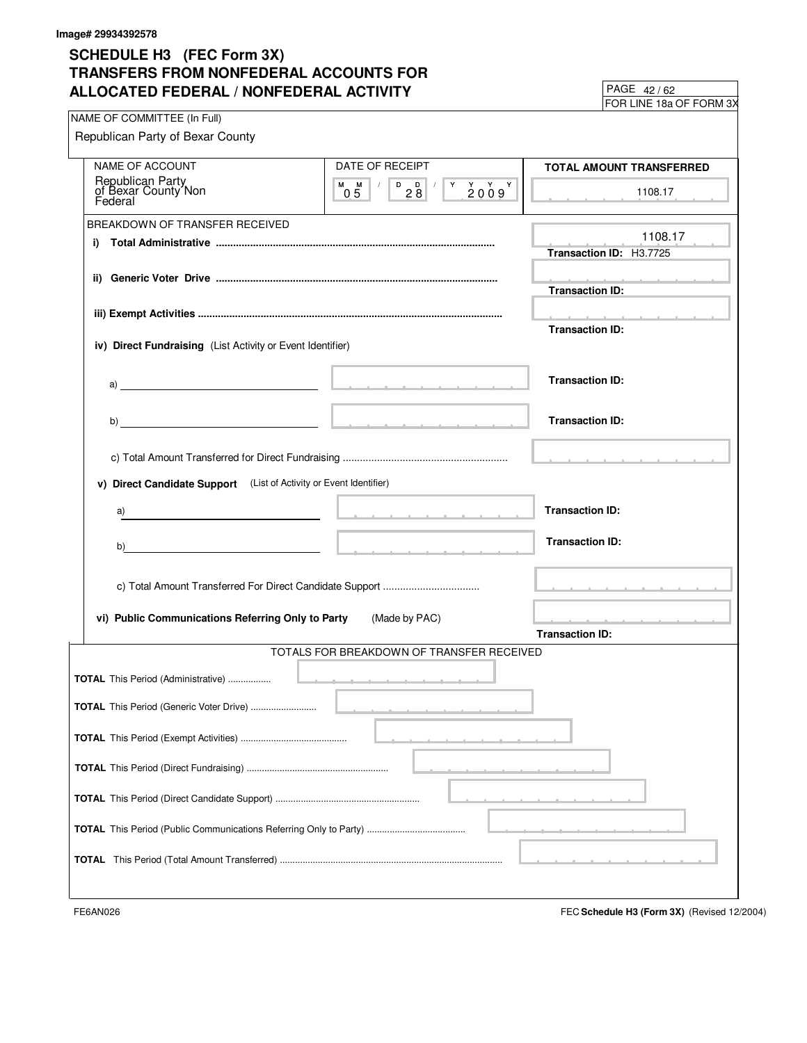Image# 29934392578

# SCHEDULE H3 (FEC Form 3X)
# TRANSFERS FROM NONFEDERAL ACCOUNTS FOR ALLOCATED FEDERAL / NONFEDERAL ACTIVITY

FOR LINE 18a OF FORM 3X

NAME OF COMMITTEE (In Full)

Republican Party of Bexar County

| NAME OF ACCOUNT | DATE OF RECEIPT | TOTAL AMOUNT TRANSFERRED |
|---|---|---|
| Republican Party of Bexar County Non Federal | 05 / 28 / 2009 | 1108.17 |

BREAKDOWN OF TRANSFER RECEIVED

**i) Total Administrative** .......... 1108.17
Transaction ID: H3.7725

**ii) Generic Voter Drive** ..........
Transaction ID:

**iii) Exempt Activities** ..........
Transaction ID:

**iv) Direct Fundraising** (List Activity or Event Identifier)

a) ______________________ Transaction ID:

b) ______________________ Transaction ID:

c) Total Amount Transferred for Direct Fundraising ..........

**v) Direct Candidate Support** (List of Activity or Event Identifier)

a) ______________________ Transaction ID:

b) ______________________ Transaction ID:

c) Total Amount Transferred For Direct Candidate Support ..........

**vi) Public Communications Referring Only to Party** (Made by PAC)
Transaction ID:

TOTALS FOR BREAKDOWN OF TRANSFER RECEIVED

**TOTAL** This Period (Administrative) ..........

**TOTAL** This Period (Generic Voter Drive) ..........

**TOTAL** This Period (Exempt Activities) ..........

**TOTAL** This Period (Direct Fundraising) ..........

**TOTAL** This Period (Direct Candidate Support) ..........

**TOTAL** This Period (Public Communications Referring Only to Party) ..........

**TOTAL** This Period (Total Amount Transferred) ..........

FE6AN026

FEC **Schedule H3 (Form 3X)** (Revised 12/2004)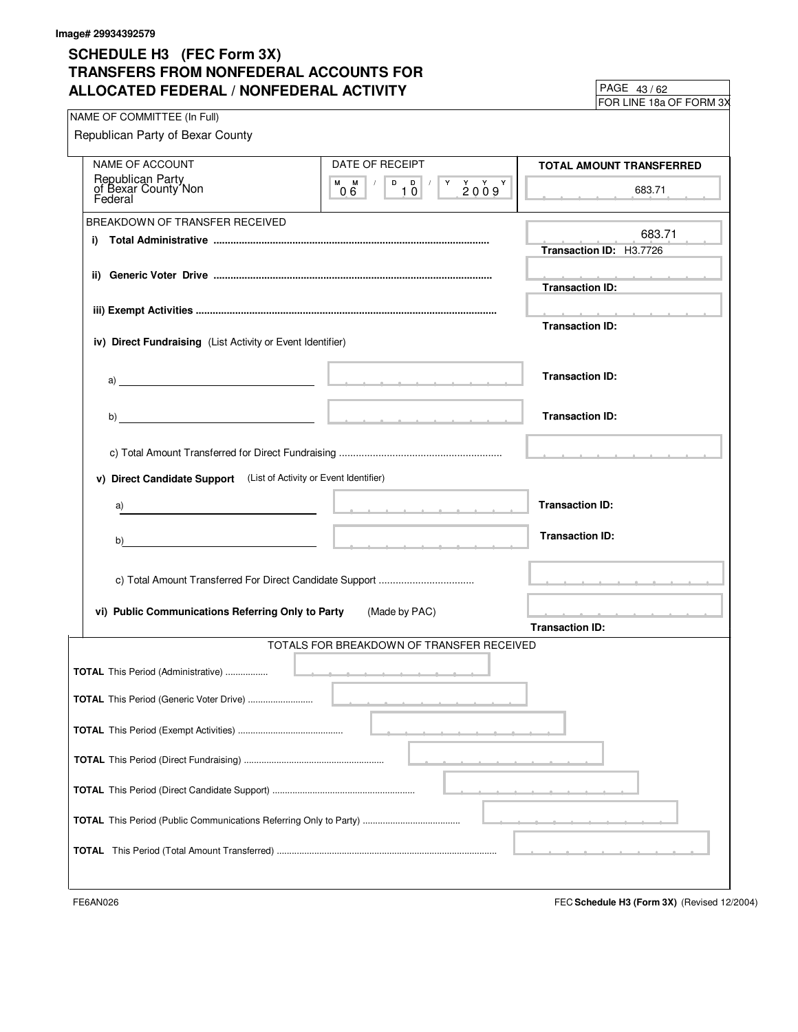Image# 29934392579

# SCHEDULE H3 (FEC Form 3X)
## TRANSFERS FROM NONFEDERAL ACCOUNTS FOR ALLOCATED FEDERAL / NONFEDERAL ACTIVITY

FOR LINE 18a OF FORM 3X

NAME OF COMMITTEE (In Full)

Republican Party of Bexar County

| NAME OF ACCOUNT | DATE OF RECEIPT | TOTAL AMOUNT TRANSFERRED |
|---|---|---|
| Republican Party of Bexar County Non Federal | 06 / 10 / 2009 | 683.71 |

BREAKDOWN OF TRANSFER RECEIVED

**i) Total Administrative** ........ 683.71
**Transaction ID:** H3.7726

**ii) Generic Voter Drive** ........
**Transaction ID:**

**iii) Exempt Activities** ........
**Transaction ID:**

**iv) Direct Fundraising** (List Activity or Event Identifier)

a) ________ **Transaction ID:**

b) ________ **Transaction ID:**

c) Total Amount Transferred for Direct Fundraising ........

**v) Direct Candidate Support** (List of Activity or Event Identifier)

a) ________ **Transaction ID:**

b) ________ **Transaction ID:**

c) Total Amount Transferred For Direct Candidate Support ........

**vi) Public Communications Referring Only to Party** (Made by PAC)
**Transaction ID:**

TOTALS FOR BREAKDOWN OF TRANSFER RECEIVED

**TOTAL** This Period (Administrative) ........

**TOTAL** This Period (Generic Voter Drive) ........

**TOTAL** This Period (Exempt Activities) ........

**TOTAL** This Period (Direct Fundraising) ........

**TOTAL** This Period (Direct Candidate Support) ........

**TOTAL** This Period (Public Communications Referring Only to Party) ........

**TOTAL** This Period (Total Amount Transferred) ........

FE6AN026

FEC **Schedule H3 (Form 3X)** (Revised 12/2004)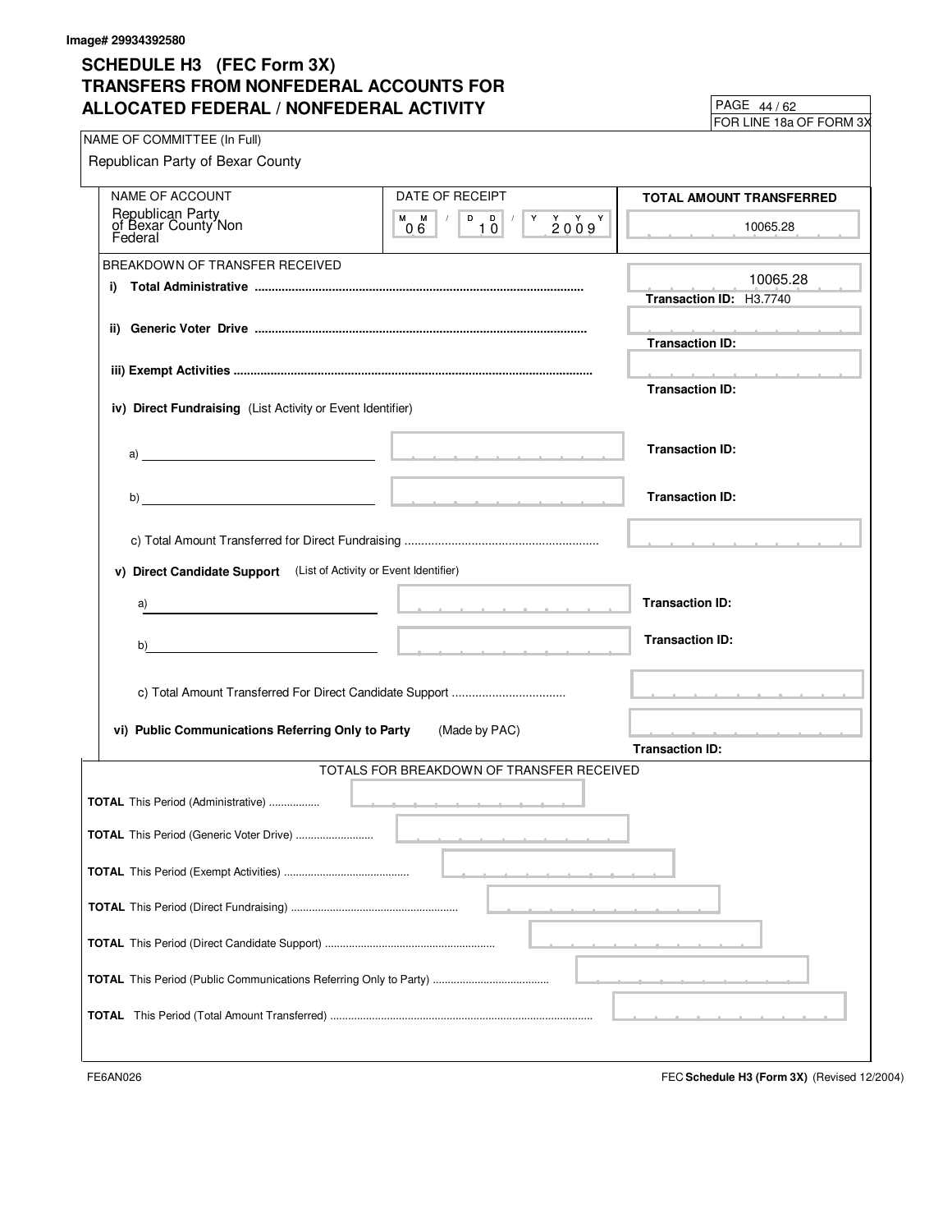Image# 29934392580

# SCHEDULE H3 (FEC Form 3X)
# TRANSFERS FROM NONFEDERAL ACCOUNTS FOR ALLOCATED FEDERAL / NONFEDERAL ACTIVITY

FOR LINE 18a OF FORM 3X

NAME OF COMMITTEE (In Full)

Republican Party of Bexar County

| NAME OF ACCOUNT | DATE OF RECEIPT | TOTAL AMOUNT TRANSFERRED |
|---|---|---|
| Republican Party of Bexar County Non Federal | 06 / 10 / 2009 | 10065.28 |

BREAKDOWN OF TRANSFER RECEIVED

i) **Total Administrative** ........ 10065.28
**Transaction ID:** H3.7740

ii) **Generic Voter Drive** ........
**Transaction ID:**

iii) **Exempt Activities** ........
**Transaction ID:**

iv) **Direct Fundraising** (List Activity or Event Identifier)

a) ______ **Transaction ID:**

b) ______ **Transaction ID:**

c) Total Amount Transferred for Direct Fundraising ........

v) **Direct Candidate Support** (List of Activity or Event Identifier)

a) ______ **Transaction ID:**

b) ______ **Transaction ID:**

c) Total Amount Transferred For Direct Candidate Support ........

vi) **Public Communications Referring Only to Party** (Made by PAC)
**Transaction ID:**

TOTALS FOR BREAKDOWN OF TRANSFER RECEIVED

**TOTAL** This Period (Administrative) ........

**TOTAL** This Period (Generic Voter Drive) ........

**TOTAL** This Period (Exempt Activities) ........

**TOTAL** This Period (Direct Fundraising) ........

**TOTAL** This Period (Direct Candidate Support) ........

**TOTAL** This Period (Public Communications Referring Only to Party) ........

**TOTAL** This Period (Total Amount Transferred) ........

FE6AN026

FEC **Schedule H3 (Form 3X)** (Revised 12/2004)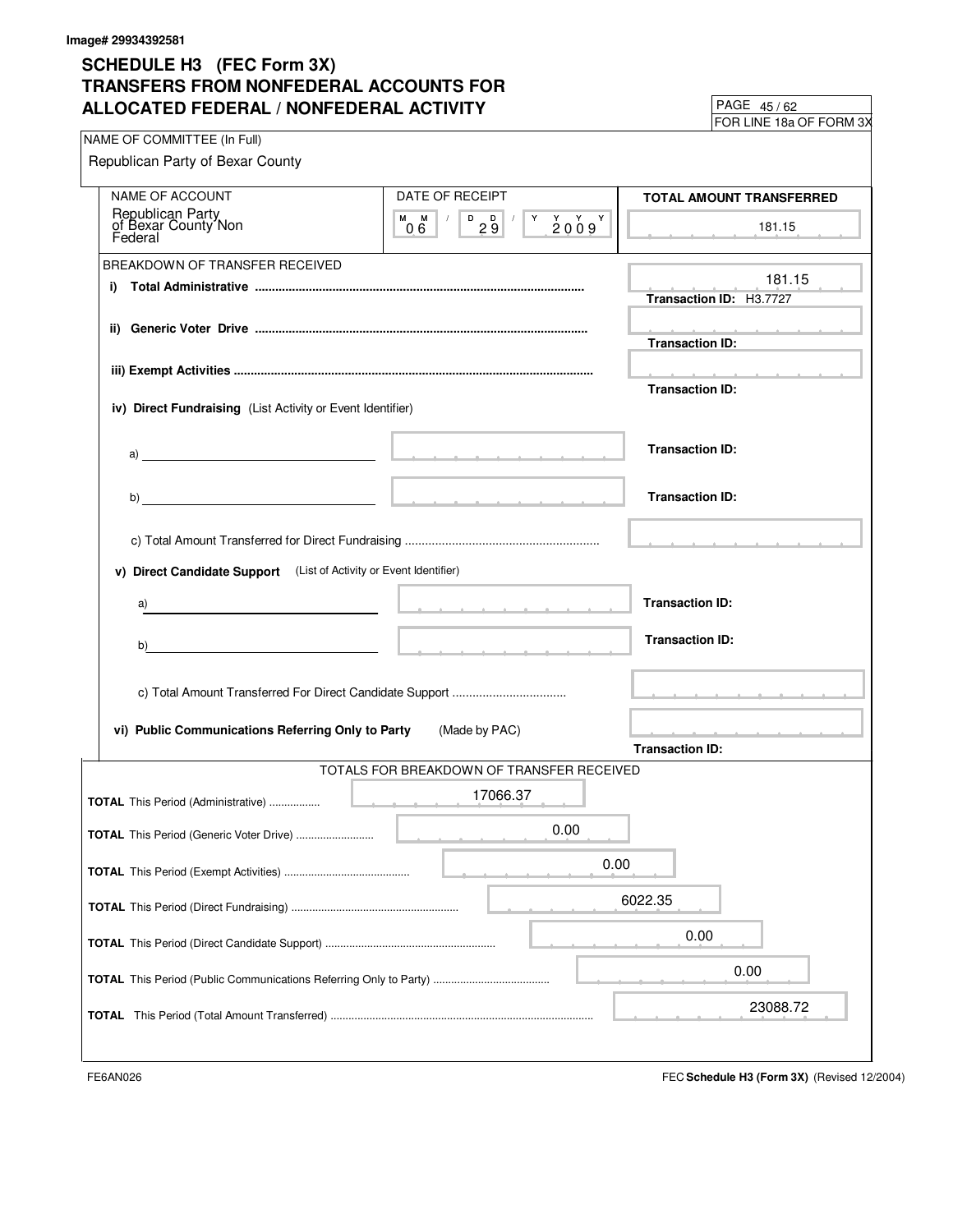Image# 29934392581

# SCHEDULE H3 (FEC Form 3X)
## TRANSFERS FROM NONFEDERAL ACCOUNTS FOR ALLOCATED FEDERAL / NONFEDERAL ACTIVITY

FOR LINE 18a OF FORM 3X

NAME OF COMMITTEE (In Full)

Republican Party of Bexar County

| NAME OF ACCOUNT | DATE OF RECEIPT | TOTAL AMOUNT TRANSFERRED |
|---|---|---|
| Republican Party of Bexar County Non Federal | 06 / 29 / 2009 | 181.15 |

BREAKDOWN OF TRANSFER RECEIVED

**i) Total Administrative** ................ 181.15
Transaction ID: H3.7727

**ii) Generic Voter Drive** ................
Transaction ID:

**iii) Exempt Activities** ................
Transaction ID:

**iv) Direct Fundraising** (List Activity or Event Identifier)

a) ________ Transaction ID:

b) ________ Transaction ID:

c) Total Amount Transferred for Direct Fundraising ................

**v) Direct Candidate Support** (List of Activity or Event Identifier)

a) ________ Transaction ID:

b) ________ Transaction ID:

c) Total Amount Transferred For Direct Candidate Support ................

**vi) Public Communications Referring Only to Party** (Made by PAC)
Transaction ID:

TOTALS FOR BREAKDOWN OF TRANSFER RECEIVED

| | |
|---|---|
| **TOTAL** This Period (Administrative) | 17066.37 |
| **TOTAL** This Period (Generic Voter Drive) | 0.00 |
| **TOTAL** This Period (Exempt Activities) | 0.00 |
| **TOTAL** This Period (Direct Fundraising) | 6022.35 |
| **TOTAL** This Period (Direct Candidate Support) | 0.00 |
| **TOTAL** This Period (Public Communications Referring Only to Party) | 0.00 |
| **TOTAL** This Period (Total Amount Transferred) | 23088.72 |

FE6AN026

FEC **Schedule H3 (Form 3X)** (Revised 12/2004)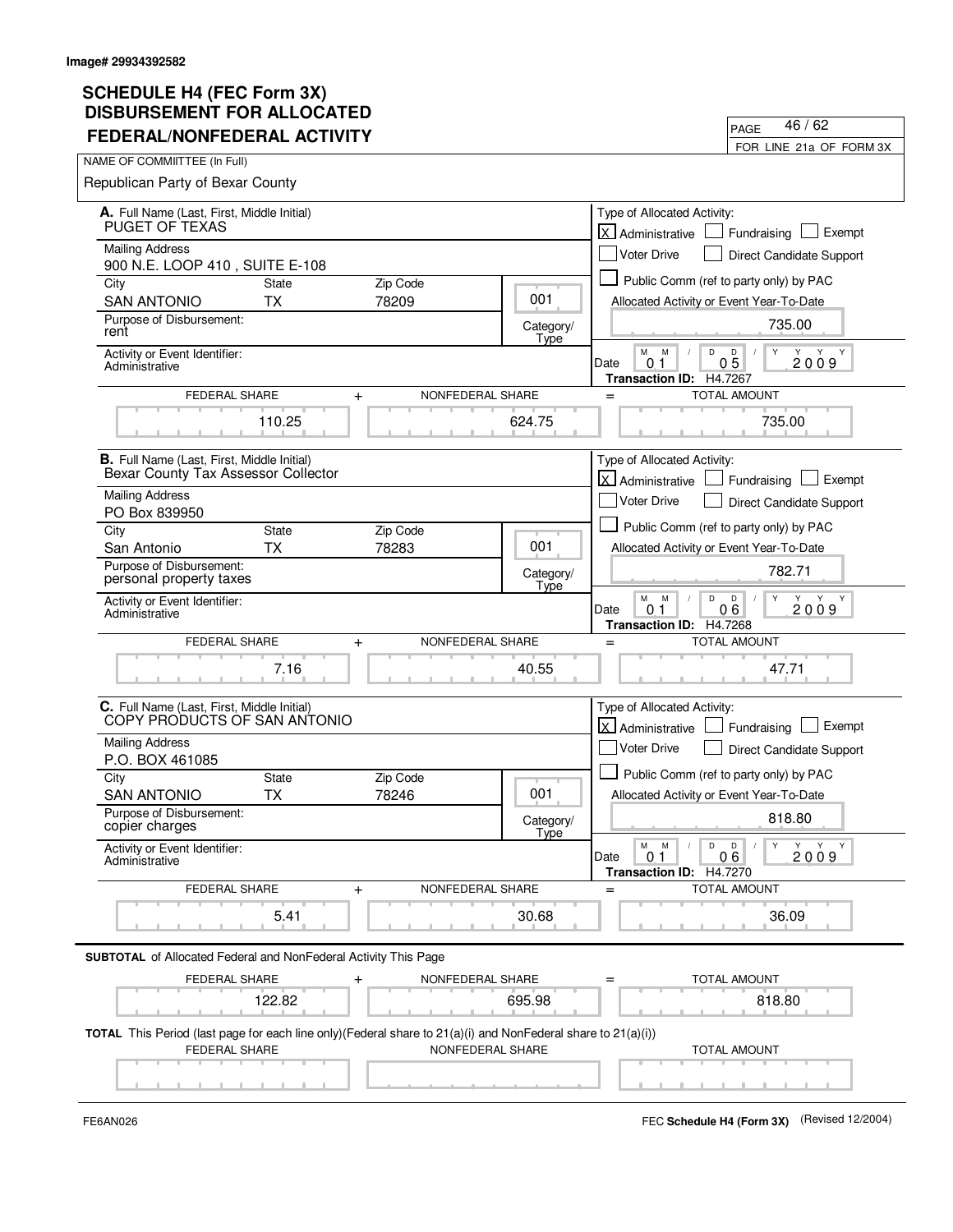Image# 29934392582

# SCHEDULE H4 (FEC Form 3X)
## DISBURSEMENT FOR ALLOCATED FEDERAL/NONFEDERAL ACTIVITY

PAGE 46 / 62

FOR LINE 21a OF FORM 3X

NAME OF COMMIITTEE (In Full)

Republican Party of Bexar County

---

**A.** Full Name (Last, First, Middle Initial)
PUGET OF TEXAS

Mailing Address
900 N.E. LOOP 410 , SUITE E-108

| City | State | Zip Code |
|---|---|---|
| SAN ANTONIO | TX | 78209 |

Category/Type: 001

Purpose of Disbursement: rent

Activity or Event Identifier: Administrative

Type of Allocated Activity: [X] Administrative [ ] Fundraising [ ] Exempt [ ] Voter Drive [ ] Direct Candidate Support [ ] Public Comm (ref to party only) by PAC

Allocated Activity or Event Year-To-Date: 735.00

Date: 01 / 05 / 2009

Transaction ID: H4.7267

| FEDERAL SHARE | + | NONFEDERAL SHARE | = | TOTAL AMOUNT |
|---|---|---|---|---|
| 110.25 | | 624.75 | | 735.00 |

---

**B.** Full Name (Last, First, Middle Initial)
Bexar County Tax Assessor Collector

Mailing Address
PO Box 839950

| City | State | Zip Code |
|---|---|---|
| San Antonio | TX | 78283 |

Category/Type: 001

Purpose of Disbursement: personal property taxes

Activity or Event Identifier: Administrative

Type of Allocated Activity: [X] Administrative [ ] Fundraising [ ] Exempt [ ] Voter Drive [ ] Direct Candidate Support [ ] Public Comm (ref to party only) by PAC

Allocated Activity or Event Year-To-Date: 782.71

Date: 01 / 06 / 2009

Transaction ID: H4.7268

| FEDERAL SHARE | + | NONFEDERAL SHARE | = | TOTAL AMOUNT |
|---|---|---|---|---|
| 7.16 | | 40.55 | | 47.71 |

---

**C.** Full Name (Last, First, Middle Initial)
COPY PRODUCTS OF SAN ANTONIO

Mailing Address
P.O. BOX 461085

| City | State | Zip Code |
|---|---|---|
| SAN ANTONIO | TX | 78246 |

Category/Type: 001

Purpose of Disbursement: copier charges

Activity or Event Identifier: Administrative

Type of Allocated Activity: [X] Administrative [ ] Fundraising [ ] Exempt [ ] Voter Drive [ ] Direct Candidate Support [ ] Public Comm (ref to party only) by PAC

Allocated Activity or Event Year-To-Date: 818.80

Date: 01 / 06 / 2009

Transaction ID: H4.7270

| FEDERAL SHARE | + | NONFEDERAL SHARE | = | TOTAL AMOUNT |
|---|---|---|---|---|
| 5.41 | | 30.68 | | 36.09 |

---

**SUBTOTAL** of Allocated Federal and NonFederal Activity This Page

| FEDERAL SHARE | + | NONFEDERAL SHARE | = | TOTAL AMOUNT |
|---|---|---|---|---|
| 122.82 | | 695.98 | | 818.80 |

**TOTAL** This Period (last page for each line only)(Federal share to 21(a)(i) and NonFederal share to 21(a)(i))

| FEDERAL SHARE | NONFEDERAL SHARE | TOTAL AMOUNT |
|---|---|---|
| | | |

FE6AN026

FEC **Schedule H4 (Form 3X)** (Revised 12/2004)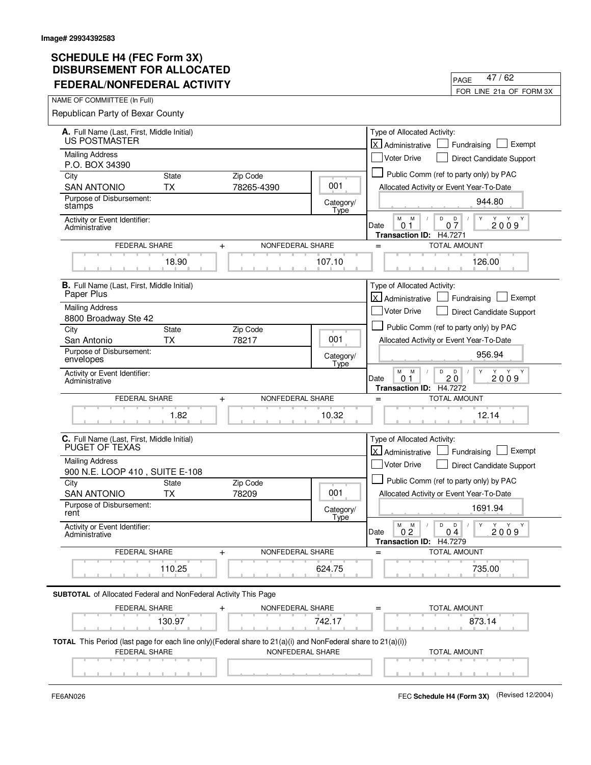Image# 29934392583

# SCHEDULE H4 (FEC Form 3X)
## DISBURSEMENT FOR ALLOCATED FEDERAL/NONFEDERAL ACTIVITY

FOR LINE 21a OF FORM 3X

NAME OF COMMIITTEE (In Full)

Republican Party of Bexar County

---

**A.** Full Name (Last, First, Middle Initial)
US POSTMASTER

Mailing Address
P.O. BOX 34390

| City | State | Zip Code |
|---|---|---|
| SAN ANTONIO | TX | 78265-4390 |

Category/Type: 001

Purpose of Disbursement: stamps

Activity or Event Identifier: Administrative

Type of Allocated Activity: [X] Administrative [ ] Fundraising [ ] Exempt [ ] Voter Drive [ ] Direct Candidate Support [ ] Public Comm (ref to party only) by PAC

Allocated Activity or Event Year-To-Date: 944.80

Date: 01 / 07 / 2009

Transaction ID: H4.7271

| FEDERAL SHARE | + | NONFEDERAL SHARE | = | TOTAL AMOUNT |
|---|---|---|---|---|
| 18.90 | | 107.10 | | 126.00 |

---

**B.** Full Name (Last, First, Middle Initial)
Paper Plus

Mailing Address
8800 Broadway Ste 42

| City | State | Zip Code |
|---|---|---|
| San Antonio | TX | 78217 |

Category/Type: 001

Purpose of Disbursement: envelopes

Activity or Event Identifier: Administrative

Type of Allocated Activity: [X] Administrative [ ] Fundraising [ ] Exempt [ ] Voter Drive [ ] Direct Candidate Support [ ] Public Comm (ref to party only) by PAC

Allocated Activity or Event Year-To-Date: 956.94

Date: 01 / 20 / 2009

Transaction ID: H4.7272

| FEDERAL SHARE | + | NONFEDERAL SHARE | = | TOTAL AMOUNT |
|---|---|---|---|---|
| 1.82 | | 10.32 | | 12.14 |

---

**C.** Full Name (Last, First, Middle Initial)
PUGET OF TEXAS

Mailing Address
900 N.E. LOOP 410 , SUITE E-108

| City | State | Zip Code |
|---|---|---|
| SAN ANTONIO | TX | 78209 |

Category/Type: 001

Purpose of Disbursement: rent

Activity or Event Identifier: Administrative

Type of Allocated Activity: [X] Administrative [ ] Fundraising [ ] Exempt [ ] Voter Drive [ ] Direct Candidate Support [ ] Public Comm (ref to party only) by PAC

Allocated Activity or Event Year-To-Date: 1691.94

Date: 02 / 04 / 2009

Transaction ID: H4.7279

| FEDERAL SHARE | + | NONFEDERAL SHARE | = | TOTAL AMOUNT |
|---|---|---|---|---|
| 110.25 | | 624.75 | | 735.00 |

---

**SUBTOTAL** of Allocated Federal and NonFederal Activity This Page

| FEDERAL SHARE | + | NONFEDERAL SHARE | = | TOTAL AMOUNT |
|---|---|---|---|---|
| 130.97 | | 742.17 | | 873.14 |

**TOTAL** This Period (last page for each line only)(Federal share to 21(a)(i) and NonFederal share to 21(a)(i))

| FEDERAL SHARE | NONFEDERAL SHARE | TOTAL AMOUNT |
|---|---|---|
| | | |

FE6AN026

FEC **Schedule H4 (Form 3X)** (Revised 12/2004)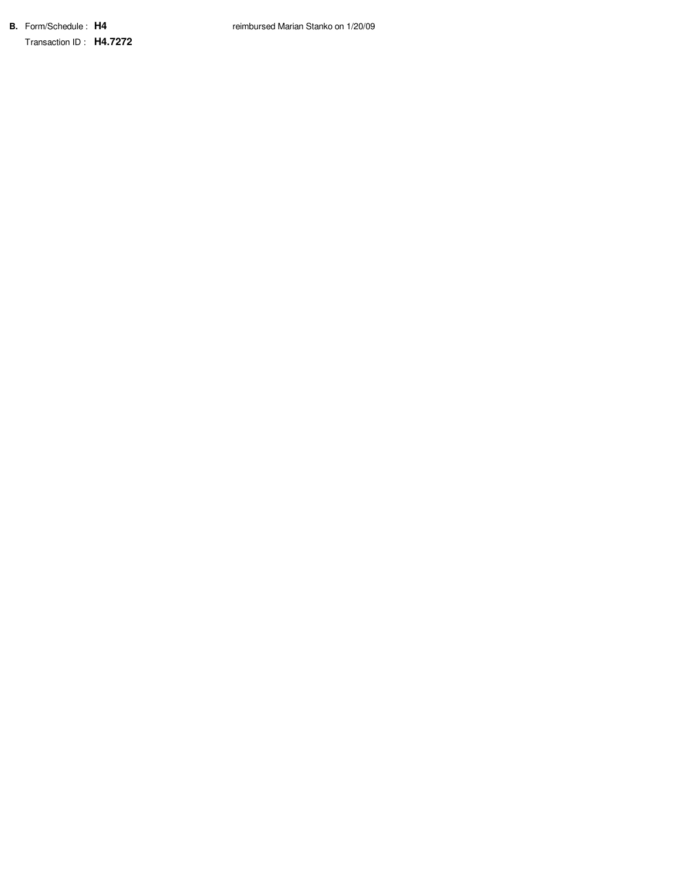**B.** Form/Schedule : **H4** reimbursed Marian Stanko on 1/20/09

Transaction ID : **H4.7272**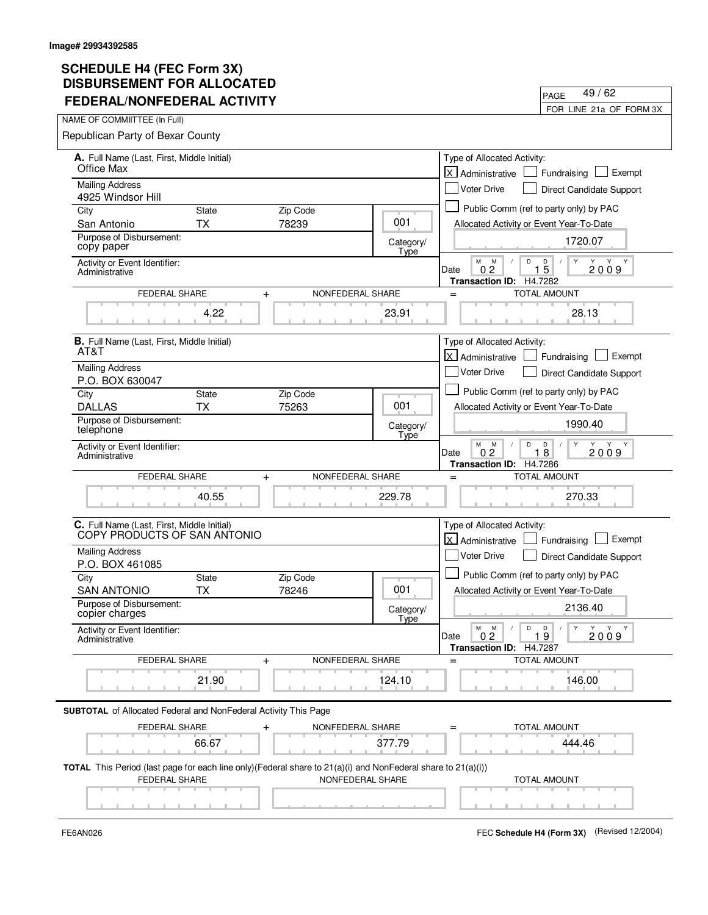Image# 29934392585

# SCHEDULE H4 (FEC Form 3X) DISBURSEMENT FOR ALLOCATED FEDERAL/NONFEDERAL ACTIVITY

PAGE 49 / 62

FOR LINE 21a OF FORM 3X

NAME OF COMMIITTEE (In Full)

Republican Party of Bexar County

---

**A.** Full Name (Last, First, Middle Initial)
Office Max

Mailing Address
4925 Windsor Hill

| City | State | Zip Code |
|---|---|---|
| San Antonio | TX | 78239 |

Category/Type: 001

Purpose of Disbursement:
copy paper

Activity or Event Identifier:
Administrative

Type of Allocated Activity:
- [X] Administrative
- [ ] Fundraising
- [ ] Exempt
- [ ] Voter Drive
- [ ] Direct Candidate Support
- [ ] Public Comm (ref to party only) by PAC

Allocated Activity or Event Year-To-Date: 1720.07

Date: 02 / 15 / 2009

Transaction ID: H4.7282

| FEDERAL SHARE | + | NONFEDERAL SHARE | = | TOTAL AMOUNT |
|---|---|---|---|---|
| 4.22 | | 23.91 | | 28.13 |

---

**B.** Full Name (Last, First, Middle Initial)
AT&T

Mailing Address
P.O. BOX 630047

| City | State | Zip Code |
|---|---|---|
| DALLAS | TX | 75263 |

Category/Type: 001

Purpose of Disbursement:
telephone

Activity or Event Identifier:
Administrative

Type of Allocated Activity:
- [X] Administrative
- [ ] Fundraising
- [ ] Exempt
- [ ] Voter Drive
- [ ] Direct Candidate Support
- [ ] Public Comm (ref to party only) by PAC

Allocated Activity or Event Year-To-Date: 1990.40

Date: 02 / 18 / 2009

Transaction ID: H4.7286

| FEDERAL SHARE | + | NONFEDERAL SHARE | = | TOTAL AMOUNT |
|---|---|---|---|---|
| 40.55 | | 229.78 | | 270.33 |

---

**C.** Full Name (Last, First, Middle Initial)
COPY PRODUCTS OF SAN ANTONIO

Mailing Address
P.O. BOX 461085

| City | State | Zip Code |
|---|---|---|
| SAN ANTONIO | TX | 78246 |

Category/Type: 001

Purpose of Disbursement:
copier charges

Activity or Event Identifier:
Administrative

Type of Allocated Activity:
- [X] Administrative
- [ ] Fundraising
- [ ] Exempt
- [ ] Voter Drive
- [ ] Direct Candidate Support
- [ ] Public Comm (ref to party only) by PAC

Allocated Activity or Event Year-To-Date: 2136.40

Date: 02 / 19 / 2009

Transaction ID: H4.7287

| FEDERAL SHARE | + | NONFEDERAL SHARE | = | TOTAL AMOUNT |
|---|---|---|---|---|
| 21.90 | | 124.10 | | 146.00 |

---

**SUBTOTAL** of Allocated Federal and NonFederal Activity This Page

| FEDERAL SHARE | + | NONFEDERAL SHARE | = | TOTAL AMOUNT |
|---|---|---|---|---|
| 66.67 | | 377.79 | | 444.46 |

**TOTAL** This Period (last page for each line only)(Federal share to 21(a)(i) and NonFederal share to 21(a)(i))

| FEDERAL SHARE | NONFEDERAL SHARE | TOTAL AMOUNT |
|---|---|---|
| | | |

FE6AN026

FEC **Schedule H4 (Form 3X)** (Revised 12/2004)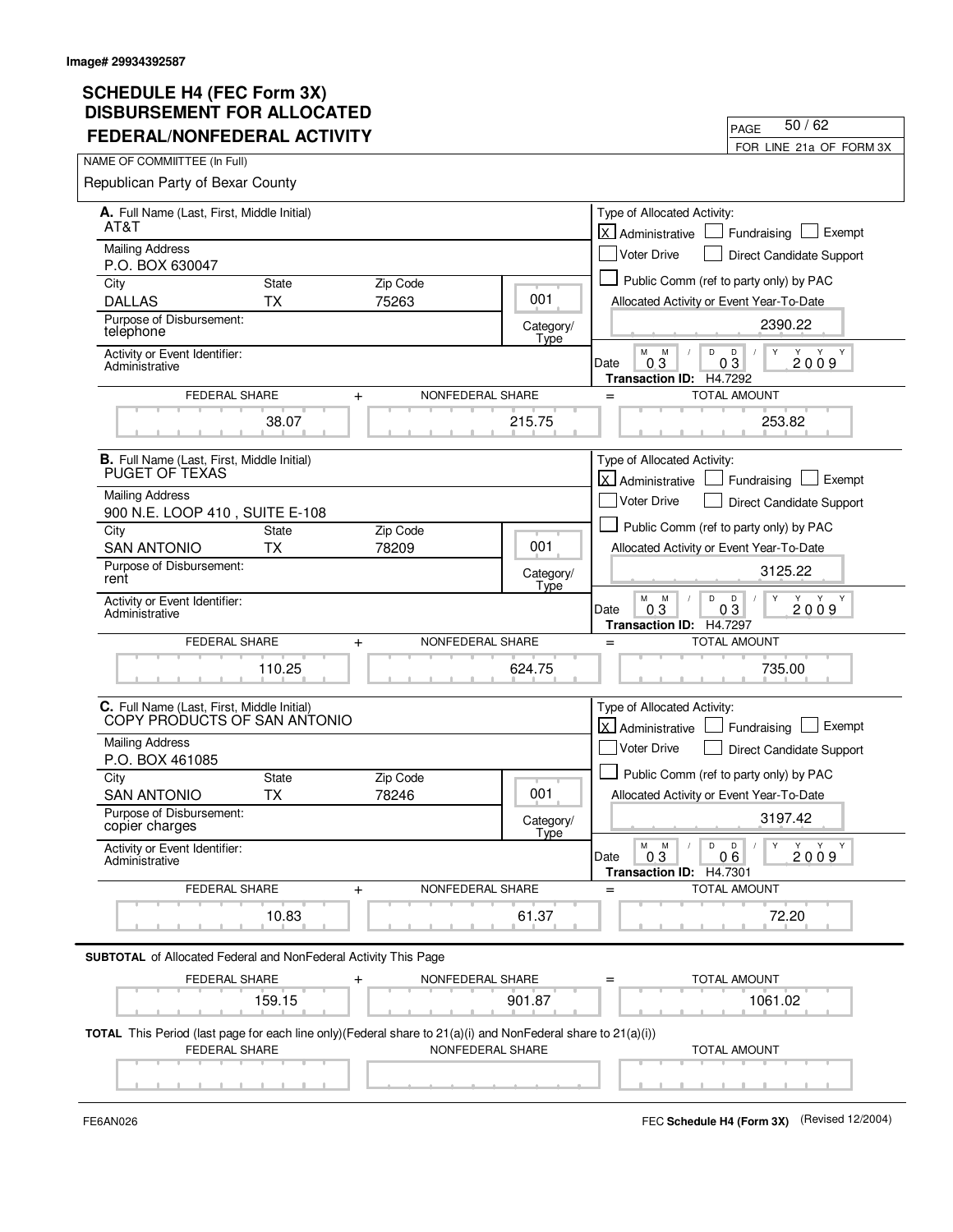Image# 29934392587

# SCHEDULE H4 (FEC Form 3X)
## DISBURSEMENT FOR ALLOCATED FEDERAL/NONFEDERAL ACTIVITY

FOR LINE 21a OF FORM 3X

NAME OF COMMIITTEE (In Full)
Republican Party of Bexar County

---

**A.** Full Name (Last, First, Middle Initial): AT&T

Mailing Address: P.O. BOX 630047

City: DALLAS | State: TX | Zip Code: 75263

Purpose of Disbursement: telephone

Category/Type: 001

Activity or Event Identifier: Administrative

Type of Allocated Activity: [X] Administrative [ ] Fundraising [ ] Exempt [ ] Voter Drive [ ] Direct Candidate Support [ ] Public Comm (ref to party only) by PAC

Allocated Activity or Event Year-To-Date: 2390.22

Date: 03/03/2009

Transaction ID: H4.7292

| FEDERAL SHARE | NONFEDERAL SHARE | TOTAL AMOUNT |
|---|---|---|
| 38.07 | 215.75 | 253.82 |

---

**B.** Full Name (Last, First, Middle Initial): PUGET OF TEXAS

Mailing Address: 900 N.E. LOOP 410 , SUITE E-108

City: SAN ANTONIO | State: TX | Zip Code: 78209

Purpose of Disbursement: rent

Category/Type: 001

Activity or Event Identifier: Administrative

Type of Allocated Activity: [X] Administrative [ ] Fundraising [ ] Exempt [ ] Voter Drive [ ] Direct Candidate Support [ ] Public Comm (ref to party only) by PAC

Allocated Activity or Event Year-To-Date: 3125.22

Date: 03/03/2009

Transaction ID: H4.7297

| FEDERAL SHARE | NONFEDERAL SHARE | TOTAL AMOUNT |
|---|---|---|
| 110.25 | 624.75 | 735.00 |

---

**C.** Full Name (Last, First, Middle Initial): COPY PRODUCTS OF SAN ANTONIO

Mailing Address: P.O. BOX 461085

City: SAN ANTONIO | State: TX | Zip Code: 78246

Purpose of Disbursement: copier charges

Category/Type: 001

Activity or Event Identifier: Administrative

Type of Allocated Activity: [X] Administrative [ ] Fundraising [ ] Exempt [ ] Voter Drive [ ] Direct Candidate Support [ ] Public Comm (ref to party only) by PAC

Allocated Activity or Event Year-To-Date: 3197.42

Date: 03/06/2009

Transaction ID: H4.7301

| FEDERAL SHARE | NONFEDERAL SHARE | TOTAL AMOUNT |
|---|---|---|
| 10.83 | 61.37 | 72.20 |

---

**SUBTOTAL** of Allocated Federal and NonFederal Activity This Page

| FEDERAL SHARE | NONFEDERAL SHARE | TOTAL AMOUNT |
|---|---|---|
| 159.15 | 901.87 | 1061.02 |

**TOTAL** This Period (last page for each line only)(Federal share to 21(a)(i) and NonFederal share to 21(a)(i))

| FEDERAL SHARE | NONFEDERAL SHARE | TOTAL AMOUNT |
|---|---|---|
| | | |

FE6AN026 — FEC **Schedule H4 (Form 3X)** (Revised 12/2004)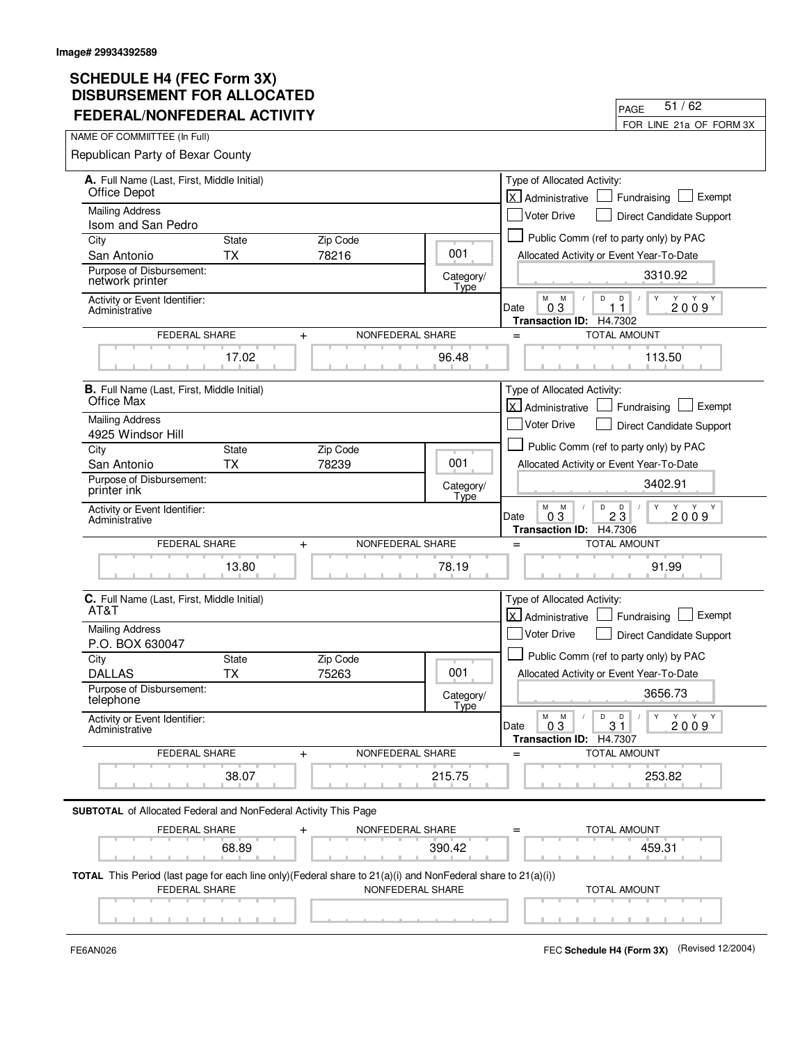Image# 29934392589

# SCHEDULE H4 (FEC Form 3X) DISBURSEMENT FOR ALLOCATED FEDERAL/NONFEDERAL ACTIVITY

PAGE 51 / 62

FOR LINE 21a OF FORM 3X

NAME OF COMMITTEE (In Full)

Republican Party of Bexar County

---

**A.** Full Name (Last, First, Middle Initial): Office Depot

Mailing Address: Isom and San Pedro

City: San Antonio | State: TX | Zip Code: 78216

Category/Type: 001

Purpose of Disbursement: network printer

Activity or Event Identifier: Administrative

Type of Allocated Activity: [X] Administrative [ ] Fundraising [ ] Exempt [ ] Voter Drive [ ] Direct Candidate Support [ ] Public Comm (ref to party only) by PAC

Allocated Activity or Event Year-To-Date: 3310.92

Date: 03 / 11 / 2009

Transaction ID: H4.7302

| FEDERAL SHARE | + | NONFEDERAL SHARE | = | TOTAL AMOUNT |
|---|---|---|---|---|
| 17.02 | | 96.48 | | 113.50 |

---

**B.** Full Name (Last, First, Middle Initial): Office Max

Mailing Address: 4925 Windsor Hill

City: San Antonio | State: TX | Zip Code: 78239

Category/Type: 001

Purpose of Disbursement: printer ink

Activity or Event Identifier: Administrative

Type of Allocated Activity: [X] Administrative [ ] Fundraising [ ] Exempt [ ] Voter Drive [ ] Direct Candidate Support [ ] Public Comm (ref to party only) by PAC

Allocated Activity or Event Year-To-Date: 3402.91

Date: 03 / 23 / 2009

Transaction ID: H4.7306

| FEDERAL SHARE | + | NONFEDERAL SHARE | = | TOTAL AMOUNT |
|---|---|---|---|---|
| 13.80 | | 78.19 | | 91.99 |

---

**C.** Full Name (Last, First, Middle Initial): AT&T

Mailing Address: P.O. BOX 630047

City: DALLAS | State: TX | Zip Code: 75263

Category/Type: 001

Purpose of Disbursement: telephone

Activity or Event Identifier: Administrative

Type of Allocated Activity: [X] Administrative [ ] Fundraising [ ] Exempt [ ] Voter Drive [ ] Direct Candidate Support [ ] Public Comm (ref to party only) by PAC

Allocated Activity or Event Year-To-Date: 3656.73

Date: 03 / 31 / 2009

Transaction ID: H4.7307

| FEDERAL SHARE | + | NONFEDERAL SHARE | = | TOTAL AMOUNT |
|---|---|---|---|---|
| 38.07 | | 215.75 | | 253.82 |

---

**SUBTOTAL** of Allocated Federal and NonFederal Activity This Page

| FEDERAL SHARE | + | NONFEDERAL SHARE | = | TOTAL AMOUNT |
|---|---|---|---|---|
| 68.89 | | 390.42 | | 459.31 |

**TOTAL** This Period (last page for each line only)(Federal share to 21(a)(i) and NonFederal share to 21(a)(i))

| FEDERAL SHARE | NONFEDERAL SHARE | TOTAL AMOUNT |
|---|---|---|
| | | |

FE6AN026

FEC **Schedule H4 (Form 3X)** (Revised 12/2004)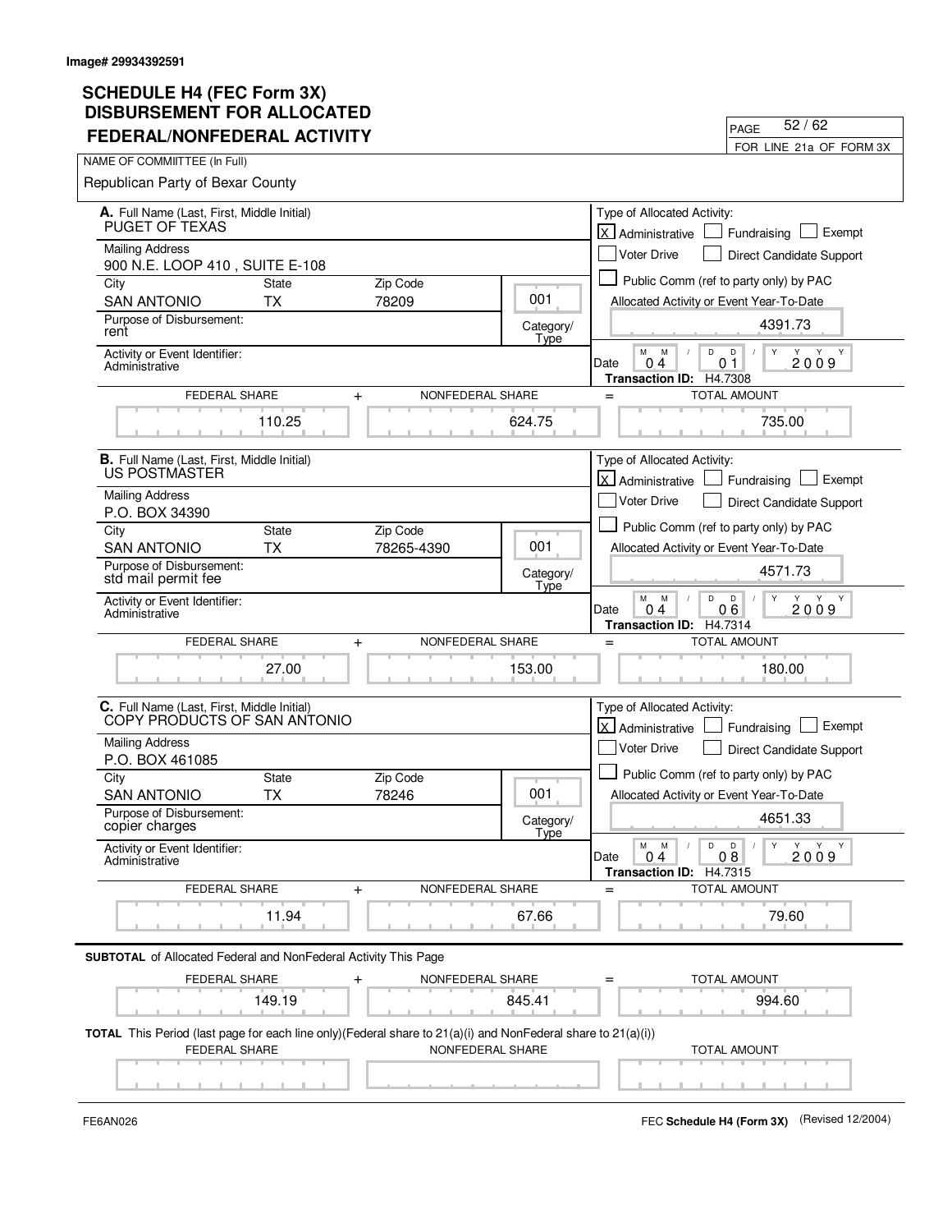Image# 29934392591

# SCHEDULE H4 (FEC Form 3X) DISBURSEMENT FOR ALLOCATED FEDERAL/NONFEDERAL ACTIVITY

PAGE 52 / 62

FOR LINE 21a OF FORM 3X

NAME OF COMMIITTEE (In Full)

Republican Party of Bexar County

---

**A.** Full Name (Last, First, Middle Initial)
PUGET OF TEXAS

Mailing Address
900 N.E. LOOP 410 , SUITE E-108

| City | State | Zip Code |
|---|---|---|
| SAN ANTONIO | TX | 78209 |

Category/Type: 001

Purpose of Disbursement:
rent

Activity or Event Identifier:
Administrative

Type of Allocated Activity:
[X] Administrative [ ] Fundraising [ ] Exempt
[ ] Voter Drive [ ] Direct Candidate Support
[ ] Public Comm (ref to party only) by PAC

Allocated Activity or Event Year-To-Date: 4391.73

Date: 04 / 01 / 2009

**Transaction ID:** H4.7308

| FEDERAL SHARE | + | NONFEDERAL SHARE | = | TOTAL AMOUNT |
|---|---|---|---|---|
| 110.25 | | 624.75 | | 735.00 |

---

**B.** Full Name (Last, First, Middle Initial)
US POSTMASTER

Mailing Address
P.O. BOX 34390

| City | State | Zip Code |
|---|---|---|
| SAN ANTONIO | TX | 78265-4390 |

Category/Type: 001

Purpose of Disbursement:
std mail permit fee

Activity or Event Identifier:
Administrative

Type of Allocated Activity:
[X] Administrative [ ] Fundraising [ ] Exempt
[ ] Voter Drive [ ] Direct Candidate Support
[ ] Public Comm (ref to party only) by PAC

Allocated Activity or Event Year-To-Date: 4571.73

Date: 04 / 06 / 2009

**Transaction ID:** H4.7314

| FEDERAL SHARE | + | NONFEDERAL SHARE | = | TOTAL AMOUNT |
|---|---|---|---|---|
| 27.00 | | 153.00 | | 180.00 |

---

**C.** Full Name (Last, First, Middle Initial)
COPY PRODUCTS OF SAN ANTONIO

Mailing Address
P.O. BOX 461085

| City | State | Zip Code |
|---|---|---|
| SAN ANTONIO | TX | 78246 |

Category/Type: 001

Purpose of Disbursement:
copier charges

Activity or Event Identifier:
Administrative

Type of Allocated Activity:
[X] Administrative [ ] Fundraising [ ] Exempt
[ ] Voter Drive [ ] Direct Candidate Support
[ ] Public Comm (ref to party only) by PAC

Allocated Activity or Event Year-To-Date: 4651.33

Date: 04 / 08 / 2009

**Transaction ID:** H4.7315

| FEDERAL SHARE | + | NONFEDERAL SHARE | = | TOTAL AMOUNT |
|---|---|---|---|---|
| 11.94 | | 67.66 | | 79.60 |

---

**SUBTOTAL** of Allocated Federal and NonFederal Activity This Page

| FEDERAL SHARE | + | NONFEDERAL SHARE | = | TOTAL AMOUNT |
|---|---|---|---|---|
| 149.19 | | 845.41 | | 994.60 |

**TOTAL** This Period (last page for each line only)(Federal share to 21(a)(i) and NonFederal share to 21(a)(i))

| FEDERAL SHARE | NONFEDERAL SHARE | TOTAL AMOUNT |
|---|---|---|
| | | |

FE6AN026

FEC **Schedule H4 (Form 3X)** (Revised 12/2004)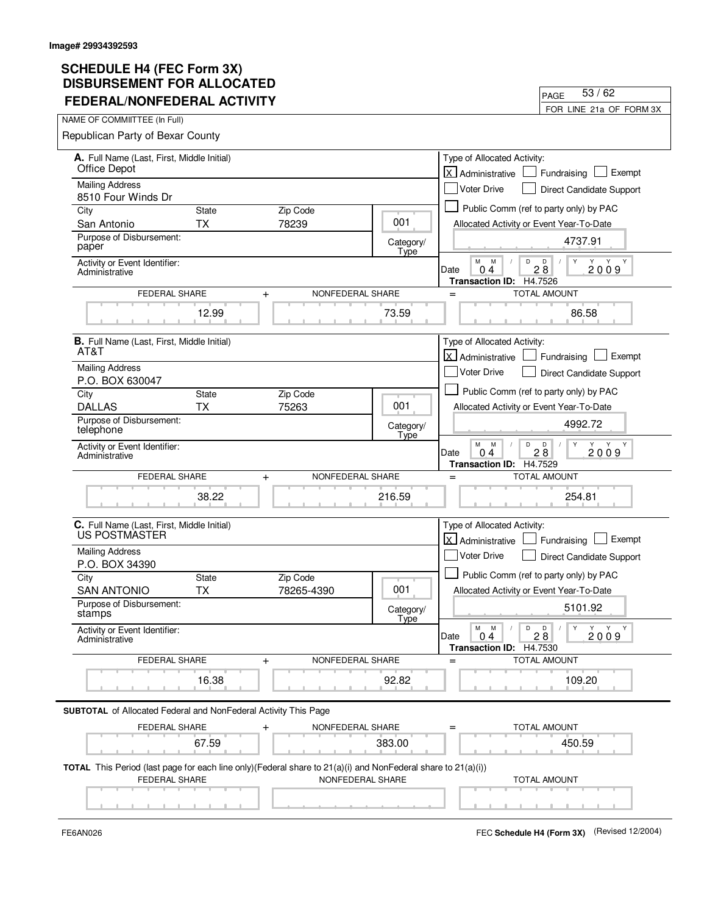Image# 29934392593

# SCHEDULE H4 (FEC Form 3X)
## DISBURSEMENT FOR ALLOCATED FEDERAL/NONFEDERAL ACTIVITY

PAGE 53 / 62

FOR LINE 21a OF FORM 3X

NAME OF COMMIITTEE (In Full)

Republican Party of Bexar County

---

**A.** Full Name (Last, First, Middle Initial): Office Depot

Mailing Address: 8510 Four Winds Dr

City: San Antonio | State: TX | Zip Code: 78239

Category/Type: 001

Purpose of Disbursement: paper

Activity or Event Identifier: Administrative

Type of Allocated Activity: [X] Administrative [ ] Fundraising [ ] Exempt [ ] Voter Drive [ ] Direct Candidate Support [ ] Public Comm (ref to party only) by PAC

Allocated Activity or Event Year-To-Date: 4737.91

Date: 04 / 28 / 2009

Transaction ID: H4.7526

| FEDERAL SHARE | + | NONFEDERAL SHARE | = | TOTAL AMOUNT |
|---|---|---|---|---|
| 12.99 | | 73.59 | | 86.58 |

---

**B.** Full Name (Last, First, Middle Initial): AT&T

Mailing Address: P.O. BOX 630047

City: DALLAS | State: TX | Zip Code: 75263

Category/Type: 001

Purpose of Disbursement: telephone

Activity or Event Identifier: Administrative

Type of Allocated Activity: [X] Administrative [ ] Fundraising [ ] Exempt [ ] Voter Drive [ ] Direct Candidate Support [ ] Public Comm (ref to party only) by PAC

Allocated Activity or Event Year-To-Date: 4992.72

Date: 04 / 28 / 2009

Transaction ID: H4.7529

| FEDERAL SHARE | + | NONFEDERAL SHARE | = | TOTAL AMOUNT |
|---|---|---|---|---|
| 38.22 | | 216.59 | | 254.81 |

---

**C.** Full Name (Last, First, Middle Initial): US POSTMASTER

Mailing Address: P.O. BOX 34390

City: SAN ANTONIO | State: TX | Zip Code: 78265-4390

Category/Type: 001

Purpose of Disbursement: stamps

Activity or Event Identifier: Administrative

Type of Allocated Activity: [X] Administrative [ ] Fundraising [ ] Exempt [ ] Voter Drive [ ] Direct Candidate Support [ ] Public Comm (ref to party only) by PAC

Allocated Activity or Event Year-To-Date: 5101.92

Date: 04 / 28 / 2009

Transaction ID: H4.7530

| FEDERAL SHARE | + | NONFEDERAL SHARE | = | TOTAL AMOUNT |
|---|---|---|---|---|
| 16.38 | | 92.82 | | 109.20 |

---

**SUBTOTAL** of Allocated Federal and NonFederal Activity This Page

| FEDERAL SHARE | + | NONFEDERAL SHARE | = | TOTAL AMOUNT |
|---|---|---|---|---|
| 67.59 | | 383.00 | | 450.59 |

**TOTAL** This Period (last page for each line only)(Federal share to 21(a)(i) and NonFederal share to 21(a)(i))

| FEDERAL SHARE | NONFEDERAL SHARE | TOTAL AMOUNT |
|---|---|---|
| | | |

FE6AN026

FEC **Schedule H4 (Form 3X)** (Revised 12/2004)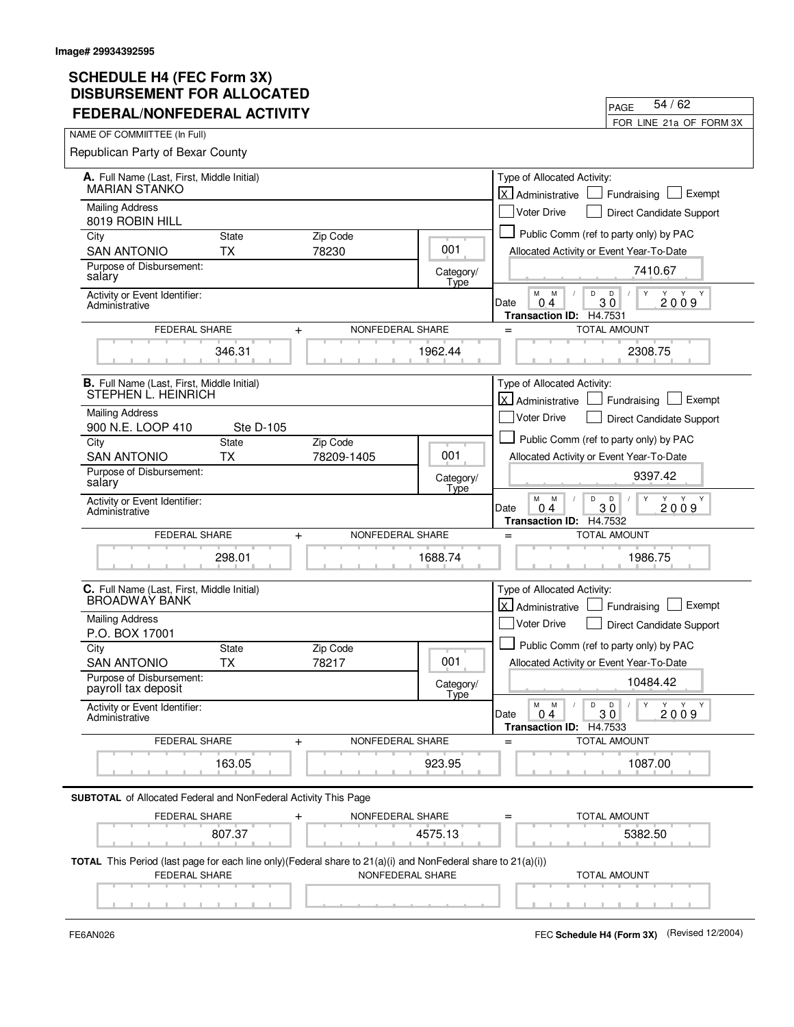Image# 29934392595

# SCHEDULE H4 (FEC Form 3X) DISBURSEMENT FOR ALLOCATED FEDERAL/NONFEDERAL ACTIVITY

PAGE 54 / 62

FOR LINE 21a OF FORM 3X

NAME OF COMMIITTEE (In Full)

Republican Party of Bexar County

## A.

Full Name (Last, First, Middle Initial): MARIAN STANKO

Mailing Address: 8019 ROBIN HILL

| City | State | Zip Code |
|---|---|---|
| SAN ANTONIO | TX | 78230 |

Purpose of Disbursement: salary

Category/Type: 001

Activity or Event Identifier: Administrative

Type of Allocated Activity: [X] Administrative [ ] Fundraising [ ] Exempt [ ] Voter Drive [ ] Direct Candidate Support [ ] Public Comm (ref to party only) by PAC

Allocated Activity or Event Year-To-Date: 7410.67

Date: 04 / 30 / 2009

Transaction ID: H4.7531

| FEDERAL SHARE | + | NONFEDERAL SHARE | = | TOTAL AMOUNT |
|---|---|---|---|---|
| 346.31 | | 1962.44 | | 2308.75 |

## B.

Full Name (Last, First, Middle Initial): STEPHEN L. HEINRICH

Mailing Address: 900 N.E. LOOP 410 Ste D-105

| City | State | Zip Code |
|---|---|---|
| SAN ANTONIO | TX | 78209-1405 |

Purpose of Disbursement: salary

Category/Type: 001

Activity or Event Identifier: Administrative

Type of Allocated Activity: [X] Administrative [ ] Fundraising [ ] Exempt [ ] Voter Drive [ ] Direct Candidate Support [ ] Public Comm (ref to party only) by PAC

Allocated Activity or Event Year-To-Date: 9397.42

Date: 04 / 30 / 2009

Transaction ID: H4.7532

| FEDERAL SHARE | + | NONFEDERAL SHARE | = | TOTAL AMOUNT |
|---|---|---|---|---|
| 298.01 | | 1688.74 | | 1986.75 |

## C.

Full Name (Last, First, Middle Initial): BROADWAY BANK

Mailing Address: P.O. BOX 17001

| City | State | Zip Code |
|---|---|---|
| SAN ANTONIO | TX | 78217 |

Purpose of Disbursement: payroll tax deposit

Category/Type: 001

Activity or Event Identifier: Administrative

Type of Allocated Activity: [X] Administrative [ ] Fundraising [ ] Exempt [ ] Voter Drive [ ] Direct Candidate Support [ ] Public Comm (ref to party only) by PAC

Allocated Activity or Event Year-To-Date: 10484.42

Date: 04 / 30 / 2009

Transaction ID: H4.7533

| FEDERAL SHARE | + | NONFEDERAL SHARE | = | TOTAL AMOUNT |
|---|---|---|---|---|
| 163.05 | | 923.95 | | 1087.00 |

**SUBTOTAL** of Allocated Federal and NonFederal Activity This Page

| FEDERAL SHARE | + | NONFEDERAL SHARE | = | TOTAL AMOUNT |
|---|---|---|---|---|
| 807.37 | | 4575.13 | | 5382.50 |

**TOTAL** This Period (last page for each line only)(Federal share to 21(a)(i) and NonFederal share to 21(a)(i))

| FEDERAL SHARE | NONFEDERAL SHARE | TOTAL AMOUNT |
|---|---|---|
| | | |

FE6AN026

FEC **Schedule H4 (Form 3X)** (Revised 12/2004)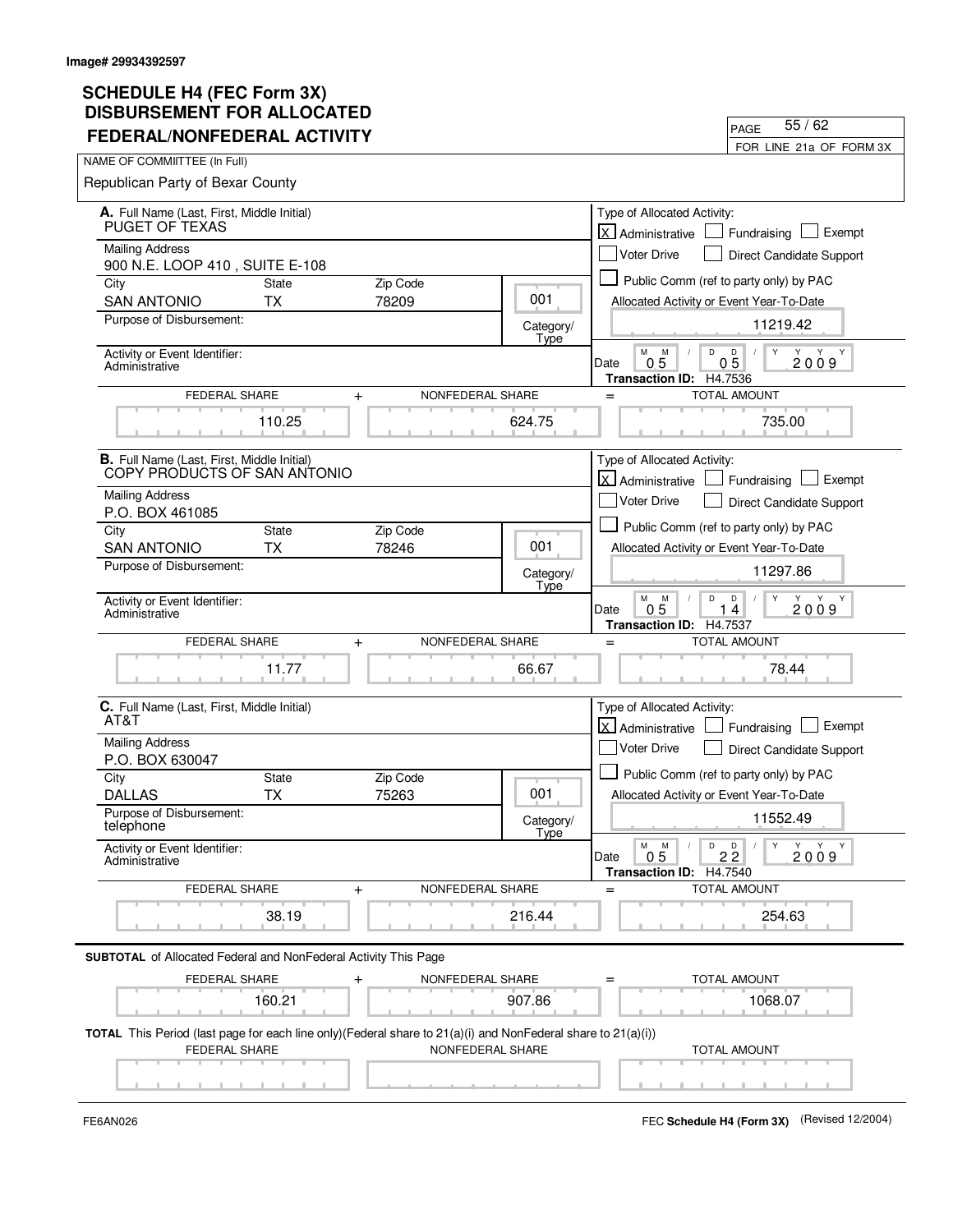Image# 29934392597

# SCHEDULE H4 (FEC Form 3X) DISBURSEMENT FOR ALLOCATED FEDERAL/NONFEDERAL ACTIVITY

PAGE 55 / 62

FOR LINE 21a OF FORM 3X

NAME OF COMMIITTEE (In Full)

Republican Party of Bexar County

---

**A.** Full Name (Last, First, Middle Initial)
PUGET OF TEXAS

Mailing Address
900 N.E. LOOP 410 , SUITE E-108

| City | State | Zip Code |
|---|---|---|
| SAN ANTONIO | TX | 78209 |

Purpose of Disbursement:

Category/Type: 001

Activity or Event Identifier:
Administrative

Type of Allocated Activity:
[X] Administrative [ ] Fundraising [ ] Exempt
[ ] Voter Drive [ ] Direct Candidate Support
[ ] Public Comm (ref to party only) by PAC

Allocated Activity or Event Year-To-Date: 11219.42

Date: 05 / 05 / 2009

**Transaction ID:** H4.7536

| FEDERAL SHARE | + | NONFEDERAL SHARE | = | TOTAL AMOUNT |
|---|---|---|---|---|
| 110.25 | | 624.75 | | 735.00 |

---

**B.** Full Name (Last, First, Middle Initial)
COPY PRODUCTS OF SAN ANTONIO

Mailing Address
P.O. BOX 461085

| City | State | Zip Code |
|---|---|---|
| SAN ANTONIO | TX | 78246 |

Purpose of Disbursement:

Category/Type: 001

Activity or Event Identifier:
Administrative

Type of Allocated Activity:
[X] Administrative [ ] Fundraising [ ] Exempt
[ ] Voter Drive [ ] Direct Candidate Support
[ ] Public Comm (ref to party only) by PAC

Allocated Activity or Event Year-To-Date: 11297.86

Date: 05 / 14 / 2009

**Transaction ID:** H4.7537

| FEDERAL SHARE | + | NONFEDERAL SHARE | = | TOTAL AMOUNT |
|---|---|---|---|---|
| 11.77 | | 66.67 | | 78.44 |

---

**C.** Full Name (Last, First, Middle Initial)
AT&T

Mailing Address
P.O. BOX 630047

| City | State | Zip Code |
|---|---|---|
| DALLAS | TX | 75263 |

Purpose of Disbursement:
telephone

Category/Type: 001

Activity or Event Identifier:
Administrative

Type of Allocated Activity:
[X] Administrative [ ] Fundraising [ ] Exempt
[ ] Voter Drive [ ] Direct Candidate Support
[ ] Public Comm (ref to party only) by PAC

Allocated Activity or Event Year-To-Date: 11552.49

Date: 05 / 22 / 2009

**Transaction ID:** H4.7540

| FEDERAL SHARE | + | NONFEDERAL SHARE | = | TOTAL AMOUNT |
|---|---|---|---|---|
| 38.19 | | 216.44 | | 254.63 |

---

**SUBTOTAL** of Allocated Federal and NonFederal Activity This Page

| FEDERAL SHARE | + | NONFEDERAL SHARE | = | TOTAL AMOUNT |
|---|---|---|---|---|
| 160.21 | | 907.86 | | 1068.07 |

**TOTAL** This Period (last page for each line only)(Federal share to 21(a)(i) and NonFederal share to 21(a)(i))

| FEDERAL SHARE | NONFEDERAL SHARE | TOTAL AMOUNT |
|---|---|---|
| | | |

FE6AN026

FEC **Schedule H4 (Form 3X)** (Revised 12/2004)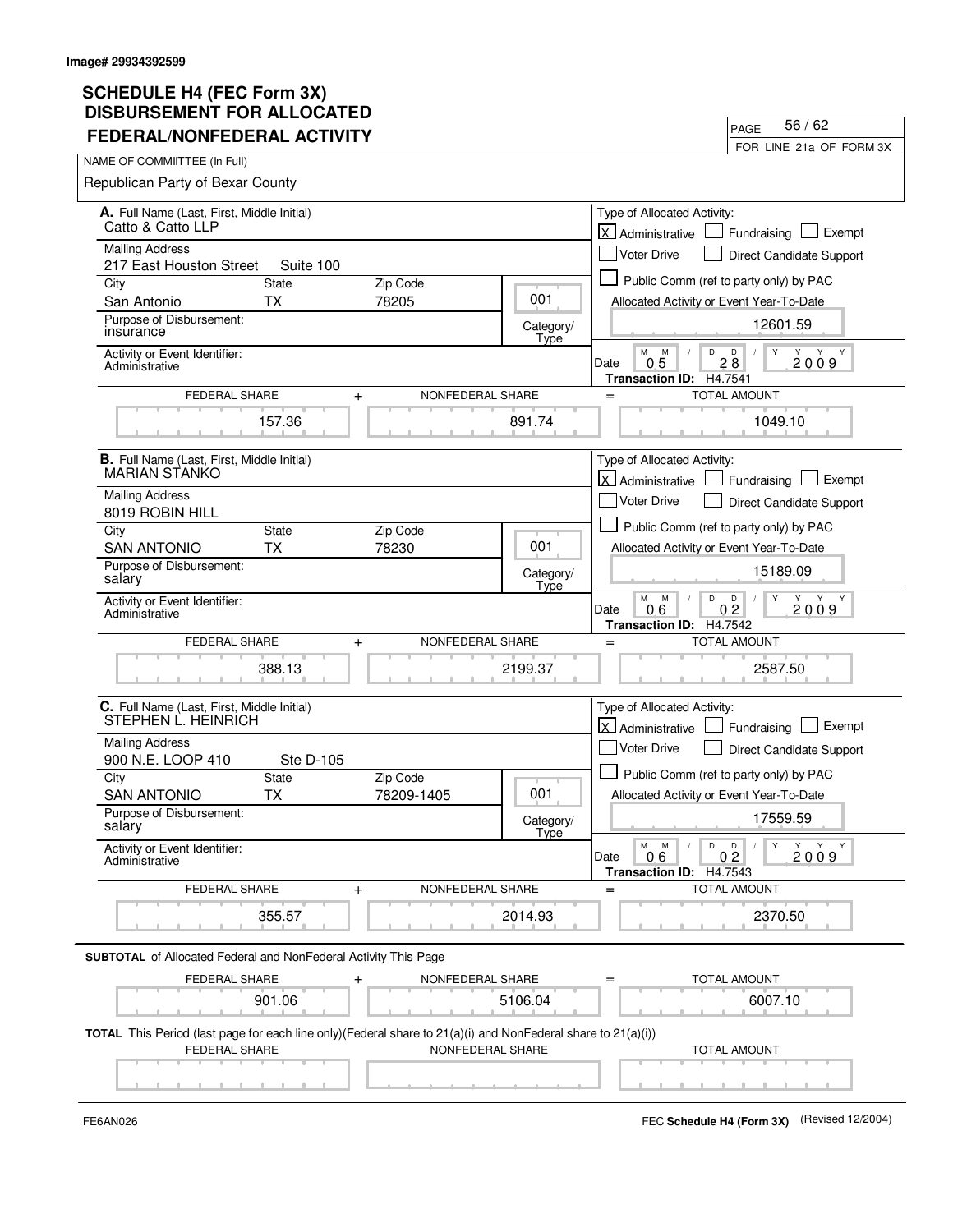Image# 29934392599

# SCHEDULE H4 (FEC Form 3X) DISBURSEMENT FOR ALLOCATED FEDERAL/NONFEDERAL ACTIVITY

PAGE 56 / 62

FOR LINE 21a OF FORM 3X

NAME OF COMMITTEE (In Full)

Republican Party of Bexar County

---

**A.** Full Name (Last, First, Middle Initial)
Catto & Catto LLP

Mailing Address
217 East Houston Street Suite 100

| City | State | Zip Code |
|---|---|---|
| San Antonio | TX | 78205 |

Category/Type: 001

Purpose of Disbursement: insurance

Activity or Event Identifier: Administrative

Type of Allocated Activity: [X] Administrative [ ] Fundraising [ ] Exempt [ ] Voter Drive [ ] Direct Candidate Support [ ] Public Comm (ref to party only) by PAC

Allocated Activity or Event Year-To-Date: 12601.59

Date: 05 / 28 / 2009

Transaction ID: H4.7541

| FEDERAL SHARE | + | NONFEDERAL SHARE | = | TOTAL AMOUNT |
|---|---|---|---|---|
| 157.36 | | 891.74 | | 1049.10 |

---

**B.** Full Name (Last, First, Middle Initial)
MARIAN STANKO

Mailing Address
8019 ROBIN HILL

| City | State | Zip Code |
|---|---|---|
| SAN ANTONIO | TX | 78230 |

Category/Type: 001

Purpose of Disbursement: salary

Activity or Event Identifier: Administrative

Type of Allocated Activity: [X] Administrative [ ] Fundraising [ ] Exempt [ ] Voter Drive [ ] Direct Candidate Support [ ] Public Comm (ref to party only) by PAC

Allocated Activity or Event Year-To-Date: 15189.09

Date: 06 / 02 / 2009

Transaction ID: H4.7542

| FEDERAL SHARE | + | NONFEDERAL SHARE | = | TOTAL AMOUNT |
|---|---|---|---|---|
| 388.13 | | 2199.37 | | 2587.50 |

---

**C.** Full Name (Last, First, Middle Initial)
STEPHEN L. HEINRICH

Mailing Address
900 N.E. LOOP 410 Ste D-105

| City | State | Zip Code |
|---|---|---|
| SAN ANTONIO | TX | 78209-1405 |

Category/Type: 001

Purpose of Disbursement: salary

Activity or Event Identifier: Administrative

Type of Allocated Activity: [X] Administrative [ ] Fundraising [ ] Exempt [ ] Voter Drive [ ] Direct Candidate Support [ ] Public Comm (ref to party only) by PAC

Allocated Activity or Event Year-To-Date: 17559.59

Date: 06 / 02 / 2009

Transaction ID: H4.7543

| FEDERAL SHARE | + | NONFEDERAL SHARE | = | TOTAL AMOUNT |
|---|---|---|---|---|
| 355.57 | | 2014.93 | | 2370.50 |

---

**SUBTOTAL** of Allocated Federal and NonFederal Activity This Page

| FEDERAL SHARE | + | NONFEDERAL SHARE | = | TOTAL AMOUNT |
|---|---|---|---|---|
| 901.06 | | 5106.04 | | 6007.10 |

**TOTAL** This Period (last page for each line only)(Federal share to 21(a)(i) and NonFederal share to 21(a)(i))

| FEDERAL SHARE | NONFEDERAL SHARE | TOTAL AMOUNT |
|---|---|---|
| | | |

FE6AN026

FEC **Schedule H4 (Form 3X)** (Revised 12/2004)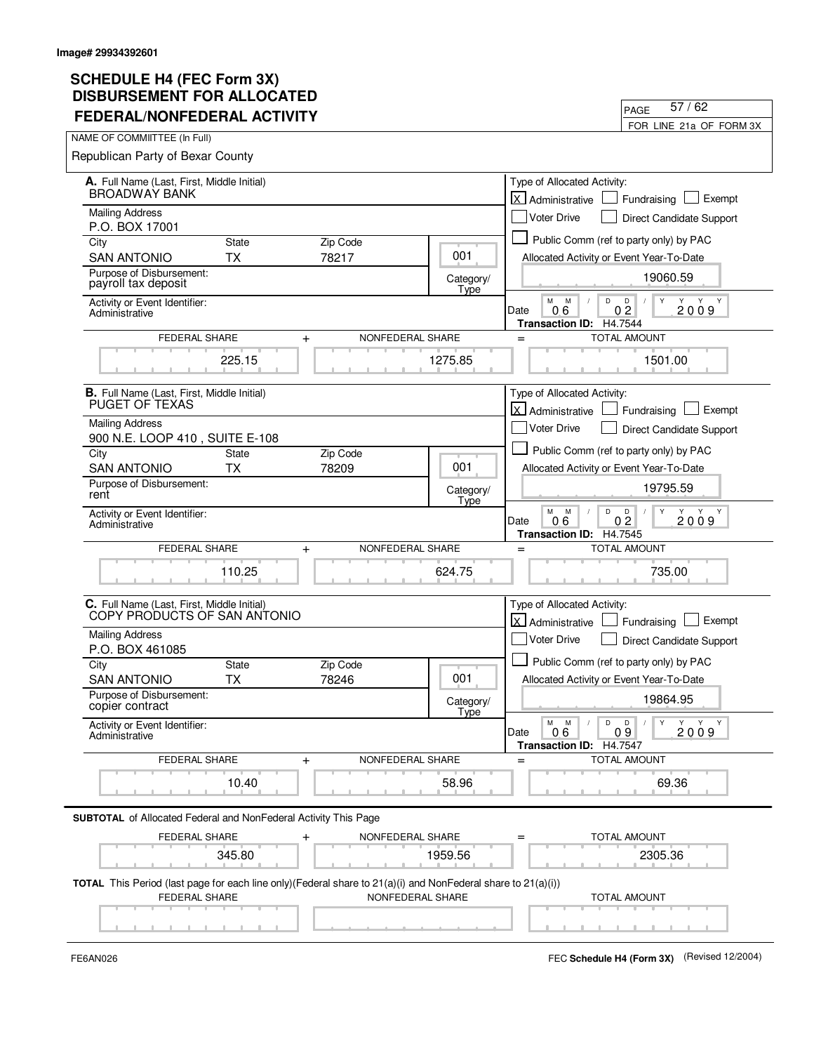Image# 29934392601

# SCHEDULE H4 (FEC Form 3X) DISBURSEMENT FOR ALLOCATED FEDERAL/NONFEDERAL ACTIVITY

PAGE 57 / 62

FOR LINE 21a OF FORM 3X

NAME OF COMMIITTEE (In Full)

Republican Party of Bexar County

---

**A.** Full Name (Last, First, Middle Initial)
BROADWAY BANK

Mailing Address
P.O. BOX 17001

| City | State | Zip Code |
|---|---|---|
| SAN ANTONIO | TX | 78217 |

Purpose of Disbursement: payroll tax deposit

Category/Type: 001

Activity or Event Identifier: Administrative

Type of Allocated Activity: [X] Administrative [ ] Fundraising [ ] Exempt [ ] Voter Drive [ ] Direct Candidate Support [ ] Public Comm (ref to party only) by PAC

Allocated Activity or Event Year-To-Date: 19060.59

Date: 06 / 02 / 2009

**Transaction ID:** H4.7544

| FEDERAL SHARE | + | NONFEDERAL SHARE | = | TOTAL AMOUNT |
|---|---|---|---|---|
| 225.15 | | 1275.85 | | 1501.00 |

---

**B.** Full Name (Last, First, Middle Initial)
PUGET OF TEXAS

Mailing Address
900 N.E. LOOP 410 , SUITE E-108

| City | State | Zip Code |
|---|---|---|
| SAN ANTONIO | TX | 78209 |

Purpose of Disbursement: rent

Category/Type: 001

Activity or Event Identifier: Administrative

Type of Allocated Activity: [X] Administrative [ ] Fundraising [ ] Exempt [ ] Voter Drive [ ] Direct Candidate Support [ ] Public Comm (ref to party only) by PAC

Allocated Activity or Event Year-To-Date: 19795.59

Date: 06 / 02 / 2009

**Transaction ID:** H4.7545

| FEDERAL SHARE | + | NONFEDERAL SHARE | = | TOTAL AMOUNT |
|---|---|---|---|---|
| 110.25 | | 624.75 | | 735.00 |

---

**C.** Full Name (Last, First, Middle Initial)
COPY PRODUCTS OF SAN ANTONIO

Mailing Address
P.O. BOX 461085

| City | State | Zip Code |
|---|---|---|
| SAN ANTONIO | TX | 78246 |

Purpose of Disbursement: copier contract

Category/Type: 001

Activity or Event Identifier: Administrative

Type of Allocated Activity: [X] Administrative [ ] Fundraising [ ] Exempt [ ] Voter Drive [ ] Direct Candidate Support [ ] Public Comm (ref to party only) by PAC

Allocated Activity or Event Year-To-Date: 19864.95

Date: 06 / 09 / 2009

**Transaction ID:** H4.7547

| FEDERAL SHARE | + | NONFEDERAL SHARE | = | TOTAL AMOUNT |
|---|---|---|---|---|
| 10.40 | | 58.96 | | 69.36 |

---

**SUBTOTAL** of Allocated Federal and NonFederal Activity This Page

| FEDERAL SHARE | + | NONFEDERAL SHARE | = | TOTAL AMOUNT |
|---|---|---|---|---|
| 345.80 | | 1959.56 | | 2305.36 |

**TOTAL** This Period (last page for each line only)(Federal share to 21(a)(i) and NonFederal share to 21(a)(i))

| FEDERAL SHARE | NONFEDERAL SHARE | TOTAL AMOUNT |
|---|---|---|
| | | |

FE6AN026

FEC **Schedule H4 (Form 3X)** (Revised 12/2004)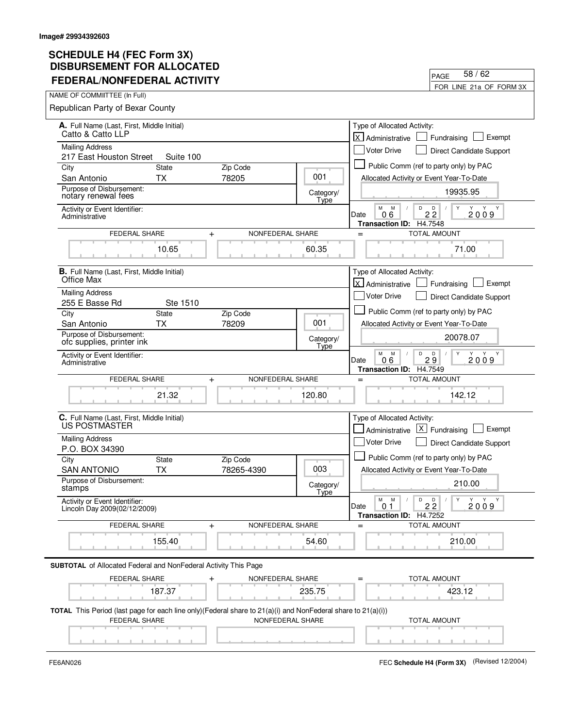Image# 29934392603

# SCHEDULE H4 (FEC Form 3X)
## DISBURSEMENT FOR ALLOCATED FEDERAL/NONFEDERAL ACTIVITY

PAGE 58 / 62

FOR LINE 21a OF FORM 3X

NAME OF COMMIITTEE (In Full)

Republican Party of Bexar County

---

**A.** Full Name (Last, First, Middle Initial)
Catto & Catto LLP

Mailing Address
217 East Houston Street Suite 100

| City | State | Zip Code |
|---|---|---|
| San Antonio | TX | 78205 |

Category/Type: 001

Purpose of Disbursement:
notary renewal fees

Activity or Event Identifier:
Administrative

Type of Allocated Activity:
[X] Administrative [ ] Fundraising [ ] Exempt
[ ] Voter Drive [ ] Direct Candidate Support
[ ] Public Comm (ref to party only) by PAC

Allocated Activity or Event Year-To-Date: 19935.95

Date: 06 / 22 / 2009
**Transaction ID:** H4.7548

| FEDERAL SHARE | + | NONFEDERAL SHARE | = | TOTAL AMOUNT |
|---|---|---|---|---|
| 10.65 | | 60.35 | | 71.00 |

---

**B.** Full Name (Last, First, Middle Initial)
Office Max

Mailing Address
255 E Basse Rd Ste 1510

| City | State | Zip Code |
|---|---|---|
| San Antonio | TX | 78209 |

Category/Type: 001

Purpose of Disbursement:
ofc supplies, printer ink

Activity or Event Identifier:
Administrative

Type of Allocated Activity:
[X] Administrative [ ] Fundraising [ ] Exempt
[ ] Voter Drive [ ] Direct Candidate Support
[ ] Public Comm (ref to party only) by PAC

Allocated Activity or Event Year-To-Date: 20078.07

Date: 06 / 29 / 2009
**Transaction ID:** H4.7549

| FEDERAL SHARE | + | NONFEDERAL SHARE | = | TOTAL AMOUNT |
|---|---|---|---|---|
| 21.32 | | 120.80 | | 142.12 |

---

**C.** Full Name (Last, First, Middle Initial)
US POSTMASTER

Mailing Address
P.O. BOX 34390

| City | State | Zip Code |
|---|---|---|
| SAN ANTONIO | TX | 78265-4390 |

Category/Type: 003

Purpose of Disbursement:
stamps

Activity or Event Identifier:
Lincoln Day 2009(02/12/2009)

Type of Allocated Activity:
[ ] Administrative [X] Fundraising [ ] Exempt
[ ] Voter Drive [ ] Direct Candidate Support
[ ] Public Comm (ref to party only) by PAC

Allocated Activity or Event Year-To-Date: 210.00

Date: 01 / 22 / 2009
**Transaction ID:** H4.7252

| FEDERAL SHARE | + | NONFEDERAL SHARE | = | TOTAL AMOUNT |
|---|---|---|---|---|
| 155.40 | | 54.60 | | 210.00 |

---

**SUBTOTAL** of Allocated Federal and NonFederal Activity This Page

| FEDERAL SHARE | + | NONFEDERAL SHARE | = | TOTAL AMOUNT |
|---|---|---|---|---|
| 187.37 | | 235.75 | | 423.12 |

**TOTAL** This Period (last page for each line only)(Federal share to 21(a)(i) and NonFederal share to 21(a)(i))

| FEDERAL SHARE | NONFEDERAL SHARE | TOTAL AMOUNT |
|---|---|---|
| | | |

FE6AN026

FEC **Schedule H4 (Form 3X)** (Revised 12/2004)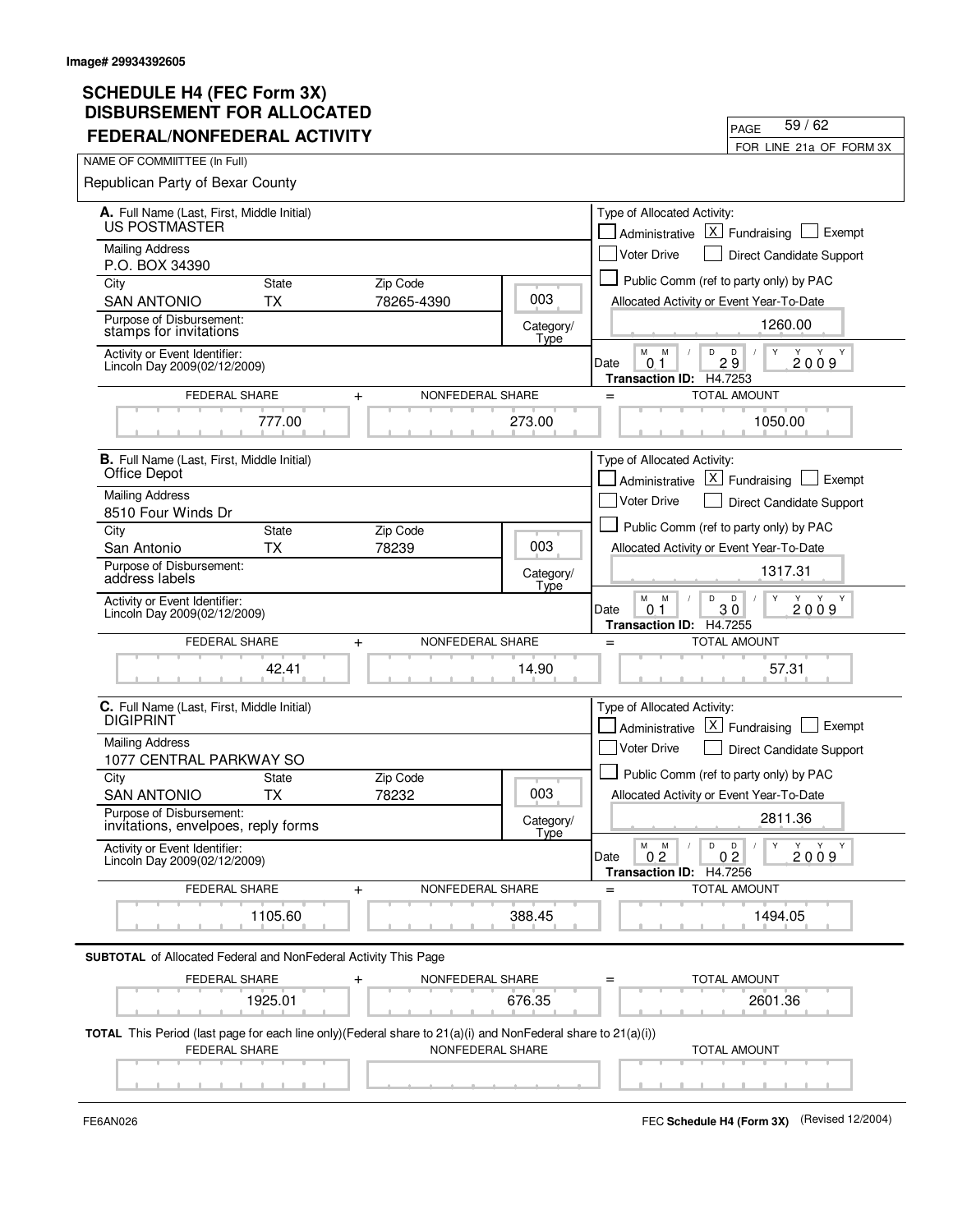**Image# 29934392605**

# SCHEDULE H4 (FEC Form 3X) DISBURSEMENT FOR ALLOCATED FEDERAL/NONFEDERAL ACTIVITY

PAGE 59 / 62

FOR LINE 21a OF FORM 3X

NAME OF COMMIITTEE (In Full)

Republican Party of Bexar County

---

**A.** Full Name (Last, First, Middle Initial)
US POSTMASTER

Mailing Address
P.O. BOX 34390

| City | State | Zip Code |
|---|---|---|
| SAN ANTONIO | TX | 78265-4390 |

Category/Type: 003

Purpose of Disbursement:
stamps for invitations

Activity or Event Identifier:
Lincoln Day 2009(02/12/2009)

Type of Allocated Activity:
[ ] Administrative [X] Fundraising [ ] Exempt
[ ] Voter Drive [ ] Direct Candidate Support
[ ] Public Comm (ref to party only) by PAC

Allocated Activity or Event Year-To-Date: 1260.00

Date: 01/29/2009
**Transaction ID:** H4.7253

| FEDERAL SHARE | + | NONFEDERAL SHARE | = | TOTAL AMOUNT |
|---|---|---|---|---|
| 777.00 | | 273.00 | | 1050.00 |

---

**B.** Full Name (Last, First, Middle Initial)
Office Depot

Mailing Address
8510 Four Winds Dr

| City | State | Zip Code |
|---|---|---|
| San Antonio | TX | 78239 |

Category/Type: 003

Purpose of Disbursement:
address labels

Activity or Event Identifier:
Lincoln Day 2009(02/12/2009)

Type of Allocated Activity:
[ ] Administrative [X] Fundraising [ ] Exempt
[ ] Voter Drive [ ] Direct Candidate Support
[ ] Public Comm (ref to party only) by PAC

Allocated Activity or Event Year-To-Date: 1317.31

Date: 01/30/2009
**Transaction ID:** H4.7255

| FEDERAL SHARE | + | NONFEDERAL SHARE | = | TOTAL AMOUNT |
|---|---|---|---|---|
| 42.41 | | 14.90 | | 57.31 |

---

**C.** Full Name (Last, First, Middle Initial)
DIGIPRINT

Mailing Address
1077 CENTRAL PARKWAY SO

| City | State | Zip Code |
|---|---|---|
| SAN ANTONIO | TX | 78232 |

Category/Type: 003

Purpose of Disbursement:
invitations, envelpoes, reply forms

Activity or Event Identifier:
Lincoln Day 2009(02/12/2009)

Type of Allocated Activity:
[ ] Administrative [X] Fundraising [ ] Exempt
[ ] Voter Drive [ ] Direct Candidate Support
[ ] Public Comm (ref to party only) by PAC

Allocated Activity or Event Year-To-Date: 2811.36

Date: 02/02/2009
**Transaction ID:** H4.7256

| FEDERAL SHARE | + | NONFEDERAL SHARE | = | TOTAL AMOUNT |
|---|---|---|---|---|
| 1105.60 | | 388.45 | | 1494.05 |

---

**SUBTOTAL** of Allocated Federal and NonFederal Activity This Page

| FEDERAL SHARE | + | NONFEDERAL SHARE | = | TOTAL AMOUNT |
|---|---|---|---|---|
| 1925.01 | | 676.35 | | 2601.36 |

**TOTAL** This Period (last page for each line only)(Federal share to 21(a)(i) and NonFederal share to 21(a)(i))

| FEDERAL SHARE | NONFEDERAL SHARE | TOTAL AMOUNT |
|---|---|---|
| | | |

FE6AN026

FEC **Schedule H4 (Form 3X)** (Revised 12/2004)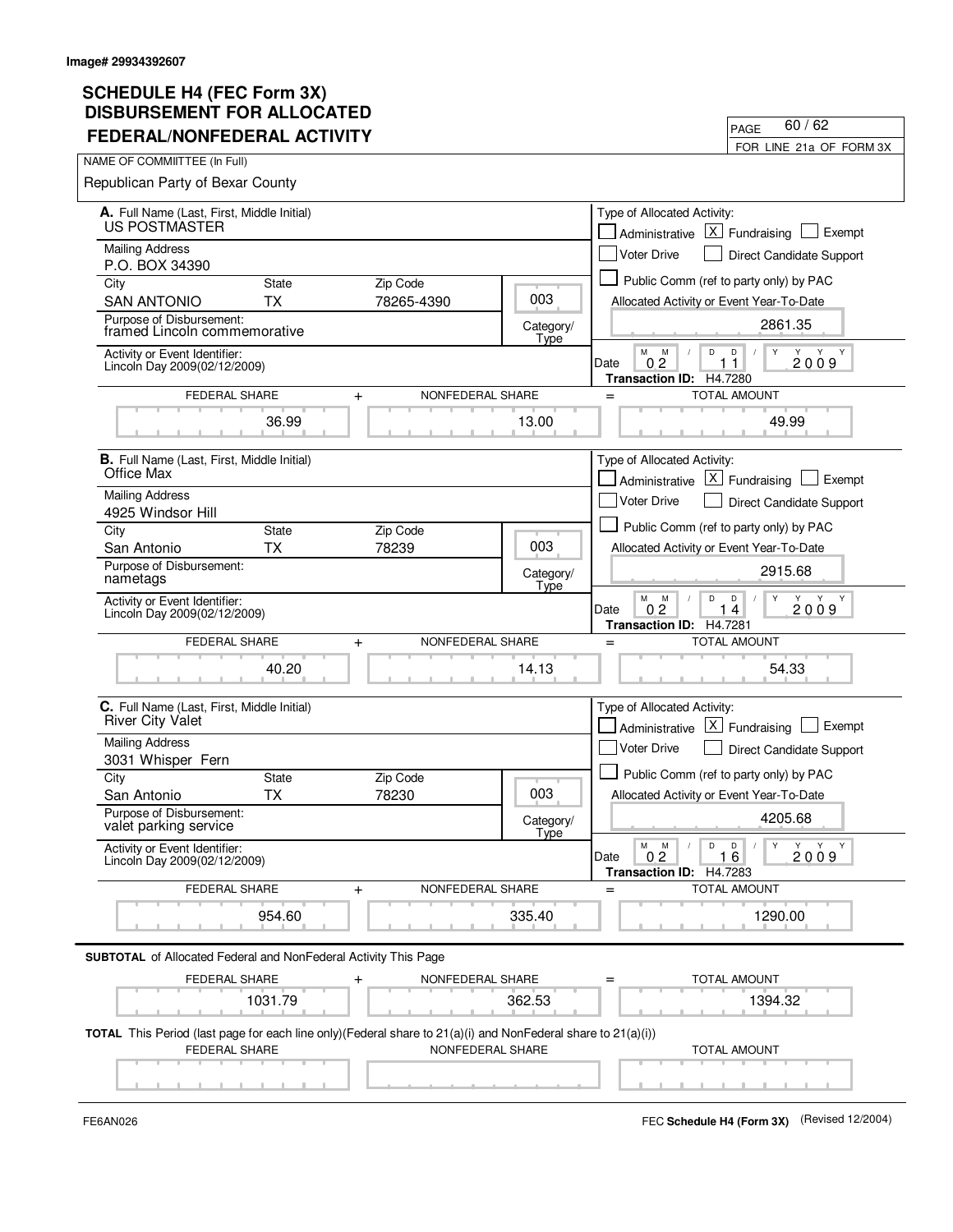Image# 29934392607

# SCHEDULE H4 (FEC Form 3X) DISBURSEMENT FOR ALLOCATED FEDERAL/NONFEDERAL ACTIVITY

PAGE 60 / 62

FOR LINE 21a OF FORM 3X

NAME OF COMMIITTEE (In Full)

Republican Party of Bexar County

---

**A.** Full Name (Last, First, Middle Initial)
US POSTMASTER

Mailing Address
P.O. BOX 34390

| City | State | Zip Code |
|---|---|---|
| SAN ANTONIO | TX | 78265-4390 |

Category/Type: 003

Purpose of Disbursement:
framed Lincoln commemorative

Activity or Event Identifier:
Lincoln Day 2009(02/12/2009)

Type of Allocated Activity:
- [ ] Administrative
- [X] Fundraising
- [ ] Exempt
- [ ] Voter Drive
- [ ] Direct Candidate Support
- [ ] Public Comm (ref to party only) by PAC

Allocated Activity or Event Year-To-Date: 2861.35

Date: 02 / 11 / 2009

Transaction ID: H4.7280

| FEDERAL SHARE | + | NONFEDERAL SHARE | = | TOTAL AMOUNT |
|---|---|---|---|---|
| 36.99 | | 13.00 | | 49.99 |

---

**B.** Full Name (Last, First, Middle Initial)
Office Max

Mailing Address
4925 Windsor Hill

| City | State | Zip Code |
|---|---|---|
| San Antonio | TX | 78239 |

Category/Type: 003

Purpose of Disbursement:
nametags

Activity or Event Identifier:
Lincoln Day 2009(02/12/2009)

Type of Allocated Activity:
- [ ] Administrative
- [X] Fundraising
- [ ] Exempt
- [ ] Voter Drive
- [ ] Direct Candidate Support
- [ ] Public Comm (ref to party only) by PAC

Allocated Activity or Event Year-To-Date: 2915.68

Date: 02 / 14 / 2009

Transaction ID: H4.7281

| FEDERAL SHARE | + | NONFEDERAL SHARE | = | TOTAL AMOUNT |
|---|---|---|---|---|
| 40.20 | | 14.13 | | 54.33 |

---

**C.** Full Name (Last, First, Middle Initial)
River City Valet

Mailing Address
3031 Whisper Fern

| City | State | Zip Code |
|---|---|---|
| San Antonio | TX | 78230 |

Category/Type: 003

Purpose of Disbursement:
valet parking service

Activity or Event Identifier:
Lincoln Day 2009(02/12/2009)

Type of Allocated Activity:
- [ ] Administrative
- [X] Fundraising
- [ ] Exempt
- [ ] Voter Drive
- [ ] Direct Candidate Support
- [ ] Public Comm (ref to party only) by PAC

Allocated Activity or Event Year-To-Date: 4205.68

Date: 02 / 16 / 2009

Transaction ID: H4.7283

| FEDERAL SHARE | + | NONFEDERAL SHARE | = | TOTAL AMOUNT |
|---|---|---|---|---|
| 954.60 | | 335.40 | | 1290.00 |

---

**SUBTOTAL** of Allocated Federal and NonFederal Activity This Page

| FEDERAL SHARE | + | NONFEDERAL SHARE | = | TOTAL AMOUNT |
|---|---|---|---|---|
| 1031.79 | | 362.53 | | 1394.32 |

**TOTAL** This Period (last page for each line only)(Federal share to 21(a)(i) and NonFederal share to 21(a)(i))

| FEDERAL SHARE | NONFEDERAL SHARE | TOTAL AMOUNT |
|---|---|---|
| | | |

FE6AN026

FEC **Schedule H4 (Form 3X)** (Revised 12/2004)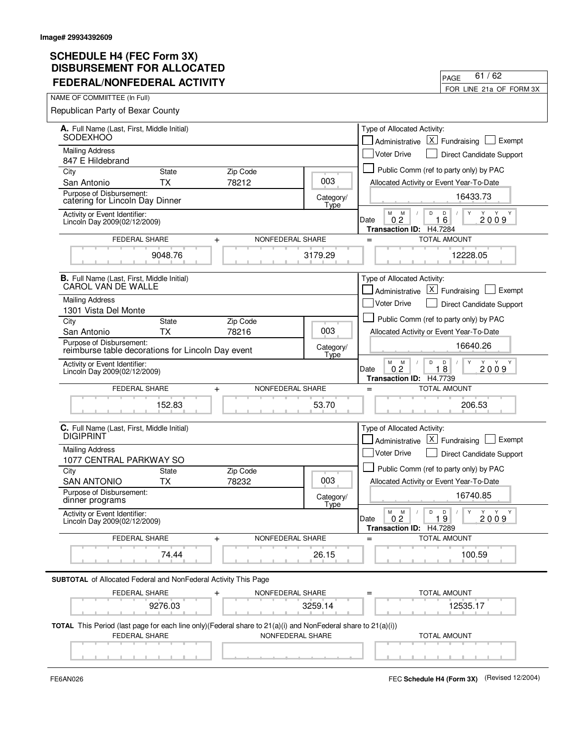Image# 29934392609

# SCHEDULE H4 (FEC Form 3X) DISBURSEMENT FOR ALLOCATED FEDERAL/NONFEDERAL ACTIVITY

PAGE 61 / 62

FOR LINE 21a OF FORM 3X

NAME OF COMMIITTEE (In Full)

Republican Party of Bexar County

## A.

Full Name (Last, First, Middle Initial): SODEXHOO

Mailing Address: 847 E Hildebrand

City: San Antonio | State: TX | Zip Code: 78212

Purpose of Disbursement: catering for Lincoln Day Dinner

Category/Type: 003

Activity or Event Identifier: Lincoln Day 2009(02/12/2009)

Type of Allocated Activity: [ ] Administrative [X] Fundraising [ ] Exempt [ ] Voter Drive [ ] Direct Candidate Support [ ] Public Comm (ref to party only) by PAC

Allocated Activity or Event Year-To-Date: 16433.73

Date: 02/16/2009

Transaction ID: H4.7284

| FEDERAL SHARE | NONFEDERAL SHARE | TOTAL AMOUNT |
|---|---|---|
| 9048.76 | 3179.29 | 12228.05 |

## B.

Full Name (Last, First, Middle Initial): CAROL VAN DE WALLE

Mailing Address: 1301 Vista Del Monte

City: San Antonio | State: TX | Zip Code: 78216

Purpose of Disbursement: reimburse table decorations for Lincoln Day event

Category/Type: 003

Activity or Event Identifier: Lincoln Day 2009(02/12/2009)

Type of Allocated Activity: [ ] Administrative [X] Fundraising [ ] Exempt [ ] Voter Drive [ ] Direct Candidate Support [ ] Public Comm (ref to party only) by PAC

Allocated Activity or Event Year-To-Date: 16640.26

Date: 02/18/2009

Transaction ID: H4.7739

| FEDERAL SHARE | NONFEDERAL SHARE | TOTAL AMOUNT |
|---|---|---|
| 152.83 | 53.70 | 206.53 |

## C.

Full Name (Last, First, Middle Initial): DIGIPRINT

Mailing Address: 1077 CENTRAL PARKWAY SO

City: SAN ANTONIO | State: TX | Zip Code: 78232

Purpose of Disbursement: dinner programs

Category/Type: 003

Activity or Event Identifier: Lincoln Day 2009(02/12/2009)

Type of Allocated Activity: [ ] Administrative [X] Fundraising [ ] Exempt [ ] Voter Drive [ ] Direct Candidate Support [ ] Public Comm (ref to party only) by PAC

Allocated Activity or Event Year-To-Date: 16740.85

Date: 02/19/2009

Transaction ID: H4.7289

| FEDERAL SHARE | NONFEDERAL SHARE | TOTAL AMOUNT |
|---|---|---|
| 74.44 | 26.15 | 100.59 |

**SUBTOTAL** of Allocated Federal and NonFederal Activity This Page

| FEDERAL SHARE | NONFEDERAL SHARE | TOTAL AMOUNT |
|---|---|---|
| 9276.03 | 3259.14 | 12535.17 |

**TOTAL** This Period (last page for each line only)(Federal share to 21(a)(i) and NonFederal share to 21(a)(i))

| FEDERAL SHARE | NONFEDERAL SHARE | TOTAL AMOUNT |
|---|---|---|
| | | |

FE6AN026

FEC **Schedule H4 (Form 3X)** (Revised 12/2004)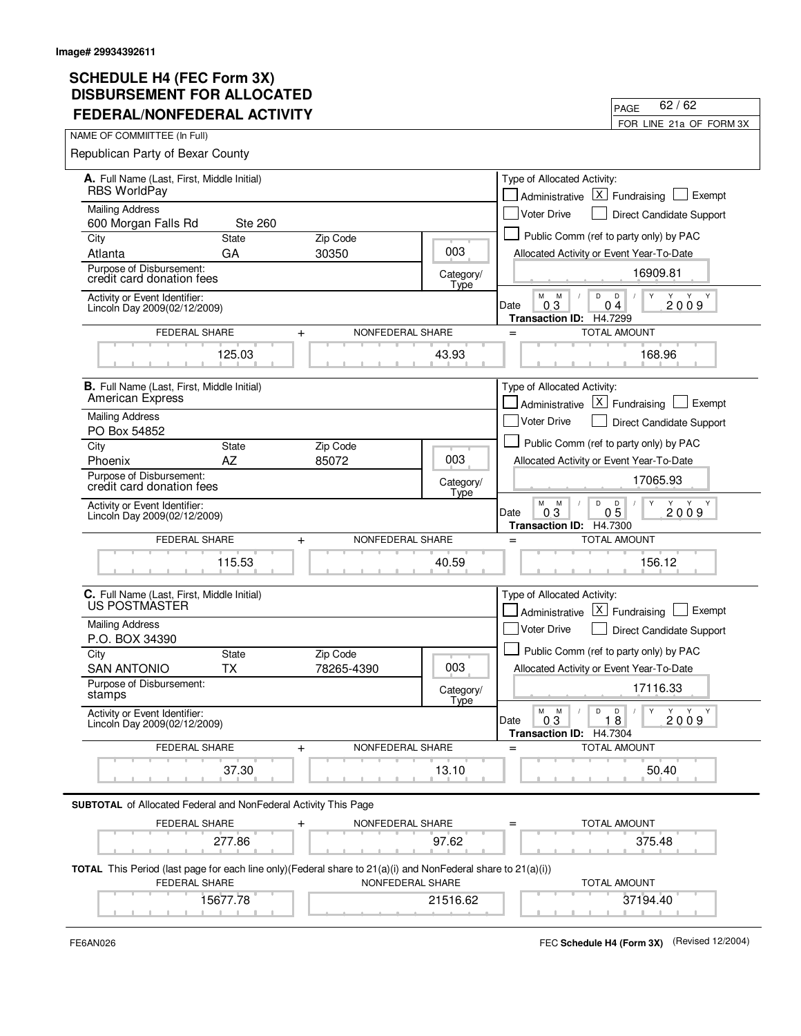Image# 29934392611

# SCHEDULE H4 (FEC Form 3X)
## DISBURSEMENT FOR ALLOCATED FEDERAL/NONFEDERAL ACTIVITY

FOR LINE 21a OF FORM 3X

NAME OF COMMIITTEE (In Full)

Republican Party of Bexar County

---

**A.** Full Name (Last, First, Middle Initial)
RBS WorldPay

Mailing Address
600 Morgan Falls Rd Ste 260

City: Atlanta | State: GA | Zip Code: 30350

Purpose of Disbursement: credit card donation fees

Category/Type: 003

Activity or Event Identifier: Lincoln Day 2009(02/12/2009)

Type of Allocated Activity: [ ] Administrative [X] Fundraising [ ] Exempt [ ] Voter Drive [ ] Direct Candidate Support [ ] Public Comm (ref to party only) by PAC

Allocated Activity or Event Year-To-Date: 16909.81

Date: 03/04/2009

Transaction ID: H4.7299

| FEDERAL SHARE | NONFEDERAL SHARE | TOTAL AMOUNT |
|---|---|---|
| 125.03 | 43.93 | 168.96 |

---

**B.** Full Name (Last, First, Middle Initial)
American Express

Mailing Address
PO Box 54852

City: Phoenix | State: AZ | Zip Code: 85072

Purpose of Disbursement: credit card donation fees

Category/Type: 003

Activity or Event Identifier: Lincoln Day 2009(02/12/2009)

Type of Allocated Activity: [ ] Administrative [X] Fundraising [ ] Exempt [ ] Voter Drive [ ] Direct Candidate Support [ ] Public Comm (ref to party only) by PAC

Allocated Activity or Event Year-To-Date: 17065.93

Date: 03/05/2009

Transaction ID: H4.7300

| FEDERAL SHARE | NONFEDERAL SHARE | TOTAL AMOUNT |
|---|---|---|
| 115.53 | 40.59 | 156.12 |

---

**C.** Full Name (Last, First, Middle Initial)
US POSTMASTER

Mailing Address
P.O. BOX 34390

City: SAN ANTONIO | State: TX | Zip Code: 78265-4390

Purpose of Disbursement: stamps

Category/Type: 003

Activity or Event Identifier: Lincoln Day 2009(02/12/2009)

Type of Allocated Activity: [ ] Administrative [X] Fundraising [ ] Exempt [ ] Voter Drive [ ] Direct Candidate Support [ ] Public Comm (ref to party only) by PAC

Allocated Activity or Event Year-To-Date: 17116.33

Date: 03/18/2009

Transaction ID: H4.7304

| FEDERAL SHARE | NONFEDERAL SHARE | TOTAL AMOUNT |
|---|---|---|
| 37.30 | 13.10 | 50.40 |

---

**SUBTOTAL** of Allocated Federal and NonFederal Activity This Page

| FEDERAL SHARE | NONFEDERAL SHARE | TOTAL AMOUNT |
|---|---|---|
| 277.86 | 97.62 | 375.48 |

**TOTAL** This Period (last page for each line only)(Federal share to 21(a)(i) and NonFederal share to 21(a)(i))

| FEDERAL SHARE | NONFEDERAL SHARE | TOTAL AMOUNT |
|---|---|---|
| 15677.78 | 21516.62 | 37194.40 |

FE6AN026

FEC **Schedule H4 (Form 3X)** (Revised 12/2004)